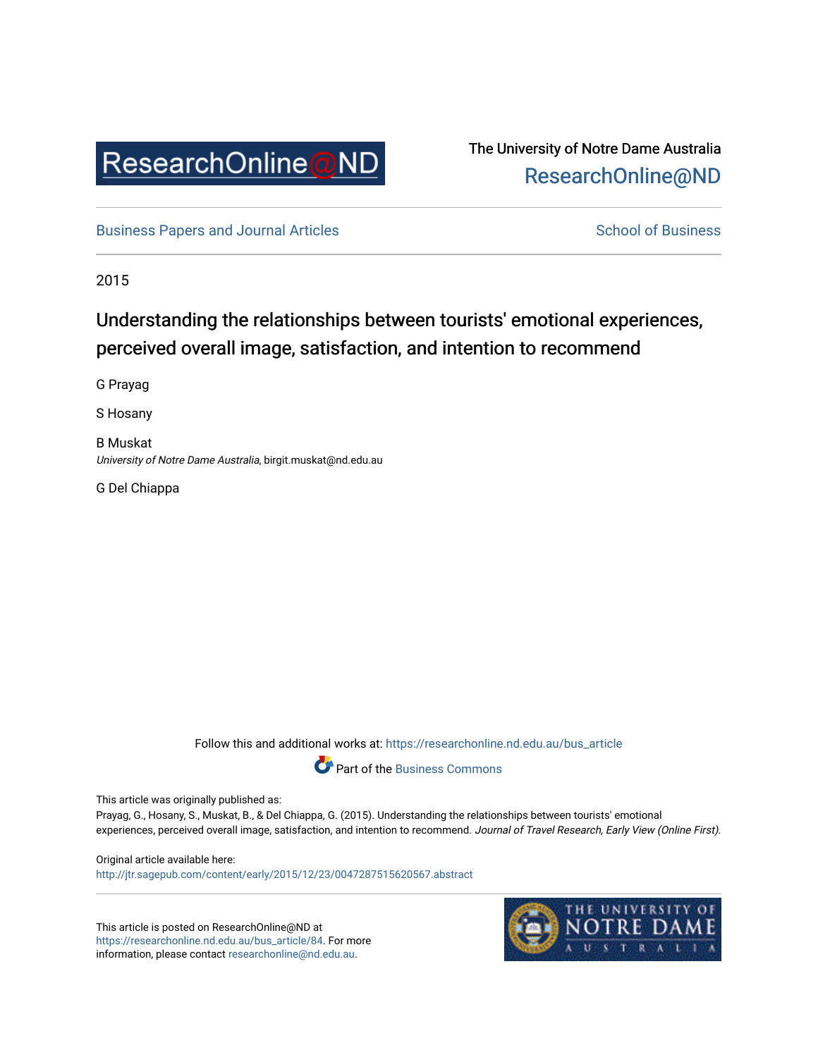ResearchOnline@ND

The University of Notre Dame Australia
ResearchOnline@ND

Business Papers and Journal Articles | School of Business

2015

# Understanding the relationships between tourists' emotional experiences, perceived overall image, satisfaction, and intention to recommend

G Prayag

S Hosany

B Muskat
*University of Notre Dame Australia*, birgit.muskat@nd.edu.au

G Del Chiappa

Follow this and additional works at: https://researchonline.nd.edu.au/bus_article

Part of the Business Commons

This article was originally published as:
Prayag, G., Hosany, S., Muskat, B., & Del Chiappa, G. (2015). Understanding the relationships between tourists' emotional experiences, perceived overall image, satisfaction, and intention to recommend. *Journal of Travel Research, Early View (Online First).*

Original article available here:
http://jtr.sagepub.com/content/early/2015/12/23/0047287515620567.abstract

This article is posted on ResearchOnline@ND at https://researchonline.nd.edu.au/bus_article/84. For more information, please contact researchonline@nd.edu.au.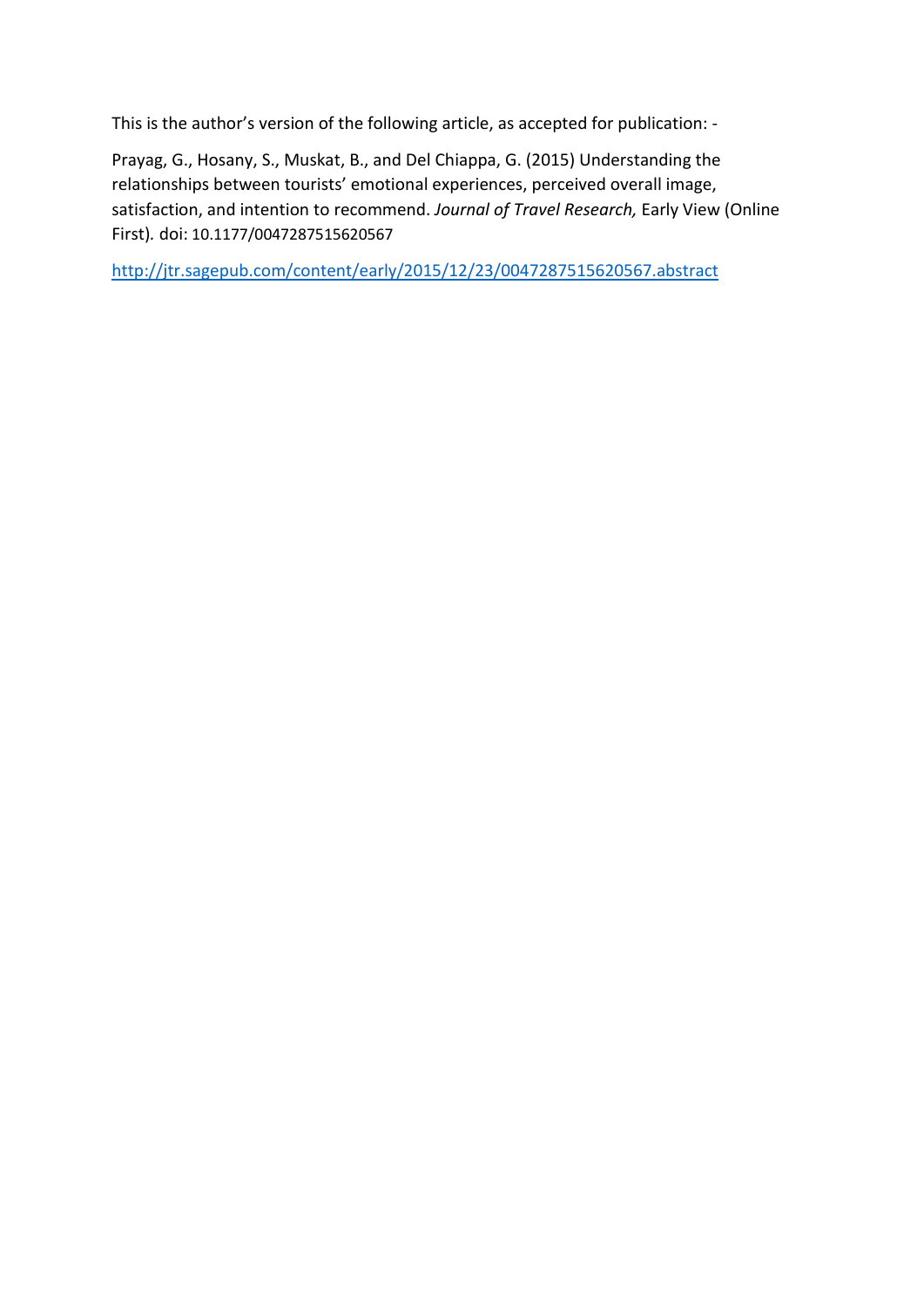This is the author's version of the following article, as accepted for publication: -

Prayag, G., Hosany, S., Muskat, B., and Del Chiappa, G. (2015) Understanding the relationships between tourists' emotional experiences, perceived overall image, satisfaction, and intention to recommend. *Journal of Travel Research,* Early View (Online First). doi: 10.1177/0047287515620567

http://jtr.sagepub.com/content/early/2015/12/23/0047287515620567.abstract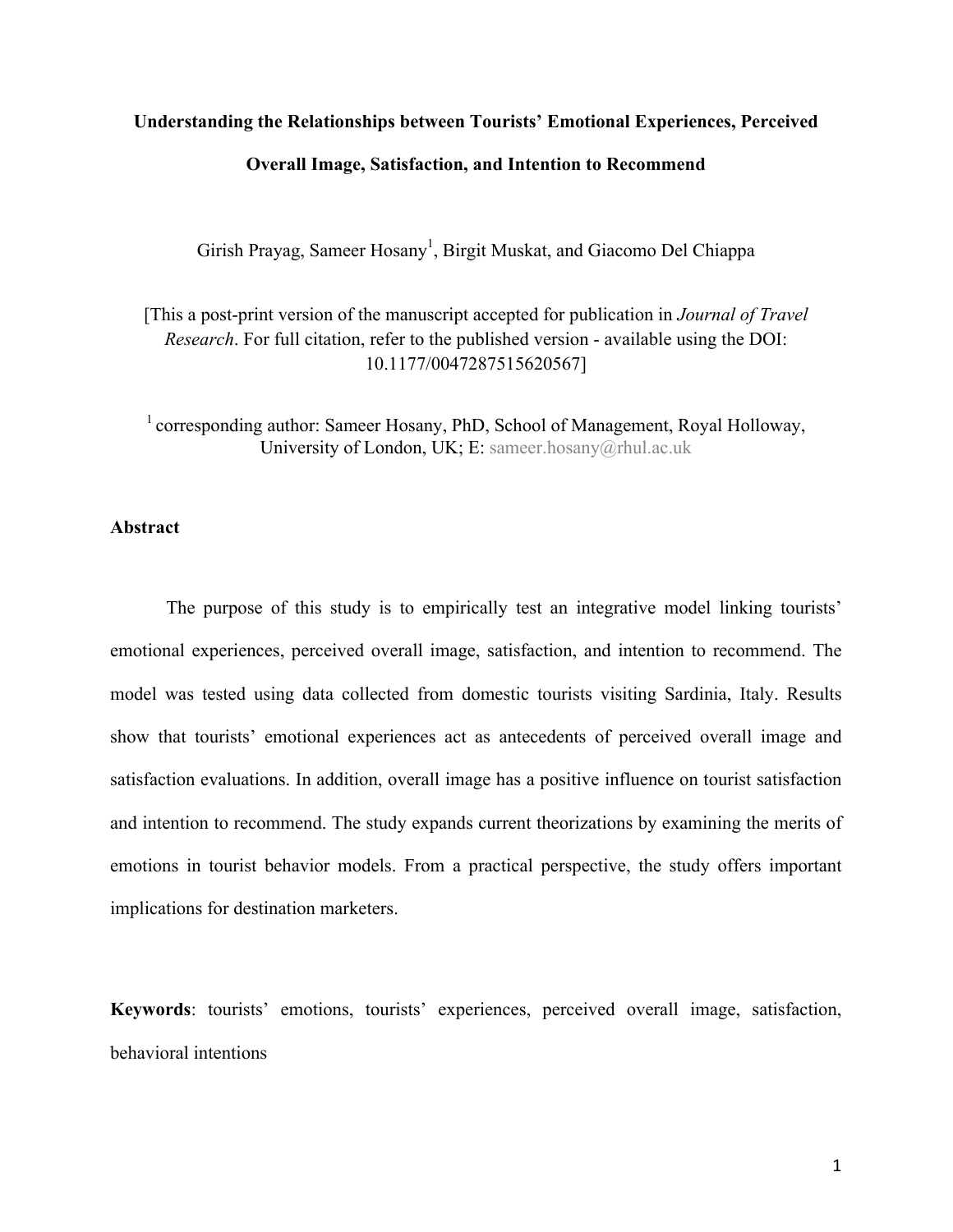**Understanding the Relationships between Tourists' Emotional Experiences, Perceived Overall Image, Satisfaction, and Intention to Recommend**

Girish Prayag, Sameer Hosany[1], Birgit Muskat, and Giacomo Del Chiappa

[This a post-print version of the manuscript accepted for publication in *Journal of Travel Research*. For full citation, refer to the published version - available using the DOI: 10.1177/0047287515620567]

[1] corresponding author: Sameer Hosany, PhD, School of Management, Royal Holloway, University of London, UK; E: sameer.hosany@rhul.ac.uk

## Abstract

The purpose of this study is to empirically test an integrative model linking tourists' emotional experiences, perceived overall image, satisfaction, and intention to recommend. The model was tested using data collected from domestic tourists visiting Sardinia, Italy. Results show that tourists' emotional experiences act as antecedents of perceived overall image and satisfaction evaluations. In addition, overall image has a positive influence on tourist satisfaction and intention to recommend. The study expands current theorizations by examining the merits of emotions in tourist behavior models. From a practical perspective, the study offers important implications for destination marketers.

**Keywords**: tourists' emotions, tourists' experiences, perceived overall image, satisfaction, behavioral intentions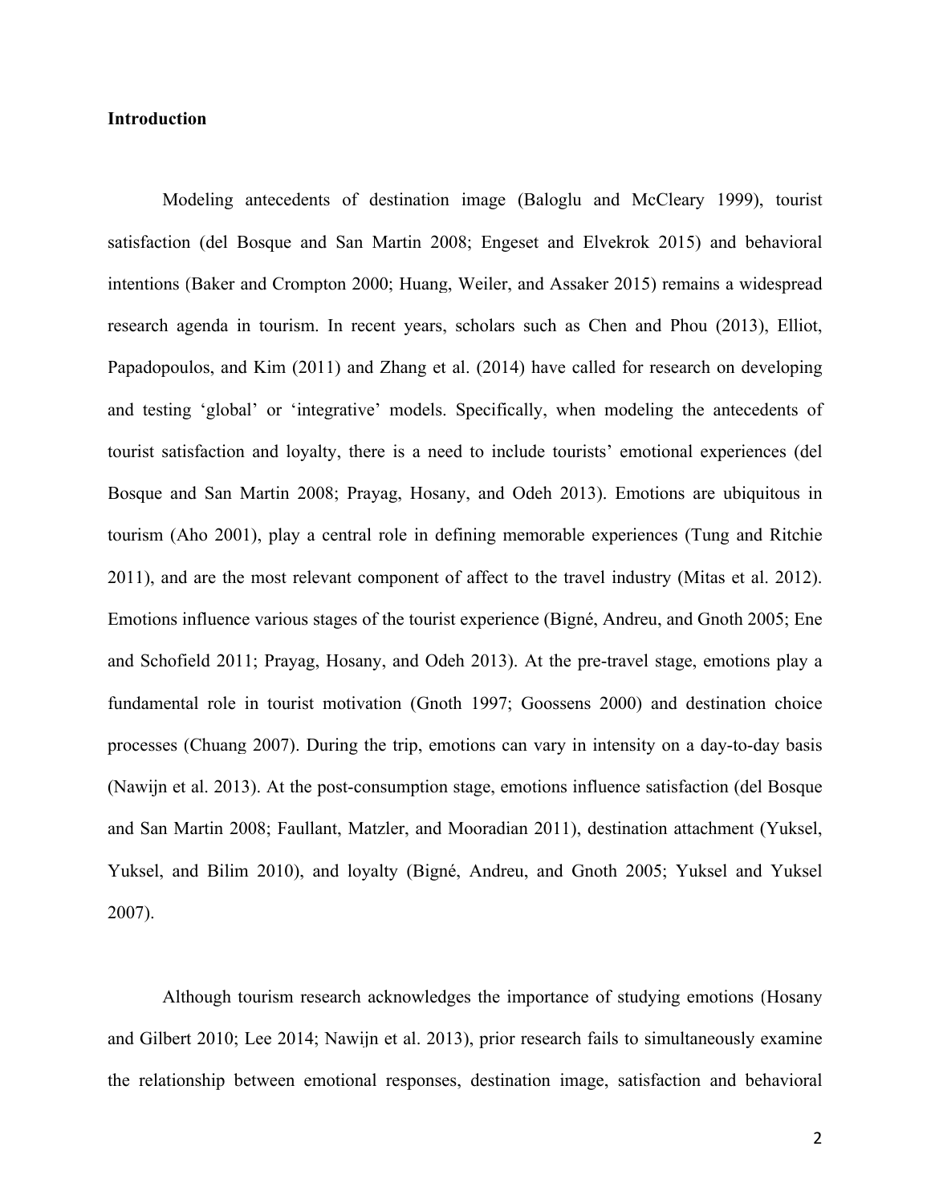**Introduction**

Modeling antecedents of destination image (Baloglu and McCleary 1999), tourist satisfaction (del Bosque and San Martin 2008; Engeset and Elvekrok 2015) and behavioral intentions (Baker and Crompton 2000; Huang, Weiler, and Assaker 2015) remains a widespread research agenda in tourism. In recent years, scholars such as Chen and Phou (2013), Elliot, Papadopoulos, and Kim (2011) and Zhang et al. (2014) have called for research on developing and testing 'global' or 'integrative' models. Specifically, when modeling the antecedents of tourist satisfaction and loyalty, there is a need to include tourists' emotional experiences (del Bosque and San Martin 2008; Prayag, Hosany, and Odeh 2013). Emotions are ubiquitous in tourism (Aho 2001), play a central role in defining memorable experiences (Tung and Ritchie 2011), and are the most relevant component of affect to the travel industry (Mitas et al. 2012). Emotions influence various stages of the tourist experience (Bigné, Andreu, and Gnoth 2005; Ene and Schofield 2011; Prayag, Hosany, and Odeh 2013). At the pre-travel stage, emotions play a fundamental role in tourist motivation (Gnoth 1997; Goossens 2000) and destination choice processes (Chuang 2007). During the trip, emotions can vary in intensity on a day-to-day basis (Nawijn et al. 2013). At the post-consumption stage, emotions influence satisfaction (del Bosque and San Martin 2008; Faullant, Matzler, and Mooradian 2011), destination attachment (Yuksel, Yuksel, and Bilim 2010), and loyalty (Bigné, Andreu, and Gnoth 2005; Yuksel and Yuksel 2007).

Although tourism research acknowledges the importance of studying emotions (Hosany and Gilbert 2010; Lee 2014; Nawijn et al. 2013), prior research fails to simultaneously examine the relationship between emotional responses, destination image, satisfaction and behavioral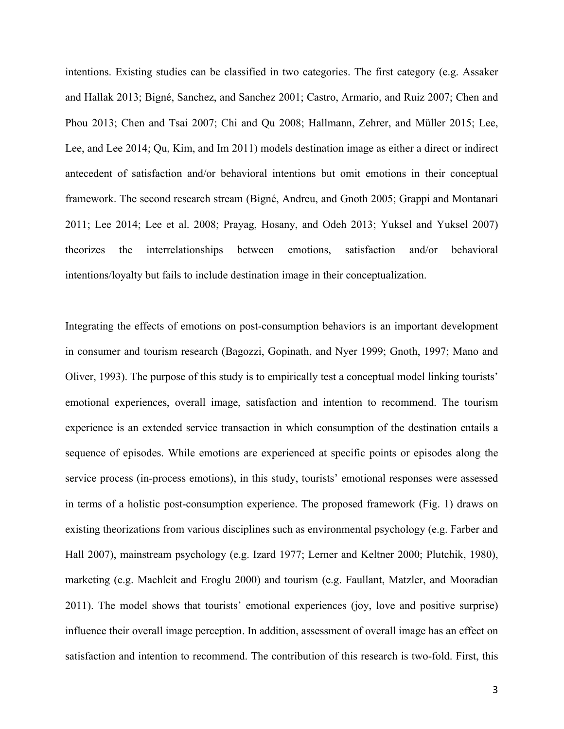intentions. Existing studies can be classified in two categories. The first category (e.g. Assaker and Hallak 2013; Bigné, Sanchez, and Sanchez 2001; Castro, Armario, and Ruiz 2007; Chen and Phou 2013; Chen and Tsai 2007; Chi and Qu 2008; Hallmann, Zehrer, and Müller 2015; Lee, Lee, and Lee 2014; Qu, Kim, and Im 2011) models destination image as either a direct or indirect antecedent of satisfaction and/or behavioral intentions but omit emotions in their conceptual framework. The second research stream (Bigné, Andreu, and Gnoth 2005; Grappi and Montanari 2011; Lee 2014; Lee et al. 2008; Prayag, Hosany, and Odeh 2013; Yuksel and Yuksel 2007) theorizes the interrelationships between emotions, satisfaction and/or behavioral intentions/loyalty but fails to include destination image in their conceptualization.

Integrating the effects of emotions on post-consumption behaviors is an important development in consumer and tourism research (Bagozzi, Gopinath, and Nyer 1999; Gnoth, 1997; Mano and Oliver, 1993). The purpose of this study is to empirically test a conceptual model linking tourists' emotional experiences, overall image, satisfaction and intention to recommend. The tourism experience is an extended service transaction in which consumption of the destination entails a sequence of episodes. While emotions are experienced at specific points or episodes along the service process (in-process emotions), in this study, tourists' emotional responses were assessed in terms of a holistic post-consumption experience. The proposed framework (Fig. 1) draws on existing theorizations from various disciplines such as environmental psychology (e.g. Farber and Hall 2007), mainstream psychology (e.g. Izard 1977; Lerner and Keltner 2000; Plutchik, 1980), marketing (e.g. Machleit and Eroglu 2000) and tourism (e.g. Faullant, Matzler, and Mooradian 2011). The model shows that tourists' emotional experiences (joy, love and positive surprise) influence their overall image perception. In addition, assessment of overall image has an effect on satisfaction and intention to recommend. The contribution of this research is two-fold. First, this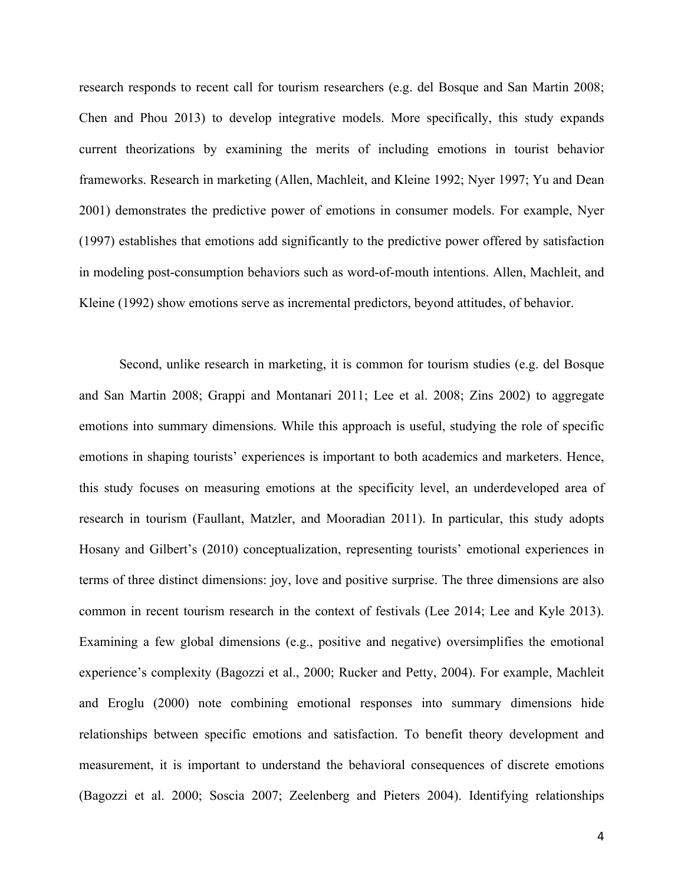research responds to recent call for tourism researchers (e.g. del Bosque and San Martin 2008; Chen and Phou 2013) to develop integrative models. More specifically, this study expands current theorizations by examining the merits of including emotions in tourist behavior frameworks. Research in marketing (Allen, Machleit, and Kleine 1992; Nyer 1997; Yu and Dean 2001) demonstrates the predictive power of emotions in consumer models. For example, Nyer (1997) establishes that emotions add significantly to the predictive power offered by satisfaction in modeling post-consumption behaviors such as word-of-mouth intentions. Allen, Machleit, and Kleine (1992) show emotions serve as incremental predictors, beyond attitudes, of behavior.

Second, unlike research in marketing, it is common for tourism studies (e.g. del Bosque and San Martin 2008; Grappi and Montanari 2011; Lee et al. 2008; Zins 2002) to aggregate emotions into summary dimensions. While this approach is useful, studying the role of specific emotions in shaping tourists' experiences is important to both academics and marketers. Hence, this study focuses on measuring emotions at the specificity level, an underdeveloped area of research in tourism (Faullant, Matzler, and Mooradian 2011). In particular, this study adopts Hosany and Gilbert's (2010) conceptualization, representing tourists' emotional experiences in terms of three distinct dimensions: joy, love and positive surprise. The three dimensions are also common in recent tourism research in the context of festivals (Lee 2014; Lee and Kyle 2013). Examining a few global dimensions (e.g., positive and negative) oversimplifies the emotional experience's complexity (Bagozzi et al., 2000; Rucker and Petty, 2004). For example, Machleit and Eroglu (2000) note combining emotional responses into summary dimensions hide relationships between specific emotions and satisfaction. To benefit theory development and measurement, it is important to understand the behavioral consequences of discrete emotions (Bagozzi et al. 2000; Soscia 2007; Zeelenberg and Pieters 2004). Identifying relationships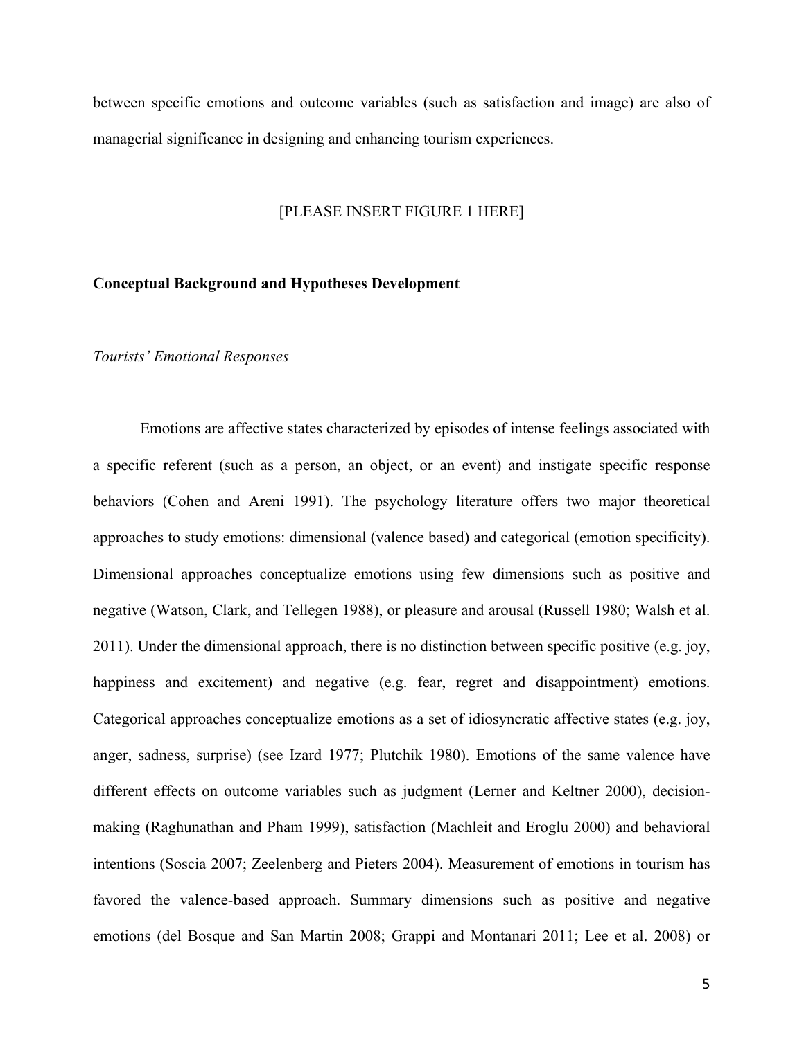between specific emotions and outcome variables (such as satisfaction and image) are also of managerial significance in designing and enhancing tourism experiences.

[PLEASE INSERT FIGURE 1 HERE]

## Conceptual Background and Hypotheses Development

### *Tourists' Emotional Responses*

Emotions are affective states characterized by episodes of intense feelings associated with a specific referent (such as a person, an object, or an event) and instigate specific response behaviors (Cohen and Areni 1991). The psychology literature offers two major theoretical approaches to study emotions: dimensional (valence based) and categorical (emotion specificity). Dimensional approaches conceptualize emotions using few dimensions such as positive and negative (Watson, Clark, and Tellegen 1988), or pleasure and arousal (Russell 1980; Walsh et al. 2011). Under the dimensional approach, there is no distinction between specific positive (e.g. joy, happiness and excitement) and negative (e.g. fear, regret and disappointment) emotions. Categorical approaches conceptualize emotions as a set of idiosyncratic affective states (e.g. joy, anger, sadness, surprise) (see Izard 1977; Plutchik 1980). Emotions of the same valence have different effects on outcome variables such as judgment (Lerner and Keltner 2000), decision-making (Raghunathan and Pham 1999), satisfaction (Machleit and Eroglu 2000) and behavioral intentions (Soscia 2007; Zeelenberg and Pieters 2004). Measurement of emotions in tourism has favored the valence-based approach. Summary dimensions such as positive and negative emotions (del Bosque and San Martin 2008; Grappi and Montanari 2011; Lee et al. 2008) or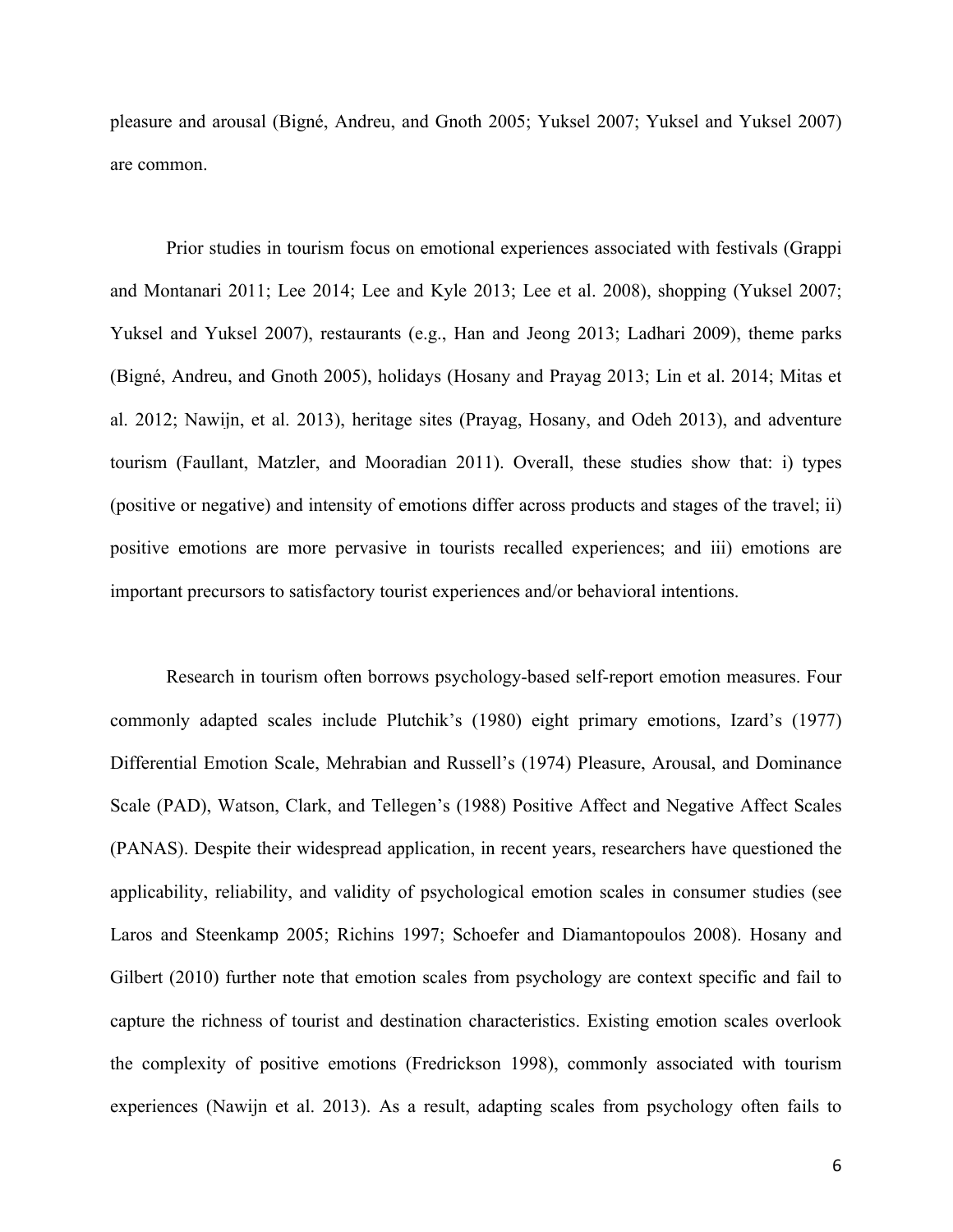pleasure and arousal (Bigné, Andreu, and Gnoth 2005; Yuksel 2007; Yuksel and Yuksel 2007) are common.

Prior studies in tourism focus on emotional experiences associated with festivals (Grappi and Montanari 2011; Lee 2014; Lee and Kyle 2013; Lee et al. 2008), shopping (Yuksel 2007; Yuksel and Yuksel 2007), restaurants (e.g., Han and Jeong 2013; Ladhari 2009), theme parks (Bigné, Andreu, and Gnoth 2005), holidays (Hosany and Prayag 2013; Lin et al. 2014; Mitas et al. 2012; Nawijn, et al. 2013), heritage sites (Prayag, Hosany, and Odeh 2013), and adventure tourism (Faullant, Matzler, and Mooradian 2011). Overall, these studies show that: i) types (positive or negative) and intensity of emotions differ across products and stages of the travel; ii) positive emotions are more pervasive in tourists recalled experiences; and iii) emotions are important precursors to satisfactory tourist experiences and/or behavioral intentions.

Research in tourism often borrows psychology-based self-report emotion measures. Four commonly adapted scales include Plutchik's (1980) eight primary emotions, Izard's (1977) Differential Emotion Scale, Mehrabian and Russell's (1974) Pleasure, Arousal, and Dominance Scale (PAD), Watson, Clark, and Tellegen's (1988) Positive Affect and Negative Affect Scales (PANAS). Despite their widespread application, in recent years, researchers have questioned the applicability, reliability, and validity of psychological emotion scales in consumer studies (see Laros and Steenkamp 2005; Richins 1997; Schoefer and Diamantopoulos 2008). Hosany and Gilbert (2010) further note that emotion scales from psychology are context specific and fail to capture the richness of tourist and destination characteristics. Existing emotion scales overlook the complexity of positive emotions (Fredrickson 1998), commonly associated with tourism experiences (Nawijn et al. 2013). As a result, adapting scales from psychology often fails to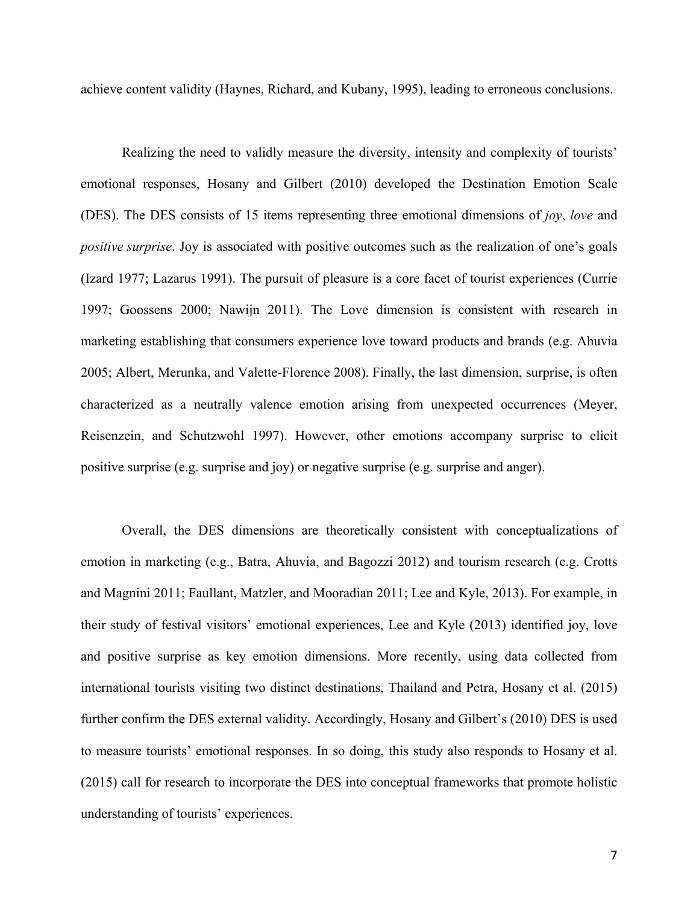achieve content validity (Haynes, Richard, and Kubany, 1995), leading to erroneous conclusions.

Realizing the need to validly measure the diversity, intensity and complexity of tourists' emotional responses, Hosany and Gilbert (2010) developed the Destination Emotion Scale (DES). The DES consists of 15 items representing three emotional dimensions of *joy*, *love* and *positive surprise*. Joy is associated with positive outcomes such as the realization of one's goals (Izard 1977; Lazarus 1991). The pursuit of pleasure is a core facet of tourist experiences (Currie 1997; Goossens 2000; Nawijn 2011). The Love dimension is consistent with research in marketing establishing that consumers experience love toward products and brands (e.g. Ahuvia 2005; Albert, Merunka, and Valette-Florence 2008). Finally, the last dimension, surprise, is often characterized as a neutrally valence emotion arising from unexpected occurrences (Meyer, Reisenzein, and Schutzwohl 1997). However, other emotions accompany surprise to elicit positive surprise (e.g. surprise and joy) or negative surprise (e.g. surprise and anger).

Overall, the DES dimensions are theoretically consistent with conceptualizations of emotion in marketing (e.g., Batra, Ahuvia, and Bagozzi 2012) and tourism research (e.g. Crotts and Magnini 2011; Faullant, Matzler, and Mooradian 2011; Lee and Kyle, 2013). For example, in their study of festival visitors' emotional experiences, Lee and Kyle (2013) identified joy, love and positive surprise as key emotion dimensions. More recently, using data collected from international tourists visiting two distinct destinations, Thailand and Petra, Hosany et al. (2015) further confirm the DES external validity. Accordingly, Hosany and Gilbert's (2010) DES is used to measure tourists' emotional responses. In so doing, this study also responds to Hosany et al. (2015) call for research to incorporate the DES into conceptual frameworks that promote holistic understanding of tourists' experiences.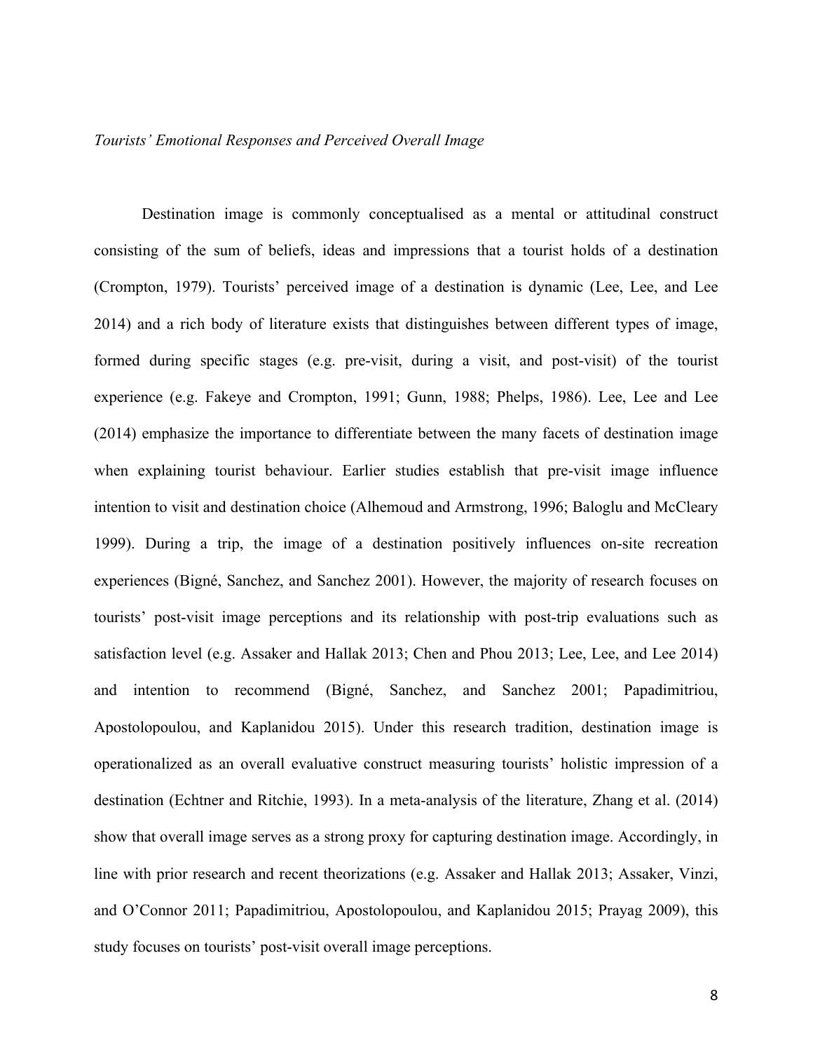*Tourists' Emotional Responses and Perceived Overall Image*

Destination image is commonly conceptualised as a mental or attitudinal construct consisting of the sum of beliefs, ideas and impressions that a tourist holds of a destination (Crompton, 1979). Tourists' perceived image of a destination is dynamic (Lee, Lee, and Lee 2014) and a rich body of literature exists that distinguishes between different types of image, formed during specific stages (e.g. pre-visit, during a visit, and post-visit) of the tourist experience (e.g. Fakeye and Crompton, 1991; Gunn, 1988; Phelps, 1986). Lee, Lee and Lee (2014) emphasize the importance to differentiate between the many facets of destination image when explaining tourist behaviour. Earlier studies establish that pre-visit image influence intention to visit and destination choice (Alhemoud and Armstrong, 1996; Baloglu and McCleary 1999). During a trip, the image of a destination positively influences on-site recreation experiences (Bigné, Sanchez, and Sanchez 2001). However, the majority of research focuses on tourists' post-visit image perceptions and its relationship with post-trip evaluations such as satisfaction level (e.g. Assaker and Hallak 2013; Chen and Phou 2013; Lee, Lee, and Lee 2014) and intention to recommend (Bigné, Sanchez, and Sanchez 2001; Papadimitriou, Apostolopoulou, and Kaplanidou 2015). Under this research tradition, destination image is operationalized as an overall evaluative construct measuring tourists' holistic impression of a destination (Echtner and Ritchie, 1993). In a meta-analysis of the literature, Zhang et al. (2014) show that overall image serves as a strong proxy for capturing destination image. Accordingly, in line with prior research and recent theorizations (e.g. Assaker and Hallak 2013; Assaker, Vinzi, and O'Connor 2011; Papadimitriou, Apostolopoulou, and Kaplanidou 2015; Prayag 2009), this study focuses on tourists' post-visit overall image perceptions.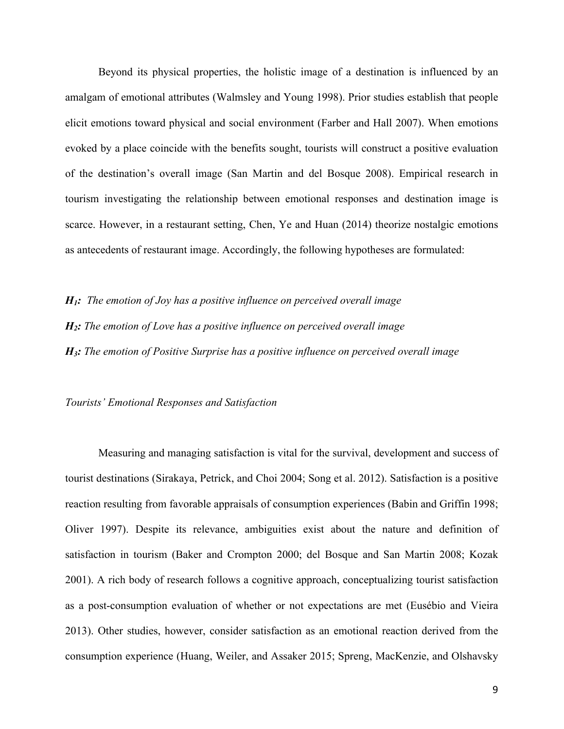Beyond its physical properties, the holistic image of a destination is influenced by an amalgam of emotional attributes (Walmsley and Young 1998). Prior studies establish that people elicit emotions toward physical and social environment (Farber and Hall 2007). When emotions evoked by a place coincide with the benefits sought, tourists will construct a positive evaluation of the destination's overall image (San Martin and del Bosque 2008). Empirical research in tourism investigating the relationship between emotional responses and destination image is scarce. However, in a restaurant setting, Chen, Ye and Huan (2014) theorize nostalgic emotions as antecedents of restaurant image. Accordingly, the following hypotheses are formulated:

***H₁:*** *The emotion of Joy has a positive influence on perceived overall image*

***H₂:*** *The emotion of Love has a positive influence on perceived overall image*

***H₃:*** *The emotion of Positive Surprise has a positive influence on perceived overall image*

*Tourists' Emotional Responses and Satisfaction*

Measuring and managing satisfaction is vital for the survival, development and success of tourist destinations (Sirakaya, Petrick, and Choi 2004; Song et al. 2012). Satisfaction is a positive reaction resulting from favorable appraisals of consumption experiences (Babin and Griffin 1998; Oliver 1997). Despite its relevance, ambiguities exist about the nature and definition of satisfaction in tourism (Baker and Crompton 2000; del Bosque and San Martin 2008; Kozak 2001). A rich body of research follows a cognitive approach, conceptualizing tourist satisfaction as a post-consumption evaluation of whether or not expectations are met (Eusébio and Vieira 2013). Other studies, however, consider satisfaction as an emotional reaction derived from the consumption experience (Huang, Weiler, and Assaker 2015; Spreng, MacKenzie, and Olshavsky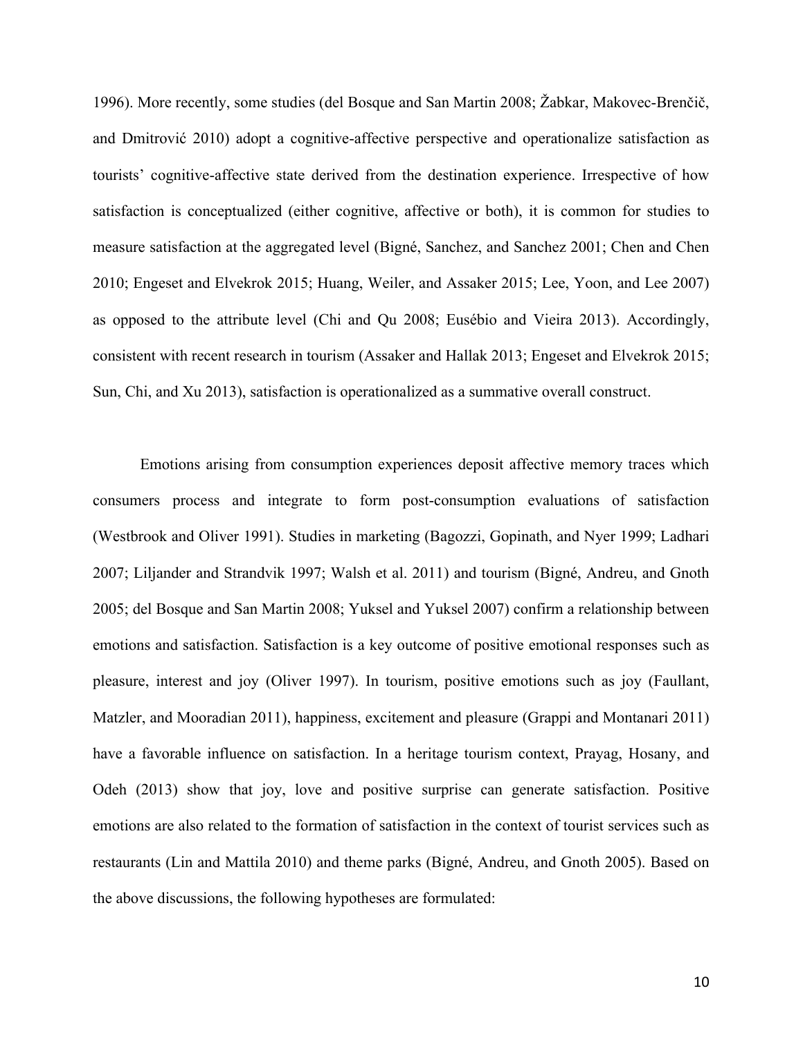1996). More recently, some studies (del Bosque and San Martin 2008; Žabkar, Makovec-Brenčič, and Dmitrović 2010) adopt a cognitive-affective perspective and operationalize satisfaction as tourists' cognitive-affective state derived from the destination experience. Irrespective of how satisfaction is conceptualized (either cognitive, affective or both), it is common for studies to measure satisfaction at the aggregated level (Bigné, Sanchez, and Sanchez 2001; Chen and Chen 2010; Engeset and Elvekrok 2015; Huang, Weiler, and Assaker 2015; Lee, Yoon, and Lee 2007) as opposed to the attribute level (Chi and Qu 2008; Eusébio and Vieira 2013). Accordingly, consistent with recent research in tourism (Assaker and Hallak 2013; Engeset and Elvekrok 2015; Sun, Chi, and Xu 2013), satisfaction is operationalized as a summative overall construct.

Emotions arising from consumption experiences deposit affective memory traces which consumers process and integrate to form post-consumption evaluations of satisfaction (Westbrook and Oliver 1991). Studies in marketing (Bagozzi, Gopinath, and Nyer 1999; Ladhari 2007; Liljander and Strandvik 1997; Walsh et al. 2011) and tourism (Bigné, Andreu, and Gnoth 2005; del Bosque and San Martin 2008; Yuksel and Yuksel 2007) confirm a relationship between emotions and satisfaction. Satisfaction is a key outcome of positive emotional responses such as pleasure, interest and joy (Oliver 1997). In tourism, positive emotions such as joy (Faullant, Matzler, and Mooradian 2011), happiness, excitement and pleasure (Grappi and Montanari 2011) have a favorable influence on satisfaction. In a heritage tourism context, Prayag, Hosany, and Odeh (2013) show that joy, love and positive surprise can generate satisfaction. Positive emotions are also related to the formation of satisfaction in the context of tourist services such as restaurants (Lin and Mattila 2010) and theme parks (Bigné, Andreu, and Gnoth 2005). Based on the above discussions, the following hypotheses are formulated: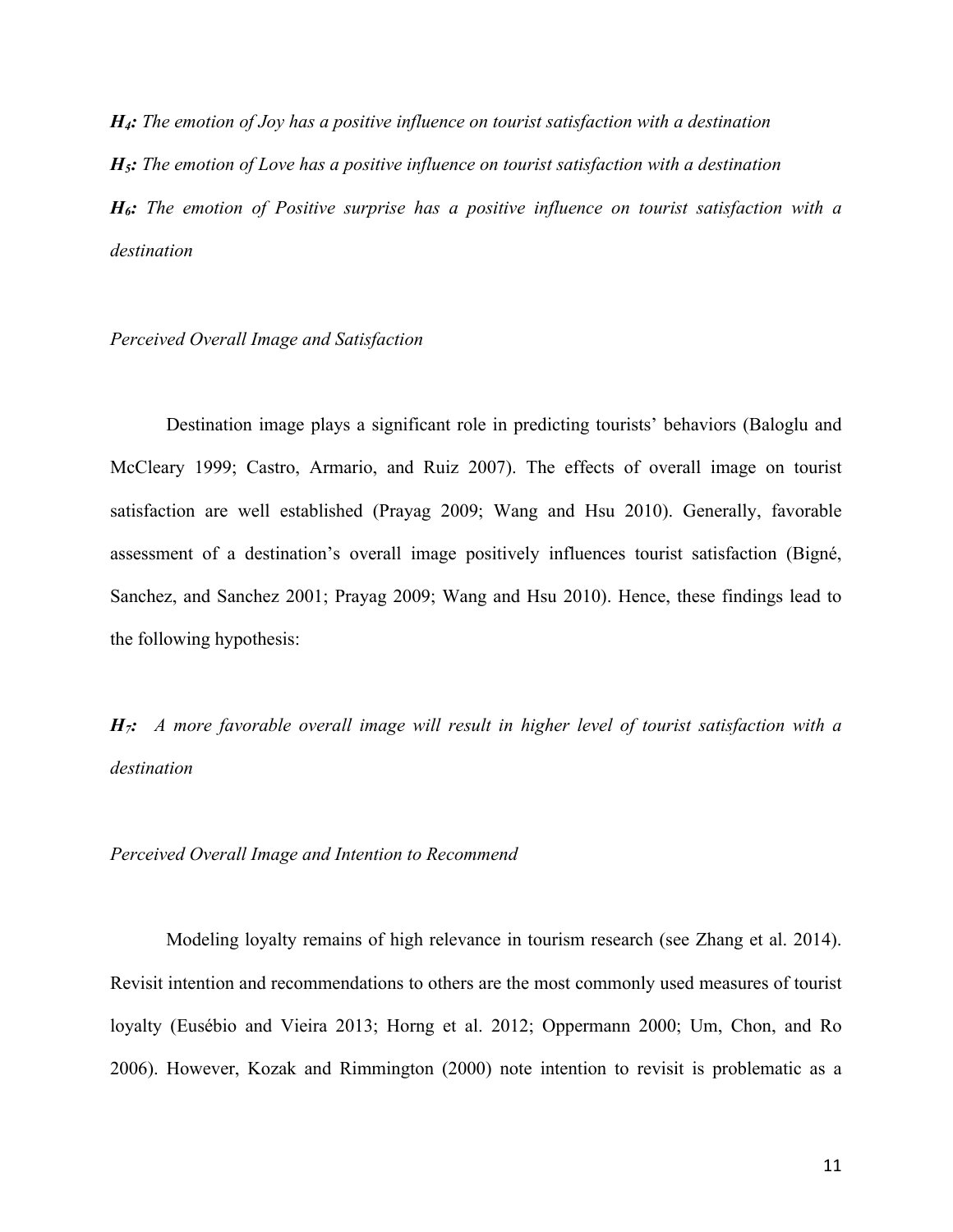***H$_4$:*** *The emotion of Joy has a positive influence on tourist satisfaction with a destination*

***H$_5$:*** *The emotion of Love has a positive influence on tourist satisfaction with a destination*

***H$_6$:*** *The emotion of Positive surprise has a positive influence on tourist satisfaction with a destination*

*Perceived Overall Image and Satisfaction*

Destination image plays a significant role in predicting tourists' behaviors (Baloglu and McCleary 1999; Castro, Armario, and Ruiz 2007). The effects of overall image on tourist satisfaction are well established (Prayag 2009; Wang and Hsu 2010). Generally, favorable assessment of a destination's overall image positively influences tourist satisfaction (Bigné, Sanchez, and Sanchez 2001; Prayag 2009; Wang and Hsu 2010). Hence, these findings lead to the following hypothesis:

***H$_7$:*** *A more favorable overall image will result in higher level of tourist satisfaction with a destination*

*Perceived Overall Image and Intention to Recommend*

Modeling loyalty remains of high relevance in tourism research (see Zhang et al. 2014). Revisit intention and recommendations to others are the most commonly used measures of tourist loyalty (Eusébio and Vieira 2013; Horng et al. 2012; Oppermann 2000; Um, Chon, and Ro 2006). However, Kozak and Rimmington (2000) note intention to revisit is problematic as a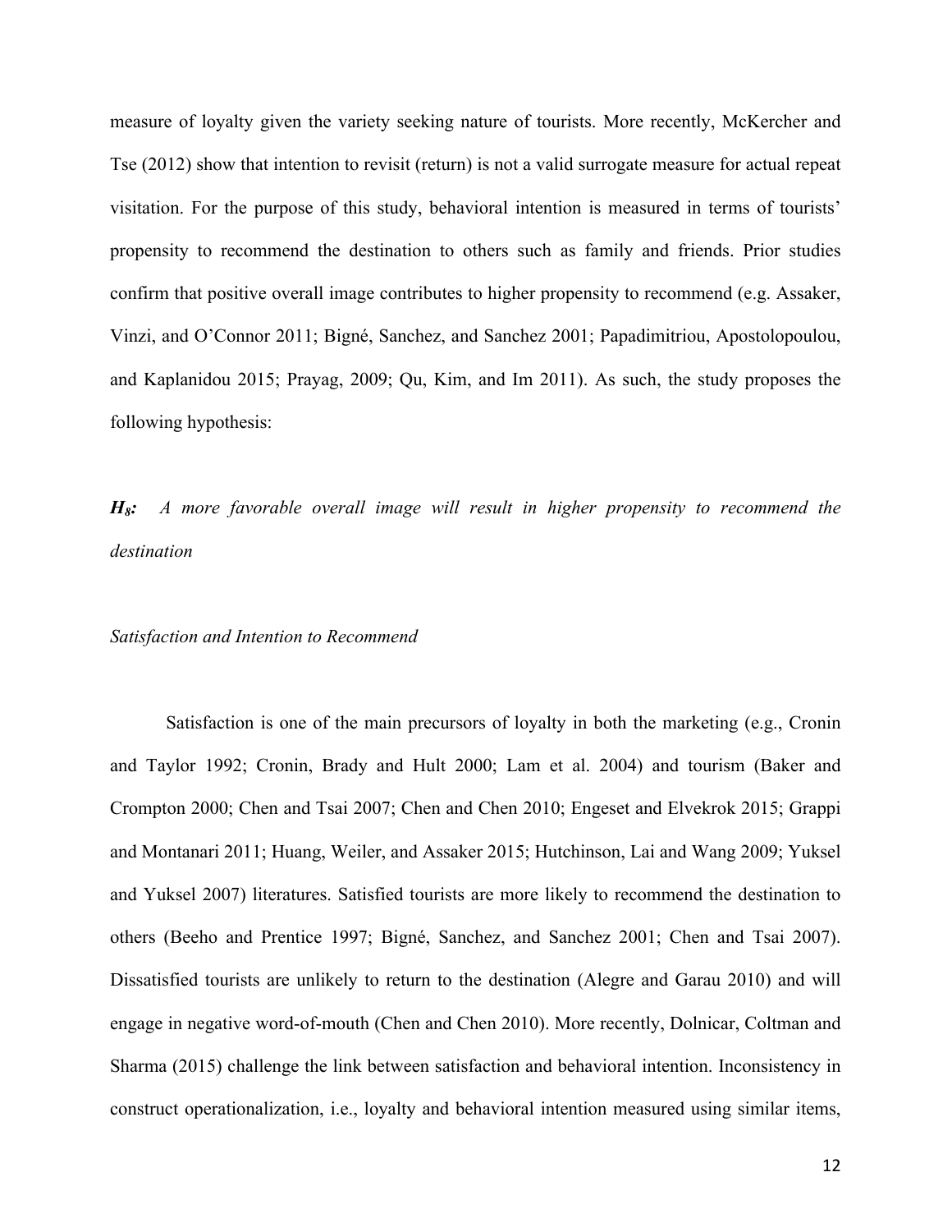measure of loyalty given the variety seeking nature of tourists. More recently, McKercher and Tse (2012) show that intention to revisit (return) is not a valid surrogate measure for actual repeat visitation. For the purpose of this study, behavioral intention is measured in terms of tourists' propensity to recommend the destination to others such as family and friends. Prior studies confirm that positive overall image contributes to higher propensity to recommend (e.g. Assaker, Vinzi, and O'Connor 2011; Bigné, Sanchez, and Sanchez 2001; Papadimitriou, Apostolopoulou, and Kaplanidou 2015; Prayag, 2009; Qu, Kim, and Im 2011). As such, the study proposes the following hypothesis:

***H₈:*** *A more favorable overall image will result in higher propensity to recommend the destination*

*Satisfaction and Intention to Recommend*

Satisfaction is one of the main precursors of loyalty in both the marketing (e.g., Cronin and Taylor 1992; Cronin, Brady and Hult 2000; Lam et al. 2004) and tourism (Baker and Crompton 2000; Chen and Tsai 2007; Chen and Chen 2010; Engeset and Elvekrok 2015; Grappi and Montanari 2011; Huang, Weiler, and Assaker 2015; Hutchinson, Lai and Wang 2009; Yuksel and Yuksel 2007) literatures. Satisfied tourists are more likely to recommend the destination to others (Beeho and Prentice 1997; Bigné, Sanchez, and Sanchez 2001; Chen and Tsai 2007). Dissatisfied tourists are unlikely to return to the destination (Alegre and Garau 2010) and will engage in negative word-of-mouth (Chen and Chen 2010). More recently, Dolnicar, Coltman and Sharma (2015) challenge the link between satisfaction and behavioral intention. Inconsistency in construct operationalization, i.e., loyalty and behavioral intention measured using similar items,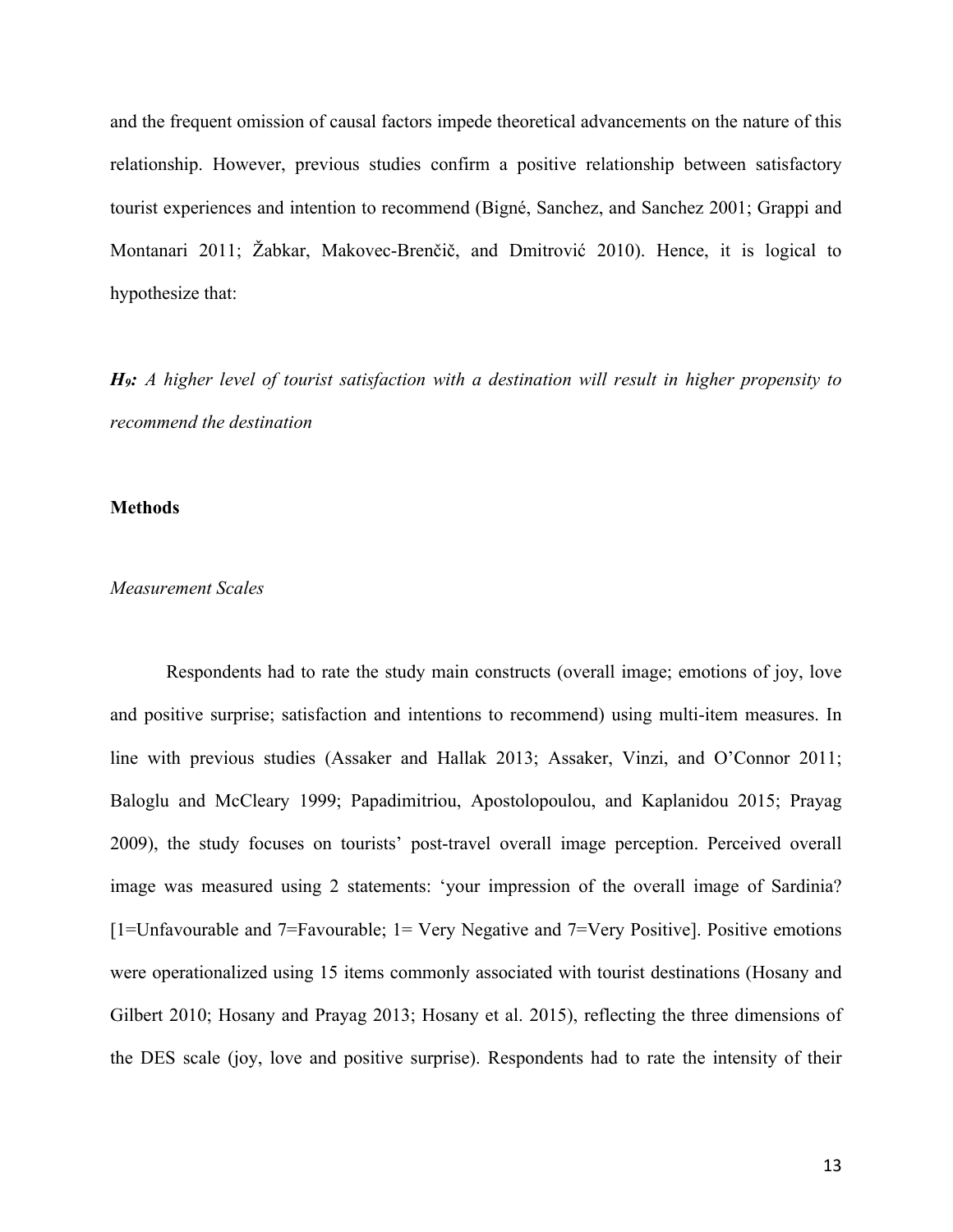and the frequent omission of causal factors impede theoretical advancements on the nature of this relationship. However, previous studies confirm a positive relationship between satisfactory tourist experiences and intention to recommend (Bigné, Sanchez, and Sanchez 2001; Grappi and Montanari 2011; Žabkar, Makovec-Brenčič, and Dmitrović 2010). Hence, it is logical to hypothesize that:

***H₉:*** *A higher level of tourist satisfaction with a destination will result in higher propensity to recommend the destination*

## Methods

### *Measurement Scales*

Respondents had to rate the study main constructs (overall image; emotions of joy, love and positive surprise; satisfaction and intentions to recommend) using multi-item measures. In line with previous studies (Assaker and Hallak 2013; Assaker, Vinzi, and O'Connor 2011; Baloglu and McCleary 1999; Papadimitriou, Apostolopoulou, and Kaplanidou 2015; Prayag 2009), the study focuses on tourists' post-travel overall image perception. Perceived overall image was measured using 2 statements: 'your impression of the overall image of Sardinia? [1=Unfavourable and 7=Favourable; 1= Very Negative and 7=Very Positive]. Positive emotions were operationalized using 15 items commonly associated with tourist destinations (Hosany and Gilbert 2010; Hosany and Prayag 2013; Hosany et al. 2015), reflecting the three dimensions of the DES scale (joy, love and positive surprise). Respondents had to rate the intensity of their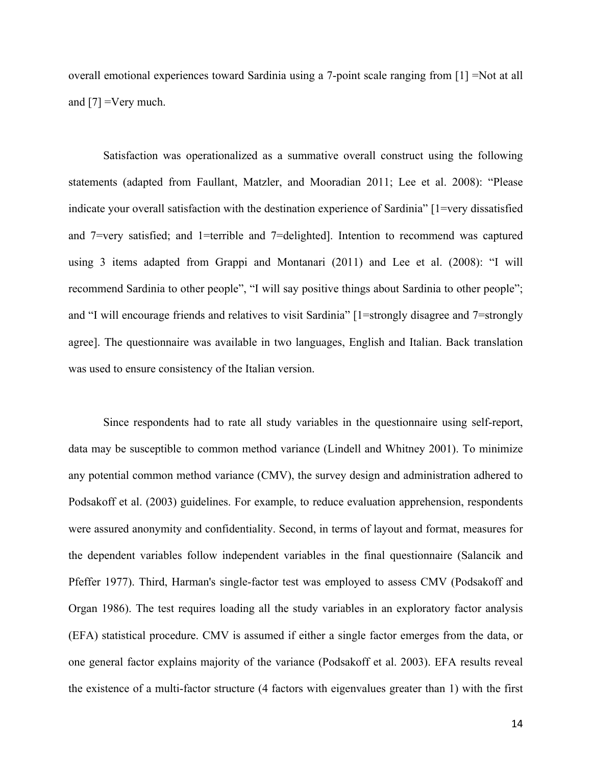overall emotional experiences toward Sardinia using a 7-point scale ranging from [1] =Not at all and [7] =Very much.

Satisfaction was operationalized as a summative overall construct using the following statements (adapted from Faullant, Matzler, and Mooradian 2011; Lee et al. 2008): "Please indicate your overall satisfaction with the destination experience of Sardinia" [1=very dissatisfied and 7=very satisfied; and 1=terrible and 7=delighted]. Intention to recommend was captured using 3 items adapted from Grappi and Montanari (2011) and Lee et al. (2008): "I will recommend Sardinia to other people", "I will say positive things about Sardinia to other people"; and "I will encourage friends and relatives to visit Sardinia" [1=strongly disagree and 7=strongly agree]. The questionnaire was available in two languages, English and Italian. Back translation was used to ensure consistency of the Italian version.

Since respondents had to rate all study variables in the questionnaire using self-report, data may be susceptible to common method variance (Lindell and Whitney 2001). To minimize any potential common method variance (CMV), the survey design and administration adhered to Podsakoff et al. (2003) guidelines. For example, to reduce evaluation apprehension, respondents were assured anonymity and confidentiality. Second, in terms of layout and format, measures for the dependent variables follow independent variables in the final questionnaire (Salancik and Pfeffer 1977). Third, Harman's single-factor test was employed to assess CMV (Podsakoff and Organ 1986). The test requires loading all the study variables in an exploratory factor analysis (EFA) statistical procedure. CMV is assumed if either a single factor emerges from the data, or one general factor explains majority of the variance (Podsakoff et al. 2003). EFA results reveal the existence of a multi-factor structure (4 factors with eigenvalues greater than 1) with the first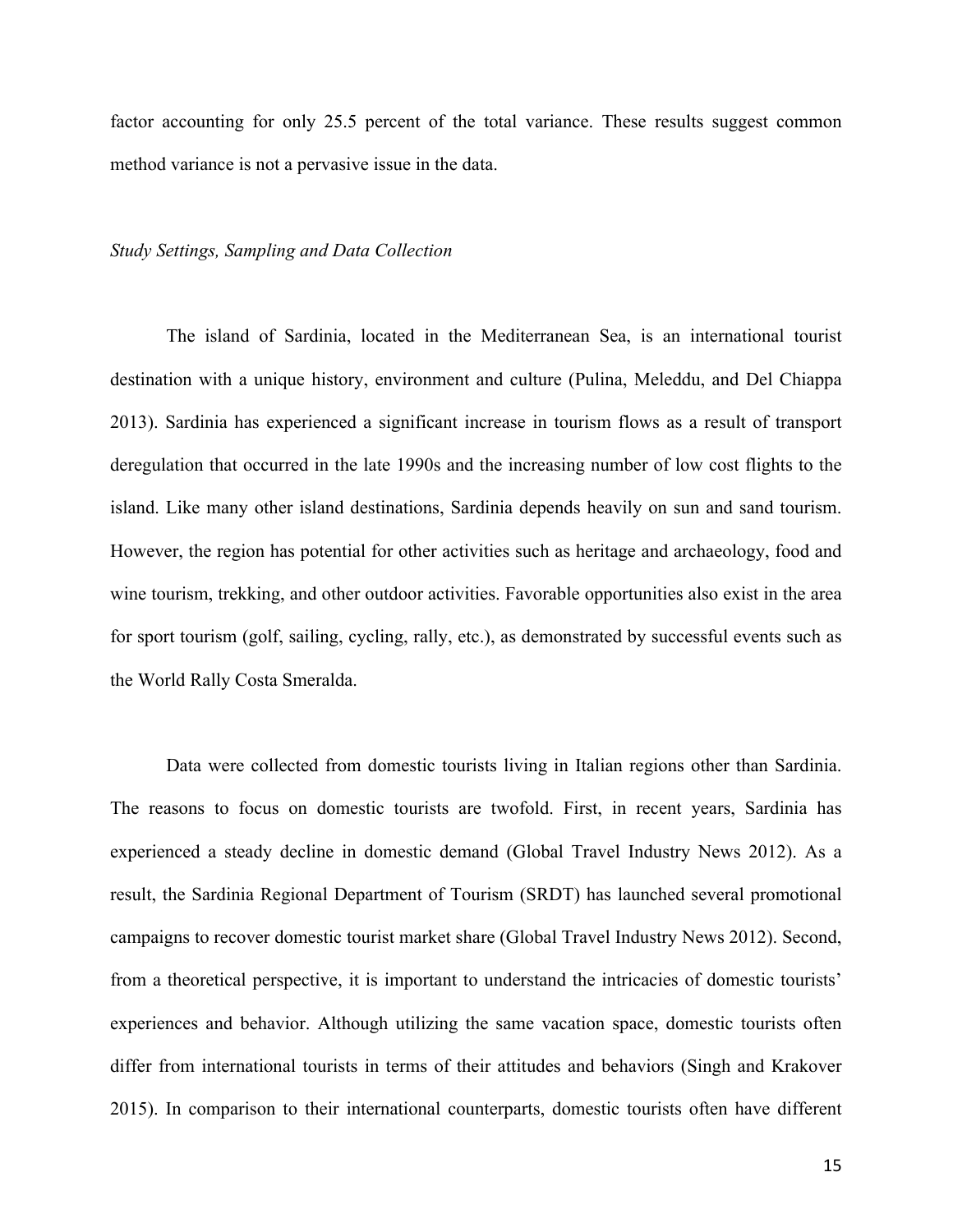factor accounting for only 25.5 percent of the total variance. These results suggest common method variance is not a pervasive issue in the data.

*Study Settings, Sampling and Data Collection*

The island of Sardinia, located in the Mediterranean Sea, is an international tourist destination with a unique history, environment and culture (Pulina, Meleddu, and Del Chiappa 2013). Sardinia has experienced a significant increase in tourism flows as a result of transport deregulation that occurred in the late 1990s and the increasing number of low cost flights to the island. Like many other island destinations, Sardinia depends heavily on sun and sand tourism. However, the region has potential for other activities such as heritage and archaeology, food and wine tourism, trekking, and other outdoor activities. Favorable opportunities also exist in the area for sport tourism (golf, sailing, cycling, rally, etc.), as demonstrated by successful events such as the World Rally Costa Smeralda.

Data were collected from domestic tourists living in Italian regions other than Sardinia. The reasons to focus on domestic tourists are twofold. First, in recent years, Sardinia has experienced a steady decline in domestic demand (Global Travel Industry News 2012). As a result, the Sardinia Regional Department of Tourism (SRDT) has launched several promotional campaigns to recover domestic tourist market share (Global Travel Industry News 2012). Second, from a theoretical perspective, it is important to understand the intricacies of domestic tourists' experiences and behavior. Although utilizing the same vacation space, domestic tourists often differ from international tourists in terms of their attitudes and behaviors (Singh and Krakover 2015). In comparison to their international counterparts, domestic tourists often have different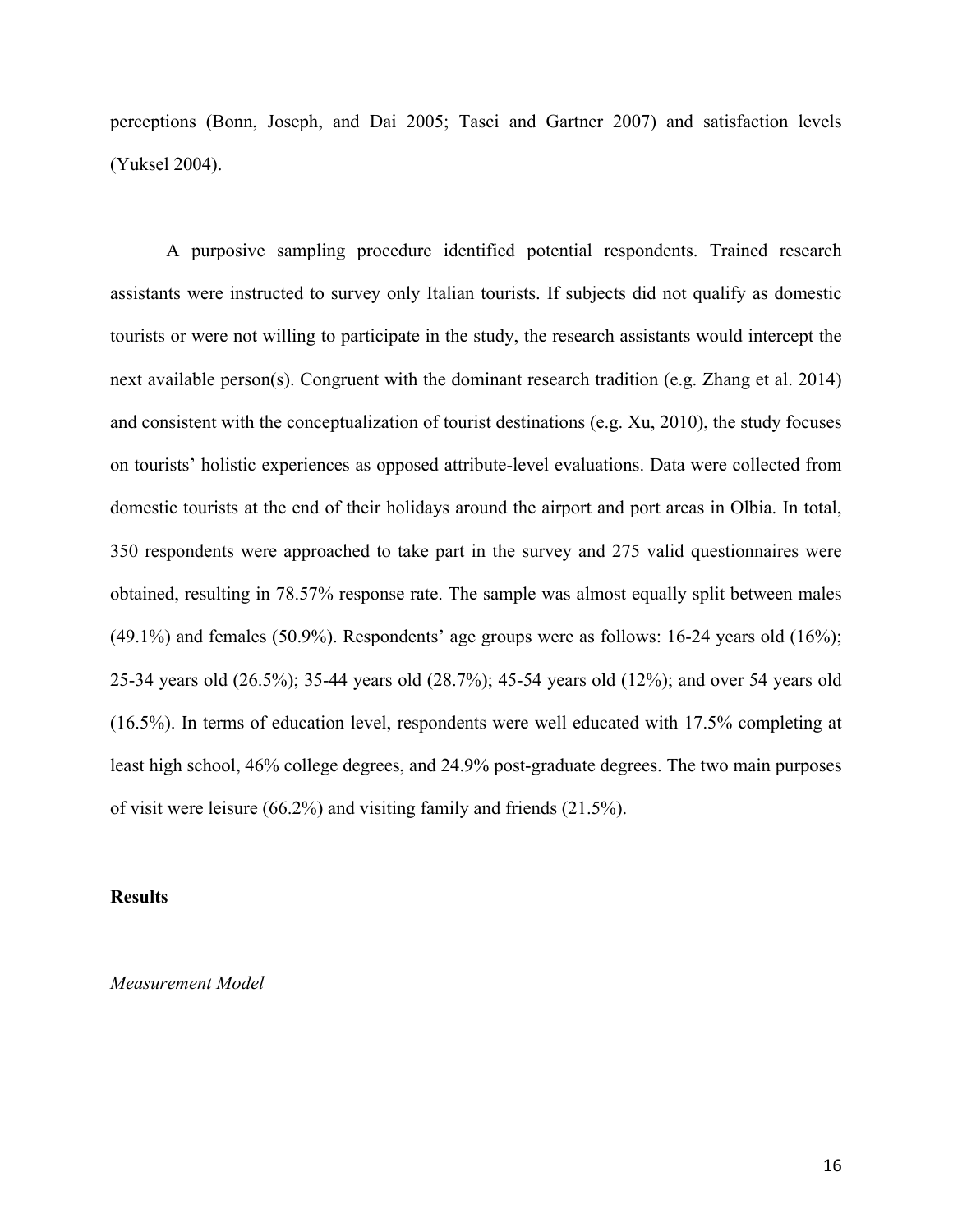perceptions (Bonn, Joseph, and Dai 2005; Tasci and Gartner 2007) and satisfaction levels (Yuksel 2004).

A purposive sampling procedure identified potential respondents. Trained research assistants were instructed to survey only Italian tourists. If subjects did not qualify as domestic tourists or were not willing to participate in the study, the research assistants would intercept the next available person(s). Congruent with the dominant research tradition (e.g. Zhang et al. 2014) and consistent with the conceptualization of tourist destinations (e.g. Xu, 2010), the study focuses on tourists' holistic experiences as opposed attribute-level evaluations. Data were collected from domestic tourists at the end of their holidays around the airport and port areas in Olbia. In total, 350 respondents were approached to take part in the survey and 275 valid questionnaires were obtained, resulting in 78.57% response rate. The sample was almost equally split between males (49.1%) and females (50.9%). Respondents' age groups were as follows: 16-24 years old (16%); 25-34 years old (26.5%); 35-44 years old (28.7%); 45-54 years old (12%); and over 54 years old (16.5%). In terms of education level, respondents were well educated with 17.5% completing at least high school, 46% college degrees, and 24.9% post-graduate degrees. The two main purposes of visit were leisure (66.2%) and visiting family and friends (21.5%).

## Results

### *Measurement Model*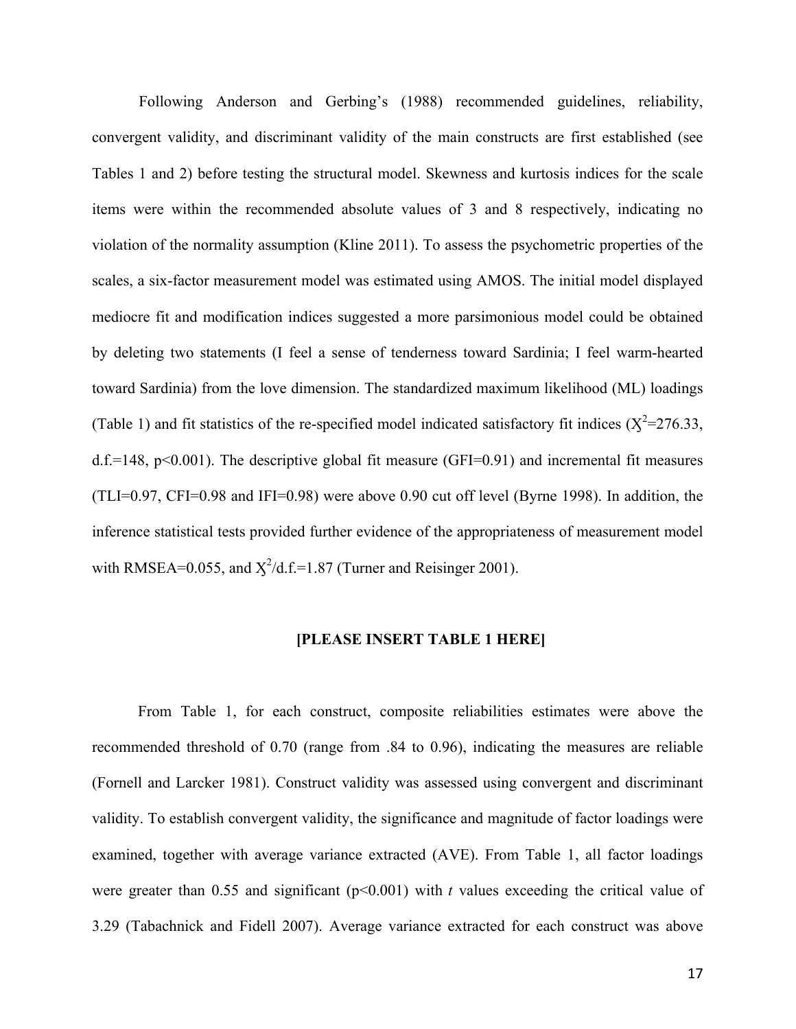Following Anderson and Gerbing's (1988) recommended guidelines, reliability, convergent validity, and discriminant validity of the main constructs are first established (see Tables 1 and 2) before testing the structural model. Skewness and kurtosis indices for the scale items were within the recommended absolute values of 3 and 8 respectively, indicating no violation of the normality assumption (Kline 2011). To assess the psychometric properties of the scales, a six-factor measurement model was estimated using AMOS. The initial model displayed mediocre fit and modification indices suggested a more parsimonious model could be obtained by deleting two statements (I feel a sense of tenderness toward Sardinia; I feel warm-hearted toward Sardinia) from the love dimension. The standardized maximum likelihood (ML) loadings (Table 1) and fit statistics of the re-specified model indicated satisfactory fit indices ($\chi^2$=276.33, d.f.=148, $p<0.001$). The descriptive global fit measure (GFI=0.91) and incremental fit measures (TLI=0.97, CFI=0.98 and IFI=0.98) were above 0.90 cut off level (Byrne 1998). In addition, the inference statistical tests provided further evidence of the appropriateness of measurement model with RMSEA=0.055, and $\chi^2$/d.f.=1.87 (Turner and Reisinger 2001).

**[PLEASE INSERT TABLE 1 HERE]**

From Table 1, for each construct, composite reliabilities estimates were above the recommended threshold of 0.70 (range from .84 to 0.96), indicating the measures are reliable (Fornell and Larcker 1981). Construct validity was assessed using convergent and discriminant validity. To establish convergent validity, the significance and magnitude of factor loadings were examined, together with average variance extracted (AVE). From Table 1, all factor loadings were greater than 0.55 and significant ($p<0.001$) with *t* values exceeding the critical value of 3.29 (Tabachnick and Fidell 2007). Average variance extracted for each construct was above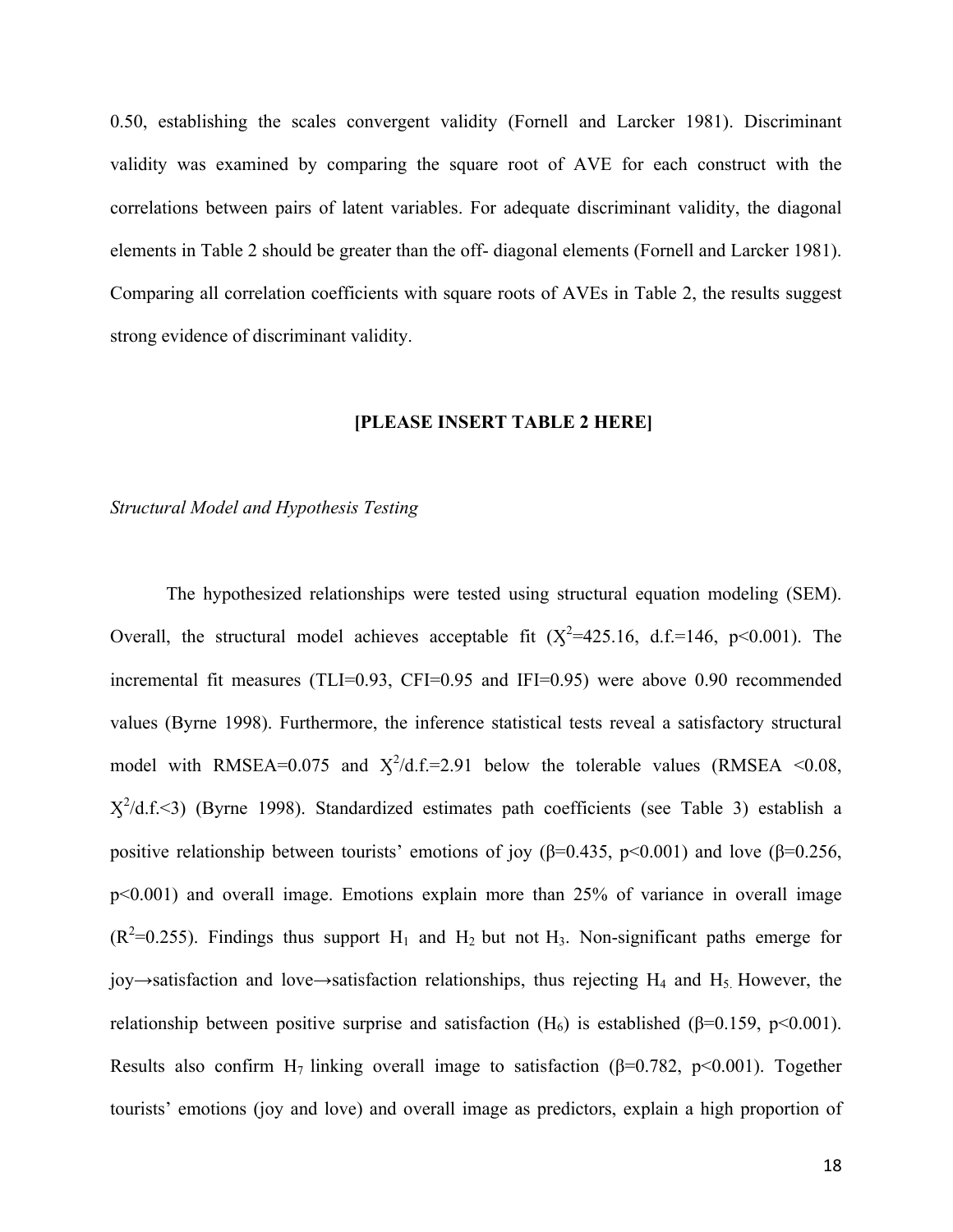0.50, establishing the scales convergent validity (Fornell and Larcker 1981). Discriminant validity was examined by comparing the square root of AVE for each construct with the correlations between pairs of latent variables. For adequate discriminant validity, the diagonal elements in Table 2 should be greater than the off- diagonal elements (Fornell and Larcker 1981). Comparing all correlation coefficients with square roots of AVEs in Table 2, the results suggest strong evidence of discriminant validity.

**[PLEASE INSERT TABLE 2 HERE]**

*Structural Model and Hypothesis Testing*

The hypothesized relationships were tested using structural equation modeling (SEM). Overall, the structural model achieves acceptable fit ($\chi^2$=425.16, d.f.=146, p<0.001). The incremental fit measures (TLI=0.93, CFI=0.95 and IFI=0.95) were above 0.90 recommended values (Byrne 1998). Furthermore, the inference statistical tests reveal a satisfactory structural model with RMSEA=0.075 and $\chi^2$/d.f.=2.91 below the tolerable values (RMSEA <0.08, $\chi^2$/d.f.<3) (Byrne 1998). Standardized estimates path coefficients (see Table 3) establish a positive relationship between tourists' emotions of joy (β=0.435, p<0.001) and love (β=0.256, p<0.001) and overall image. Emotions explain more than 25% of variance in overall image ($R^2$=0.255). Findings thus support $H_1$ and $H_2$ but not $H_3$. Non-significant paths emerge for joy→satisfaction and love→satisfaction relationships, thus rejecting $H_4$ and $H_5$. However, the relationship between positive surprise and satisfaction ($H_6$) is established (β=0.159, p<0.001). Results also confirm $H_7$ linking overall image to satisfaction (β=0.782, p<0.001). Together tourists' emotions (joy and love) and overall image as predictors, explain a high proportion of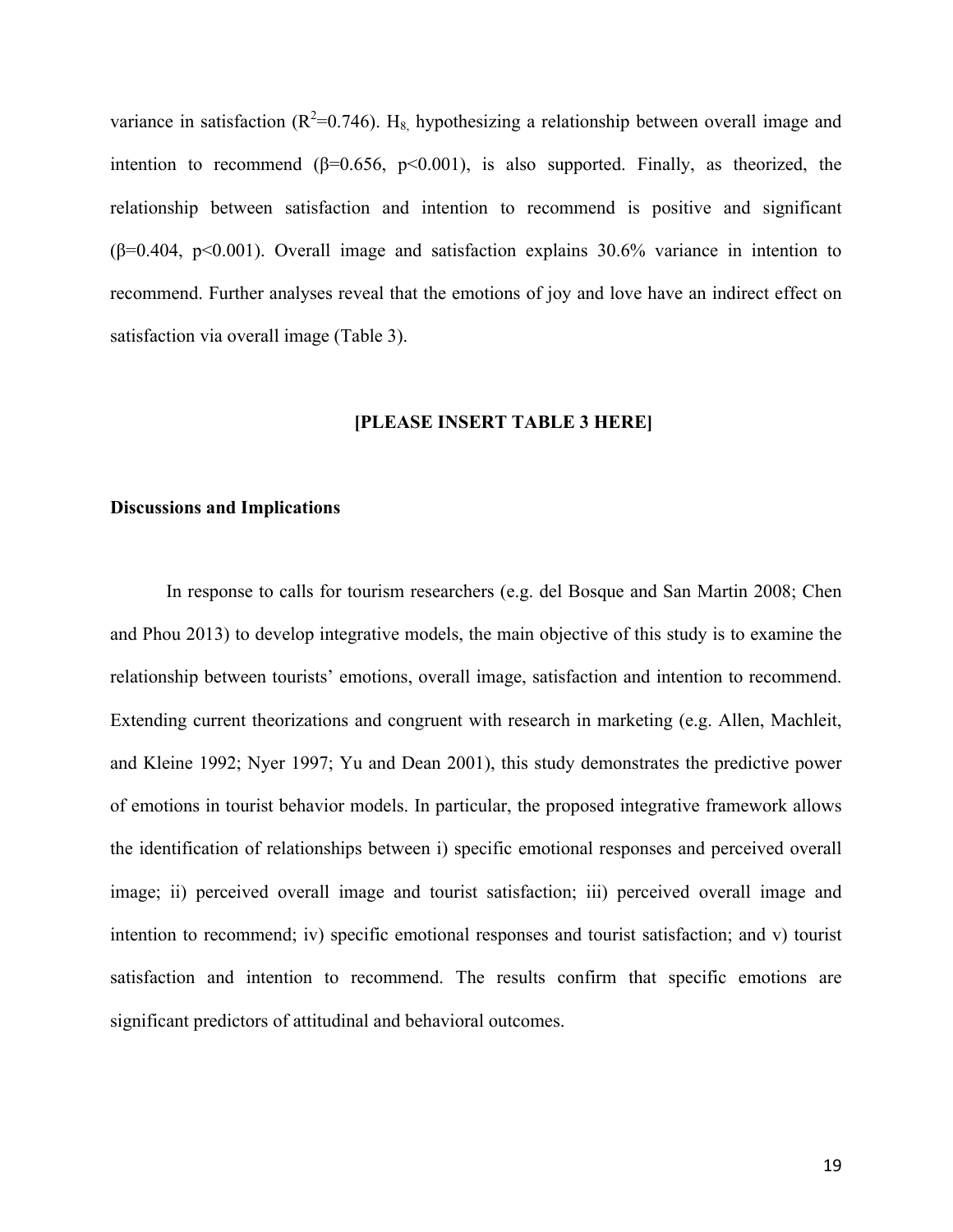variance in satisfaction ($R^2$=0.746). $H_{8,}$ hypothesizing a relationship between overall image and intention to recommend ($\beta$=0.656, $p$<0.001), is also supported. Finally, as theorized, the relationship between satisfaction and intention to recommend is positive and significant ($\beta$=0.404, $p$<0.001). Overall image and satisfaction explains 30.6% variance in intention to recommend. Further analyses reveal that the emotions of joy and love have an indirect effect on satisfaction via overall image (Table 3).

**[PLEASE INSERT TABLE 3 HERE]**

**Discussions and Implications**

In response to calls for tourism researchers (e.g. del Bosque and San Martin 2008; Chen and Phou 2013) to develop integrative models, the main objective of this study is to examine the relationship between tourists' emotions, overall image, satisfaction and intention to recommend. Extending current theorizations and congruent with research in marketing (e.g. Allen, Machleit, and Kleine 1992; Nyer 1997; Yu and Dean 2001), this study demonstrates the predictive power of emotions in tourist behavior models. In particular, the proposed integrative framework allows the identification of relationships between i) specific emotional responses and perceived overall image; ii) perceived overall image and tourist satisfaction; iii) perceived overall image and intention to recommend; iv) specific emotional responses and tourist satisfaction; and v) tourist satisfaction and intention to recommend. The results confirm that specific emotions are significant predictors of attitudinal and behavioral outcomes.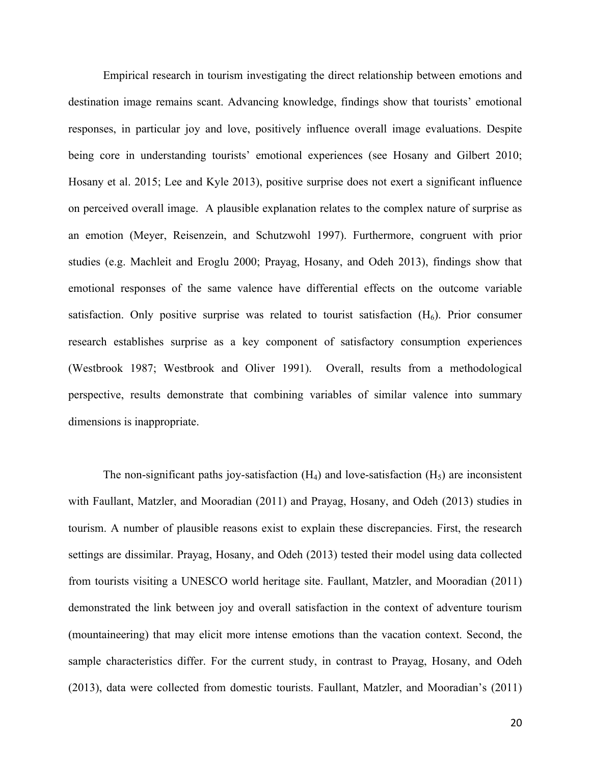Empirical research in tourism investigating the direct relationship between emotions and destination image remains scant. Advancing knowledge, findings show that tourists' emotional responses, in particular joy and love, positively influence overall image evaluations. Despite being core in understanding tourists' emotional experiences (see Hosany and Gilbert 2010; Hosany et al. 2015; Lee and Kyle 2013), positive surprise does not exert a significant influence on perceived overall image. A plausible explanation relates to the complex nature of surprise as an emotion (Meyer, Reisenzein, and Schutzwohl 1997). Furthermore, congruent with prior studies (e.g. Machleit and Eroglu 2000; Prayag, Hosany, and Odeh 2013), findings show that emotional responses of the same valence have differential effects on the outcome variable satisfaction. Only positive surprise was related to tourist satisfaction ($H_6$). Prior consumer research establishes surprise as a key component of satisfactory consumption experiences (Westbrook 1987; Westbrook and Oliver 1991). Overall, results from a methodological perspective, results demonstrate that combining variables of similar valence into summary dimensions is inappropriate.

The non-significant paths joy-satisfaction ($H_4$) and love-satisfaction ($H_5$) are inconsistent with Faullant, Matzler, and Mooradian (2011) and Prayag, Hosany, and Odeh (2013) studies in tourism. A number of plausible reasons exist to explain these discrepancies. First, the research settings are dissimilar. Prayag, Hosany, and Odeh (2013) tested their model using data collected from tourists visiting a UNESCO world heritage site. Faullant, Matzler, and Mooradian (2011) demonstrated the link between joy and overall satisfaction in the context of adventure tourism (mountaineering) that may elicit more intense emotions than the vacation context. Second, the sample characteristics differ. For the current study, in contrast to Prayag, Hosany, and Odeh (2013), data were collected from domestic tourists. Faullant, Matzler, and Mooradian's (2011)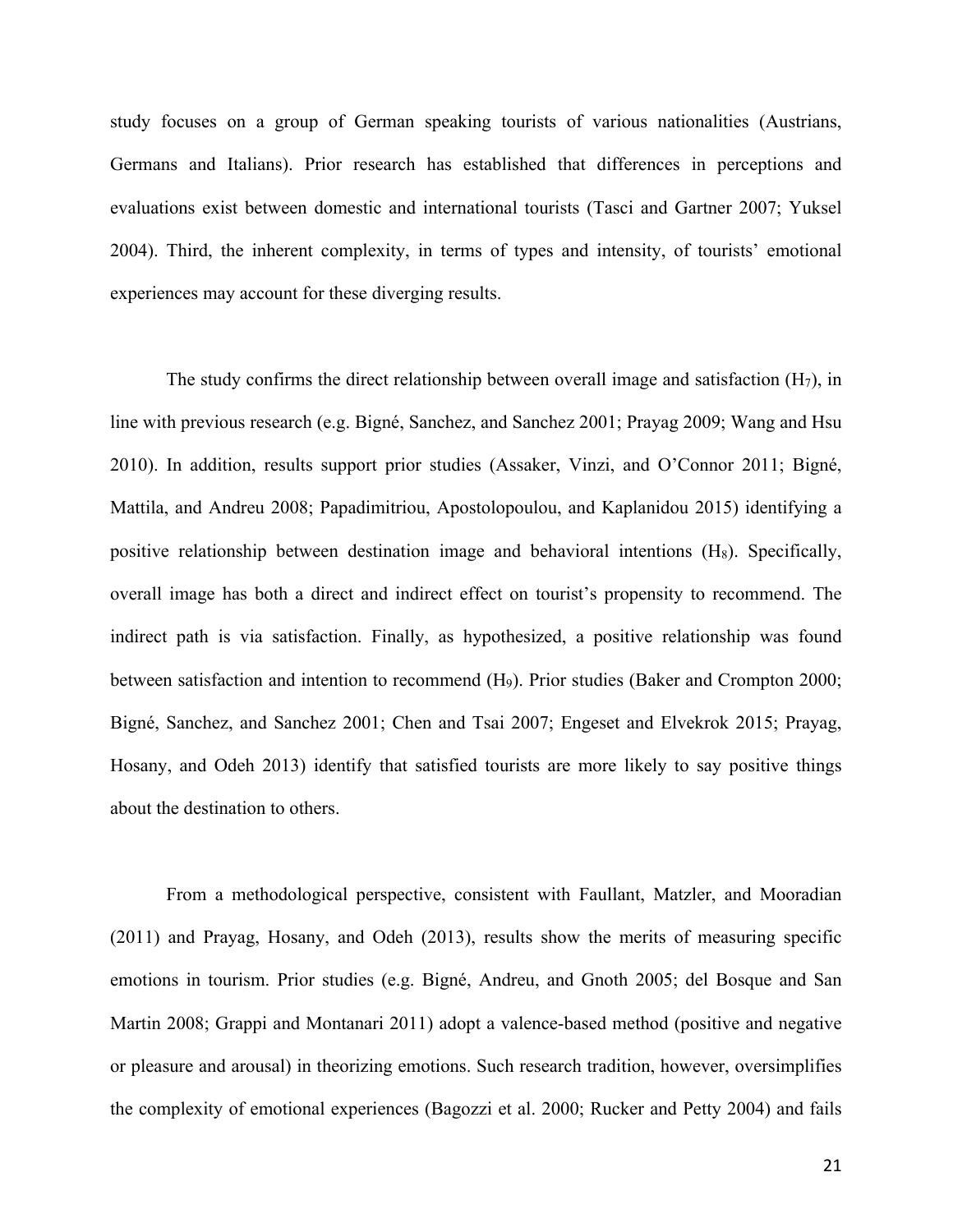study focuses on a group of German speaking tourists of various nationalities (Austrians, Germans and Italians). Prior research has established that differences in perceptions and evaluations exist between domestic and international tourists (Tasci and Gartner 2007; Yuksel 2004). Third, the inherent complexity, in terms of types and intensity, of tourists' emotional experiences may account for these diverging results.

The study confirms the direct relationship between overall image and satisfaction ($H_7$), in line with previous research (e.g. Bigné, Sanchez, and Sanchez 2001; Prayag 2009; Wang and Hsu 2010). In addition, results support prior studies (Assaker, Vinzi, and O'Connor 2011; Bigné, Mattila, and Andreu 2008; Papadimitriou, Apostolopoulou, and Kaplanidou 2015) identifying a positive relationship between destination image and behavioral intentions ($H_8$). Specifically, overall image has both a direct and indirect effect on tourist's propensity to recommend. The indirect path is via satisfaction. Finally, as hypothesized, a positive relationship was found between satisfaction and intention to recommend ($H_9$). Prior studies (Baker and Crompton 2000; Bigné, Sanchez, and Sanchez 2001; Chen and Tsai 2007; Engeset and Elvekrok 2015; Prayag, Hosany, and Odeh 2013) identify that satisfied tourists are more likely to say positive things about the destination to others.

From a methodological perspective, consistent with Faullant, Matzler, and Mooradian (2011) and Prayag, Hosany, and Odeh (2013), results show the merits of measuring specific emotions in tourism. Prior studies (e.g. Bigné, Andreu, and Gnoth 2005; del Bosque and San Martin 2008; Grappi and Montanari 2011) adopt a valence-based method (positive and negative or pleasure and arousal) in theorizing emotions. Such research tradition, however, oversimplifies the complexity of emotional experiences (Bagozzi et al. 2000; Rucker and Petty 2004) and fails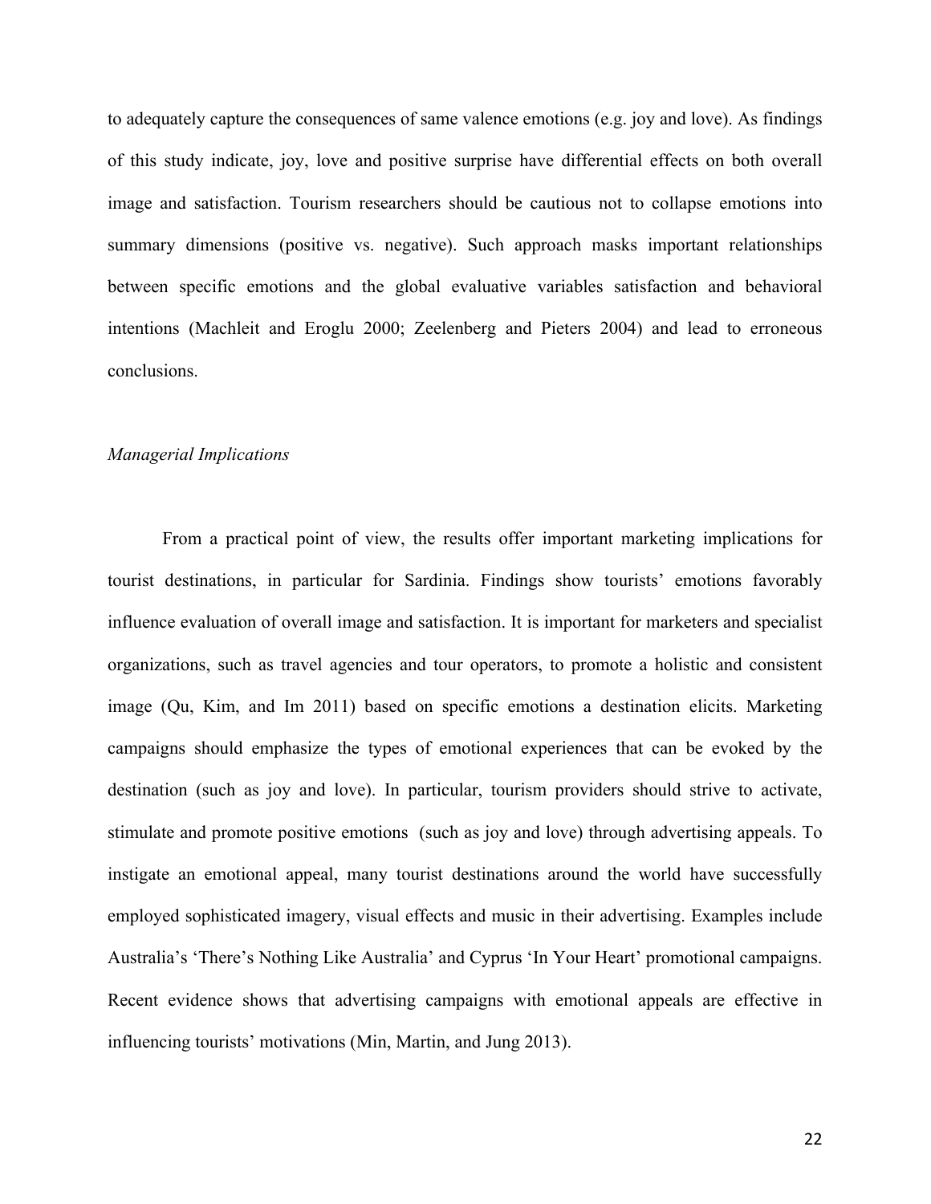to adequately capture the consequences of same valence emotions (e.g. joy and love). As findings of this study indicate, joy, love and positive surprise have differential effects on both overall image and satisfaction. Tourism researchers should be cautious not to collapse emotions into summary dimensions (positive vs. negative). Such approach masks important relationships between specific emotions and the global evaluative variables satisfaction and behavioral intentions (Machleit and Eroglu 2000; Zeelenberg and Pieters 2004) and lead to erroneous conclusions.

*Managerial Implications*

From a practical point of view, the results offer important marketing implications for tourist destinations, in particular for Sardinia. Findings show tourists' emotions favorably influence evaluation of overall image and satisfaction. It is important for marketers and specialist organizations, such as travel agencies and tour operators, to promote a holistic and consistent image (Qu, Kim, and Im 2011) based on specific emotions a destination elicits. Marketing campaigns should emphasize the types of emotional experiences that can be evoked by the destination (such as joy and love). In particular, tourism providers should strive to activate, stimulate and promote positive emotions (such as joy and love) through advertising appeals. To instigate an emotional appeal, many tourist destinations around the world have successfully employed sophisticated imagery, visual effects and music in their advertising. Examples include Australia's 'There's Nothing Like Australia' and Cyprus 'In Your Heart' promotional campaigns. Recent evidence shows that advertising campaigns with emotional appeals are effective in influencing tourists' motivations (Min, Martin, and Jung 2013).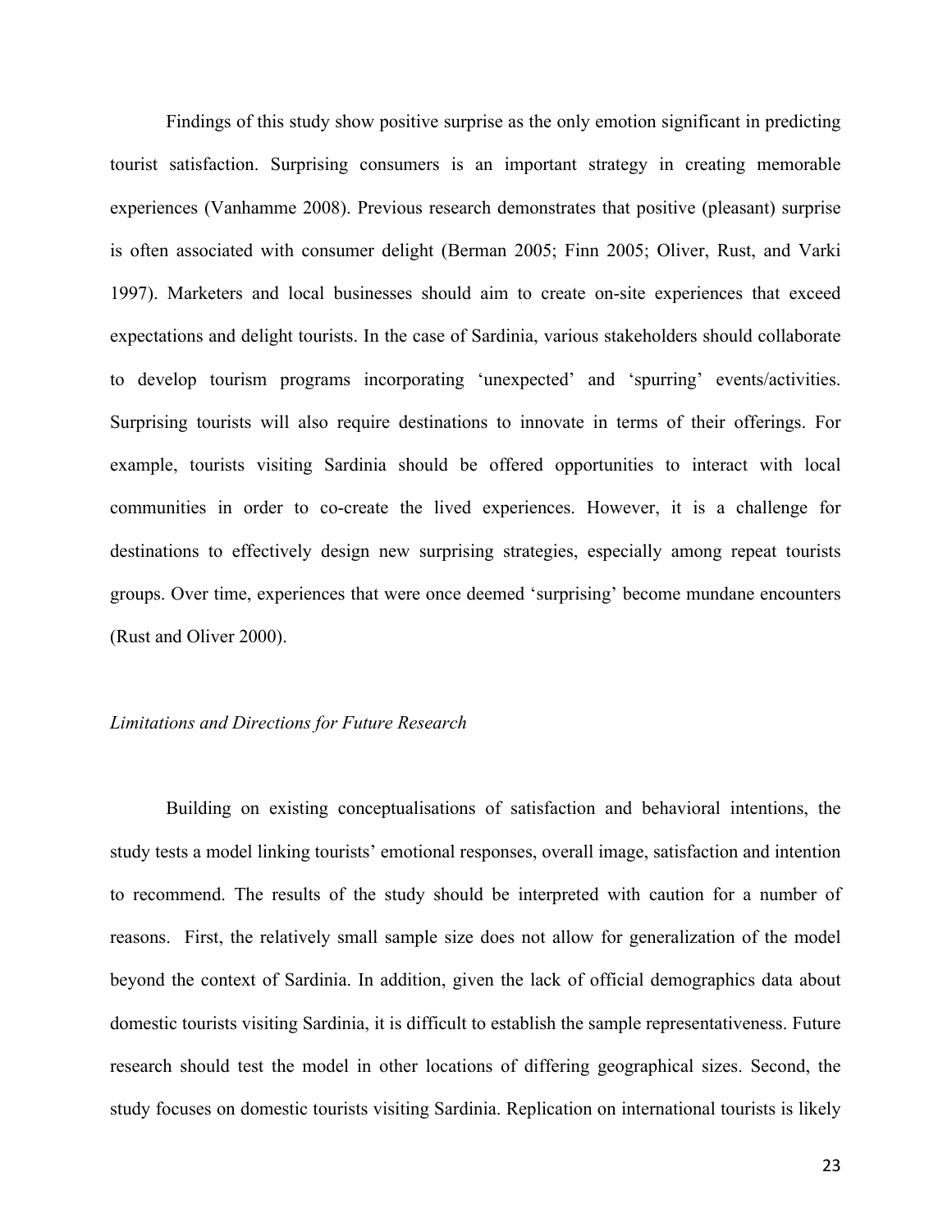Findings of this study show positive surprise as the only emotion significant in predicting tourist satisfaction. Surprising consumers is an important strategy in creating memorable experiences (Vanhamme 2008). Previous research demonstrates that positive (pleasant) surprise is often associated with consumer delight (Berman 2005; Finn 2005; Oliver, Rust, and Varki 1997). Marketers and local businesses should aim to create on-site experiences that exceed expectations and delight tourists. In the case of Sardinia, various stakeholders should collaborate to develop tourism programs incorporating 'unexpected' and 'spurring' events/activities. Surprising tourists will also require destinations to innovate in terms of their offerings. For example, tourists visiting Sardinia should be offered opportunities to interact with local communities in order to co-create the lived experiences. However, it is a challenge for destinations to effectively design new surprising strategies, especially among repeat tourists groups. Over time, experiences that were once deemed 'surprising' become mundane encounters (Rust and Oliver 2000).

*Limitations and Directions for Future Research*

Building on existing conceptualisations of satisfaction and behavioral intentions, the study tests a model linking tourists' emotional responses, overall image, satisfaction and intention to recommend. The results of the study should be interpreted with caution for a number of reasons. First, the relatively small sample size does not allow for generalization of the model beyond the context of Sardinia. In addition, given the lack of official demographics data about domestic tourists visiting Sardinia, it is difficult to establish the sample representativeness. Future research should test the model in other locations of differing geographical sizes. Second, the study focuses on domestic tourists visiting Sardinia. Replication on international tourists is likely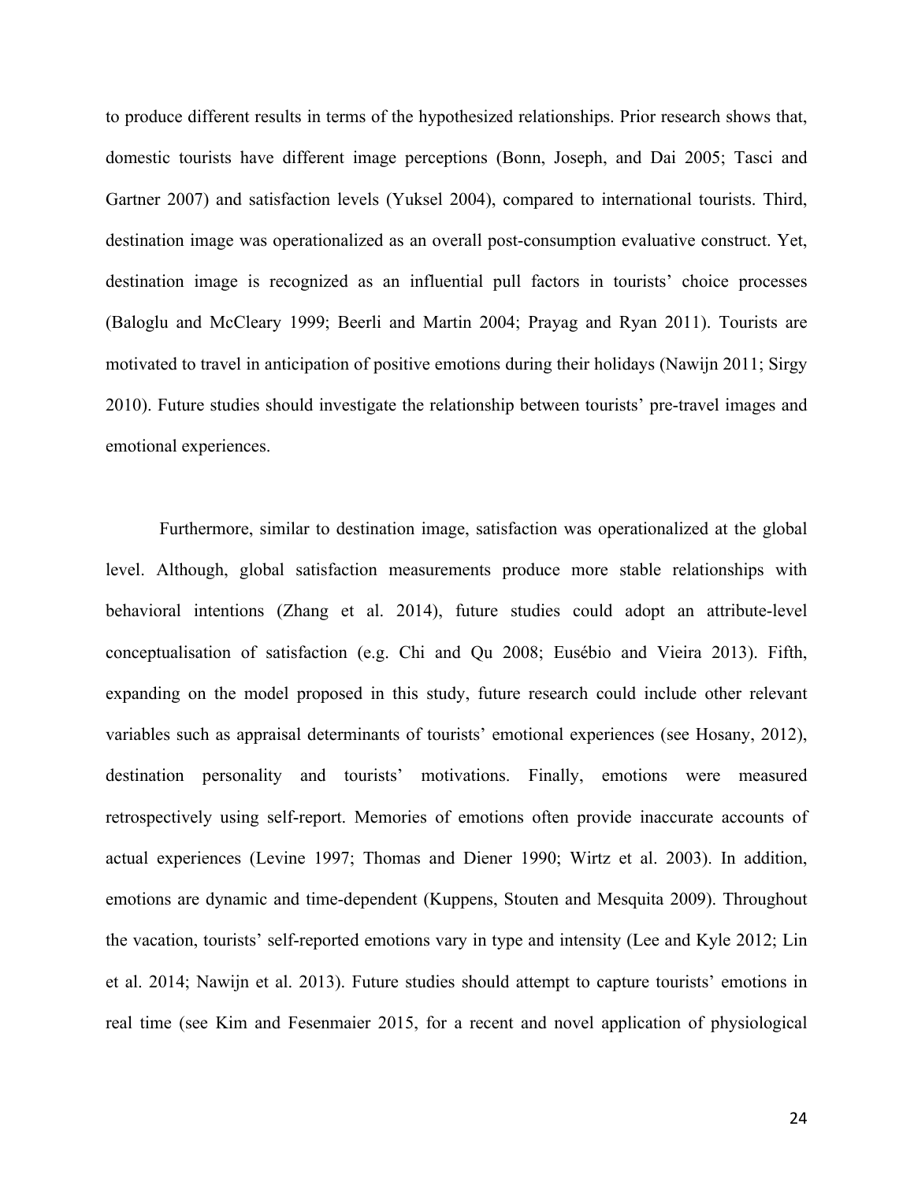to produce different results in terms of the hypothesized relationships. Prior research shows that, domestic tourists have different image perceptions (Bonn, Joseph, and Dai 2005; Tasci and Gartner 2007) and satisfaction levels (Yuksel 2004), compared to international tourists. Third, destination image was operationalized as an overall post-consumption evaluative construct. Yet, destination image is recognized as an influential pull factors in tourists' choice processes (Baloglu and McCleary 1999; Beerli and Martin 2004; Prayag and Ryan 2011). Tourists are motivated to travel in anticipation of positive emotions during their holidays (Nawijn 2011; Sirgy 2010). Future studies should investigate the relationship between tourists' pre-travel images and emotional experiences.

Furthermore, similar to destination image, satisfaction was operationalized at the global level. Although, global satisfaction measurements produce more stable relationships with behavioral intentions (Zhang et al. 2014), future studies could adopt an attribute-level conceptualisation of satisfaction (e.g. Chi and Qu 2008; Eusébio and Vieira 2013). Fifth, expanding on the model proposed in this study, future research could include other relevant variables such as appraisal determinants of tourists' emotional experiences (see Hosany, 2012), destination personality and tourists' motivations. Finally, emotions were measured retrospectively using self-report. Memories of emotions often provide inaccurate accounts of actual experiences (Levine 1997; Thomas and Diener 1990; Wirtz et al. 2003). In addition, emotions are dynamic and time-dependent (Kuppens, Stouten and Mesquita 2009). Throughout the vacation, tourists' self-reported emotions vary in type and intensity (Lee and Kyle 2012; Lin et al. 2014; Nawijn et al. 2013). Future studies should attempt to capture tourists' emotions in real time (see Kim and Fesenmaier 2015, for a recent and novel application of physiological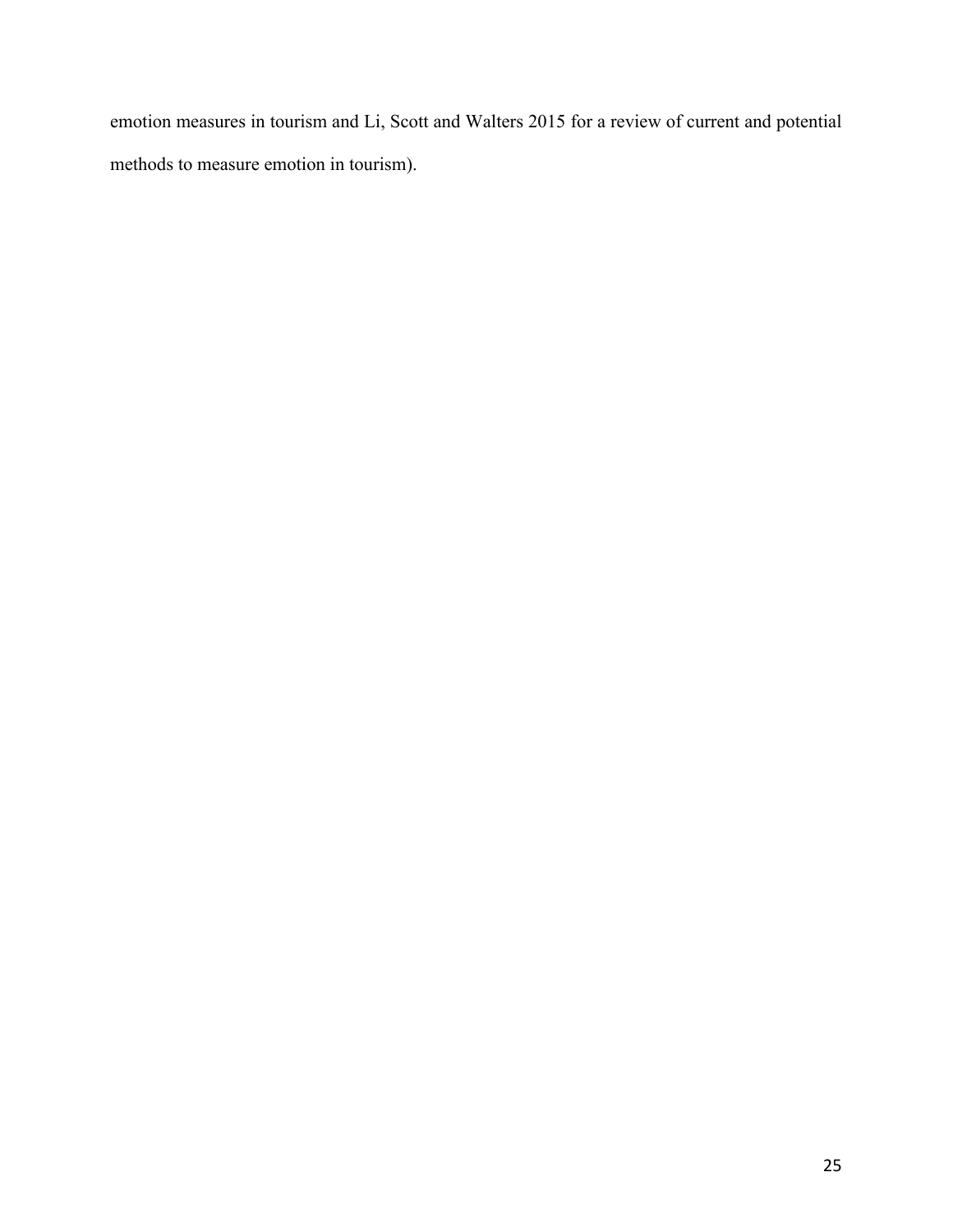emotion measures in tourism and Li, Scott and Walters 2015 for a review of current and potential methods to measure emotion in tourism).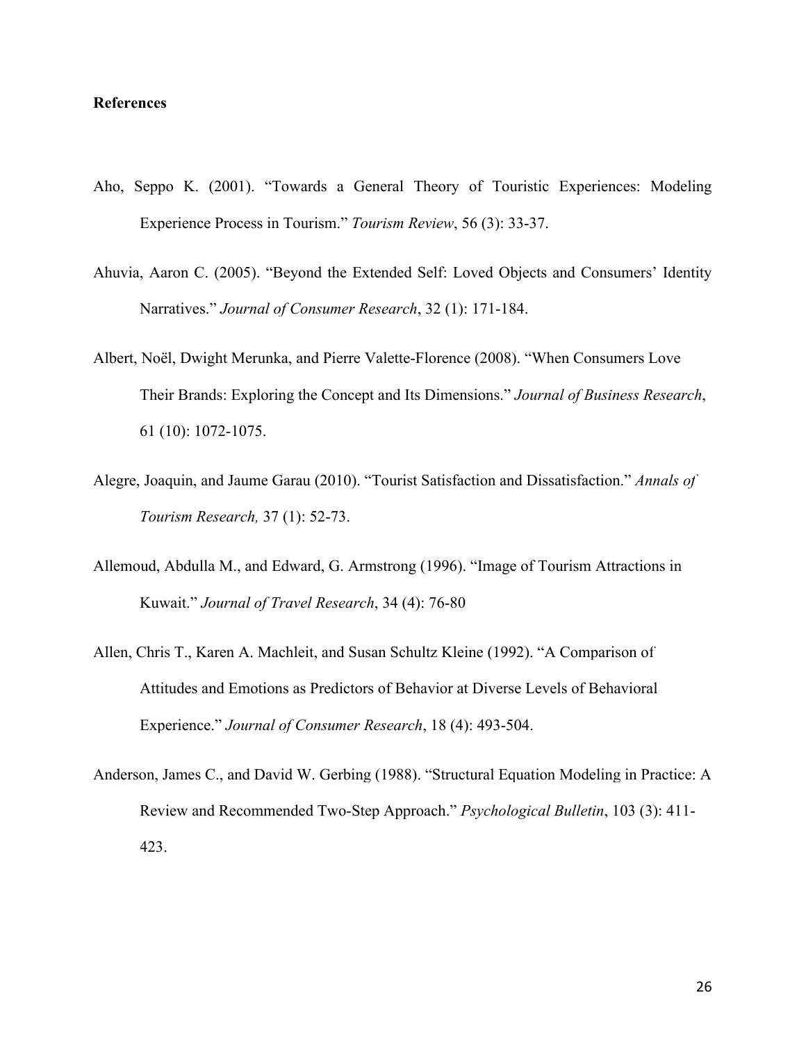**References**

Aho, Seppo K. (2001). "Towards a General Theory of Touristic Experiences: Modeling Experience Process in Tourism." *Tourism Review*, 56 (3): 33-37.

Ahuvia, Aaron C. (2005). "Beyond the Extended Self: Loved Objects and Consumers' Identity Narratives." *Journal of Consumer Research*, 32 (1): 171-184.

Albert, Noël, Dwight Merunka, and Pierre Valette-Florence (2008). "When Consumers Love Their Brands: Exploring the Concept and Its Dimensions." *Journal of Business Research*, 61 (10): 1072-1075.

Alegre, Joaquin, and Jaume Garau (2010). "Tourist Satisfaction and Dissatisfaction." *Annals of Tourism Research,* 37 (1): 52-73.

Allemoud, Abdulla M., and Edward, G. Armstrong (1996). "Image of Tourism Attractions in Kuwait." *Journal of Travel Research*, 34 (4): 76-80

Allen, Chris T., Karen A. Machleit, and Susan Schultz Kleine (1992). "A Comparison of Attitudes and Emotions as Predictors of Behavior at Diverse Levels of Behavioral Experience." *Journal of Consumer Research*, 18 (4): 493-504.

Anderson, James C., and David W. Gerbing (1988). "Structural Equation Modeling in Practice: A Review and Recommended Two-Step Approach." *Psychological Bulletin*, 103 (3): 411-423.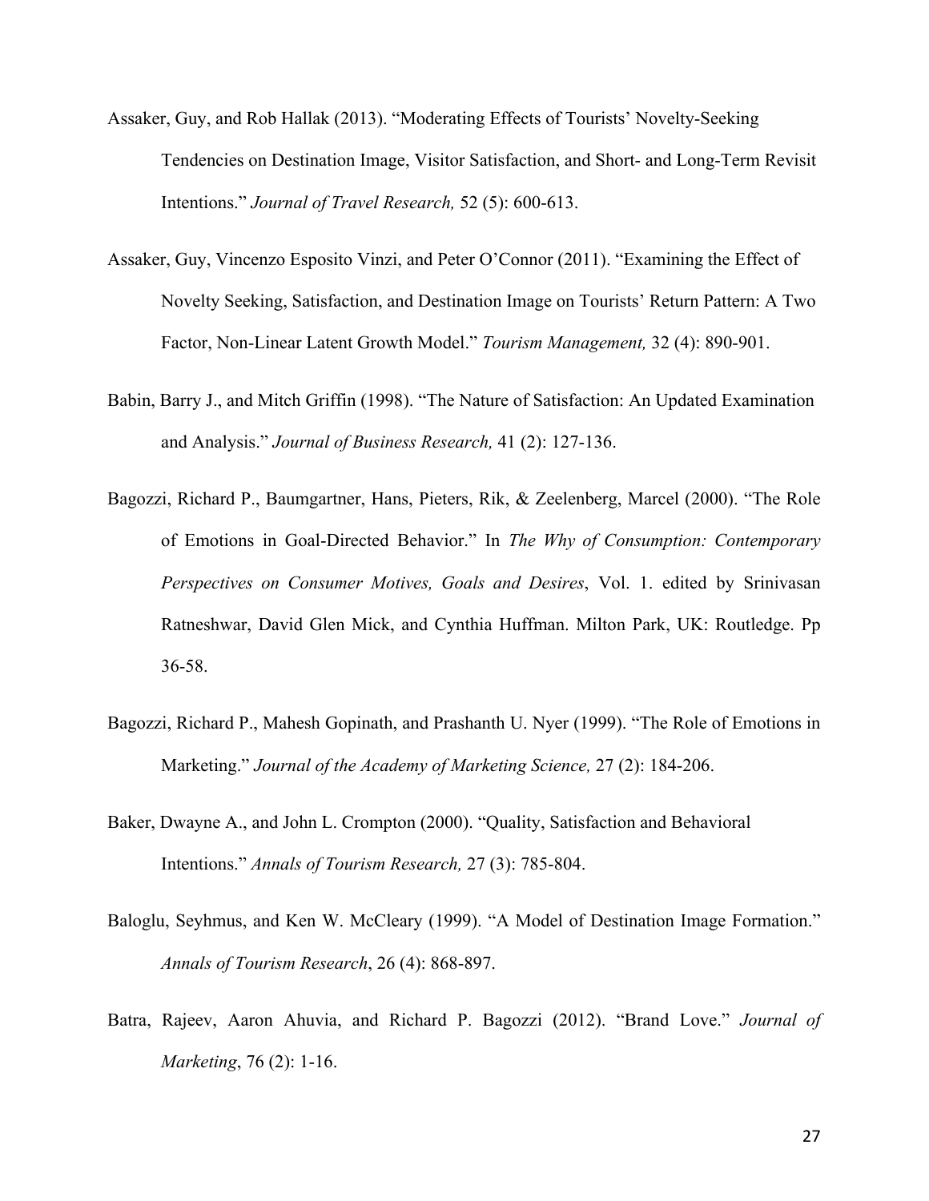Assaker, Guy, and Rob Hallak (2013). "Moderating Effects of Tourists' Novelty-Seeking Tendencies on Destination Image, Visitor Satisfaction, and Short- and Long-Term Revisit Intentions." *Journal of Travel Research,* 52 (5): 600-613.

Assaker, Guy, Vincenzo Esposito Vinzi, and Peter O'Connor (2011). "Examining the Effect of Novelty Seeking, Satisfaction, and Destination Image on Tourists' Return Pattern: A Two Factor, Non-Linear Latent Growth Model." *Tourism Management,* 32 (4): 890-901.

Babin, Barry J., and Mitch Griffin (1998). "The Nature of Satisfaction: An Updated Examination and Analysis." *Journal of Business Research,* 41 (2): 127-136.

Bagozzi, Richard P., Baumgartner, Hans, Pieters, Rik, & Zeelenberg, Marcel (2000). "The Role of Emotions in Goal-Directed Behavior." In *The Why of Consumption: Contemporary Perspectives on Consumer Motives, Goals and Desires*, Vol. 1. edited by Srinivasan Ratneshwar, David Glen Mick, and Cynthia Huffman. Milton Park, UK: Routledge. Pp 36-58.

Bagozzi, Richard P., Mahesh Gopinath, and Prashanth U. Nyer (1999). "The Role of Emotions in Marketing." *Journal of the Academy of Marketing Science,* 27 (2): 184-206.

Baker, Dwayne A., and John L. Crompton (2000). "Quality, Satisfaction and Behavioral Intentions." *Annals of Tourism Research,* 27 (3): 785-804.

Baloglu, Seyhmus, and Ken W. McCleary (1999). "A Model of Destination Image Formation." *Annals of Tourism Research*, 26 (4): 868-897.

Batra, Rajeev, Aaron Ahuvia, and Richard P. Bagozzi (2012). "Brand Love." *Journal of Marketing*, 76 (2): 1-16.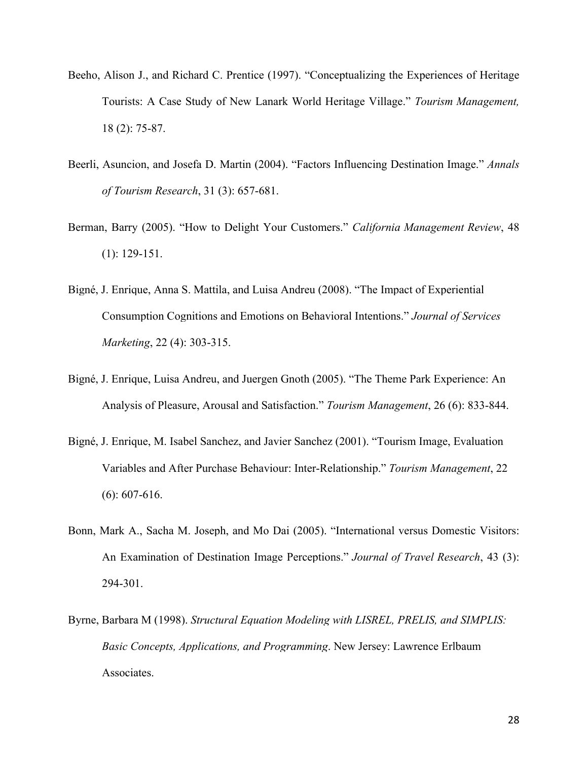Beeho, Alison J., and Richard C. Prentice (1997). "Conceptualizing the Experiences of Heritage Tourists: A Case Study of New Lanark World Heritage Village." *Tourism Management,* 18 (2): 75-87.

Beerli, Asuncion, and Josefa D. Martin (2004). "Factors Influencing Destination Image." *Annals of Tourism Research*, 31 (3): 657-681.

Berman, Barry (2005). "How to Delight Your Customers." *California Management Review*, 48 (1): 129-151.

Bigné, J. Enrique, Anna S. Mattila, and Luisa Andreu (2008). "The Impact of Experiential Consumption Cognitions and Emotions on Behavioral Intentions." *Journal of Services Marketing*, 22 (4): 303-315.

Bigné, J. Enrique, Luisa Andreu, and Juergen Gnoth (2005). "The Theme Park Experience: An Analysis of Pleasure, Arousal and Satisfaction." *Tourism Management*, 26 (6): 833-844.

Bigné, J. Enrique, M. Isabel Sanchez, and Javier Sanchez (2001). "Tourism Image, Evaluation Variables and After Purchase Behaviour: Inter-Relationship." *Tourism Management*, 22 (6): 607-616.

Bonn, Mark A., Sacha M. Joseph, and Mo Dai (2005). "International versus Domestic Visitors: An Examination of Destination Image Perceptions." *Journal of Travel Research*, 43 (3): 294-301.

Byrne, Barbara M (1998). *Structural Equation Modeling with LISREL, PRELIS, and SIMPLIS: Basic Concepts, Applications, and Programming*. New Jersey: Lawrence Erlbaum Associates.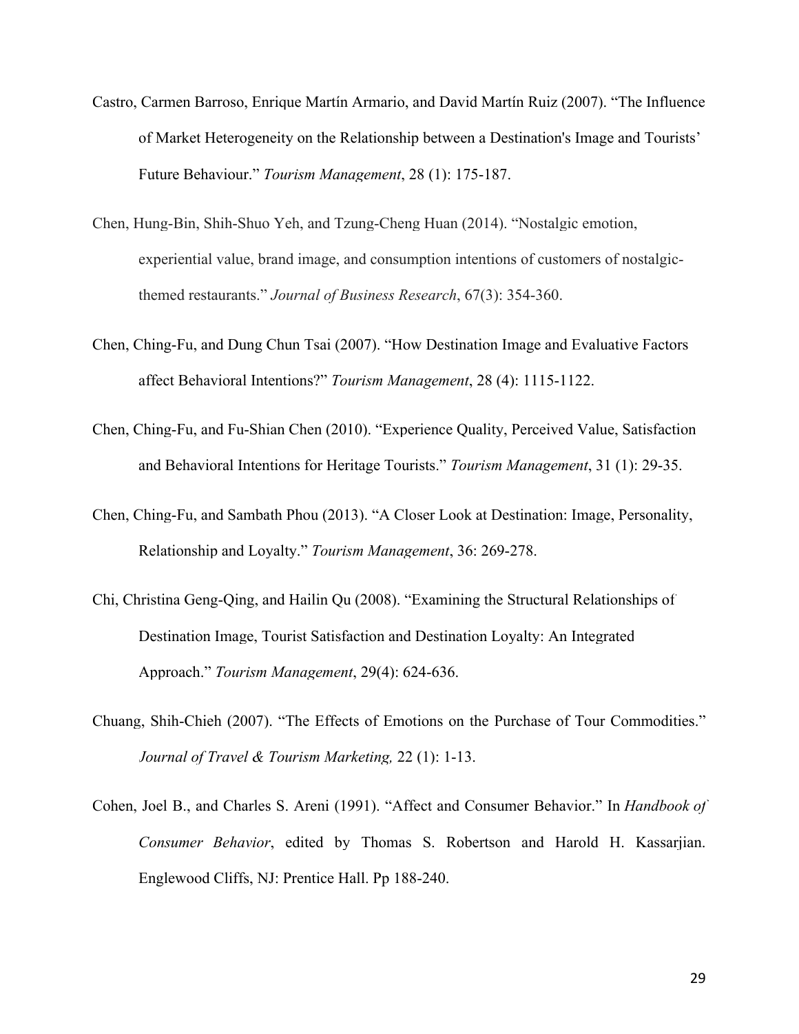Castro, Carmen Barroso, Enrique Martín Armario, and David Martín Ruiz (2007). “The Influence of Market Heterogeneity on the Relationship between a Destination's Image and Tourists’ Future Behaviour.” *Tourism Management*, 28 (1): 175-187.

Chen, Hung-Bin, Shih-Shuo Yeh, and Tzung-Cheng Huan (2014). “Nostalgic emotion, experiential value, brand image, and consumption intentions of customers of nostalgic-themed restaurants.” *Journal of Business Research*, 67(3): 354-360.

Chen, Ching-Fu, and Dung Chun Tsai (2007). “How Destination Image and Evaluative Factors affect Behavioral Intentions?” *Tourism Management*, 28 (4): 1115-1122.

Chen, Ching-Fu, and Fu-Shian Chen (2010). “Experience Quality, Perceived Value, Satisfaction and Behavioral Intentions for Heritage Tourists.” *Tourism Management*, 31 (1): 29-35.

Chen, Ching-Fu, and Sambath Phou (2013). “A Closer Look at Destination: Image, Personality, Relationship and Loyalty.” *Tourism Management*, 36: 269-278.

Chi, Christina Geng-Qing, and Hailin Qu (2008). “Examining the Structural Relationships of Destination Image, Tourist Satisfaction and Destination Loyalty: An Integrated Approach.” *Tourism Management*, 29(4): 624-636.

Chuang, Shih-Chieh (2007). “The Effects of Emotions on the Purchase of Tour Commodities.” *Journal of Travel & Tourism Marketing,* 22 (1): 1-13.

Cohen, Joel B., and Charles S. Areni (1991). “Affect and Consumer Behavior.” In *Handbook of Consumer Behavior*, edited by Thomas S. Robertson and Harold H. Kassarjian. Englewood Cliffs, NJ: Prentice Hall. Pp 188-240.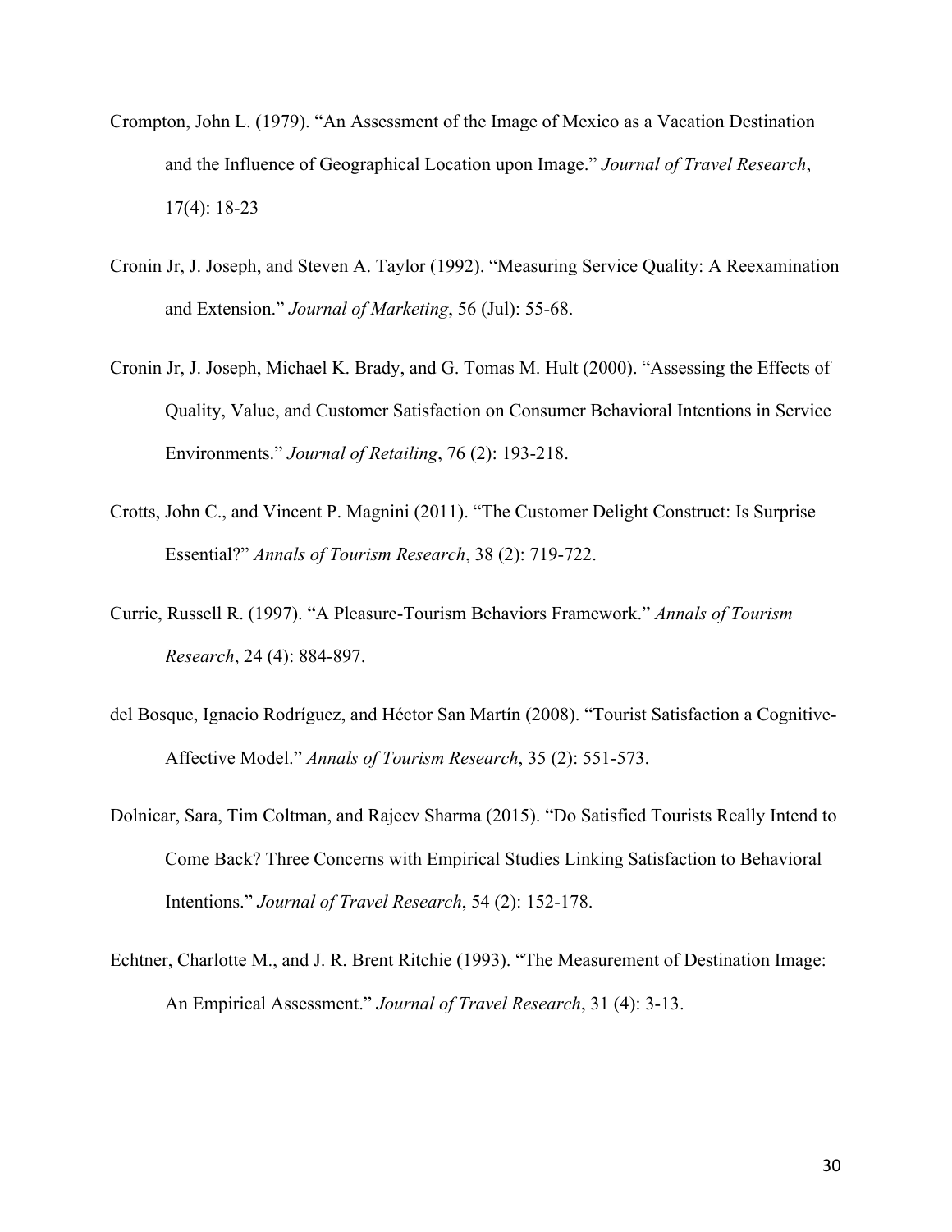Crompton, John L. (1979). "An Assessment of the Image of Mexico as a Vacation Destination and the Influence of Geographical Location upon Image." *Journal of Travel Research*, 17(4): 18-23

Cronin Jr, J. Joseph, and Steven A. Taylor (1992). "Measuring Service Quality: A Reexamination and Extension." *Journal of Marketing*, 56 (Jul): 55-68.

Cronin Jr, J. Joseph, Michael K. Brady, and G. Tomas M. Hult (2000). "Assessing the Effects of Quality, Value, and Customer Satisfaction on Consumer Behavioral Intentions in Service Environments." *Journal of Retailing*, 76 (2): 193-218.

Crotts, John C., and Vincent P. Magnini (2011). "The Customer Delight Construct: Is Surprise Essential?" *Annals of Tourism Research*, 38 (2): 719-722.

Currie, Russell R. (1997). "A Pleasure-Tourism Behaviors Framework." *Annals of Tourism Research*, 24 (4): 884-897.

del Bosque, Ignacio Rodríguez, and Héctor San Martín (2008). "Tourist Satisfaction a Cognitive-Affective Model." *Annals of Tourism Research*, 35 (2): 551-573.

Dolnicar, Sara, Tim Coltman, and Rajeev Sharma (2015). "Do Satisfied Tourists Really Intend to Come Back? Three Concerns with Empirical Studies Linking Satisfaction to Behavioral Intentions." *Journal of Travel Research*, 54 (2): 152-178.

Echtner, Charlotte M., and J. R. Brent Ritchie (1993). "The Measurement of Destination Image: An Empirical Assessment." *Journal of Travel Research*, 31 (4): 3-13.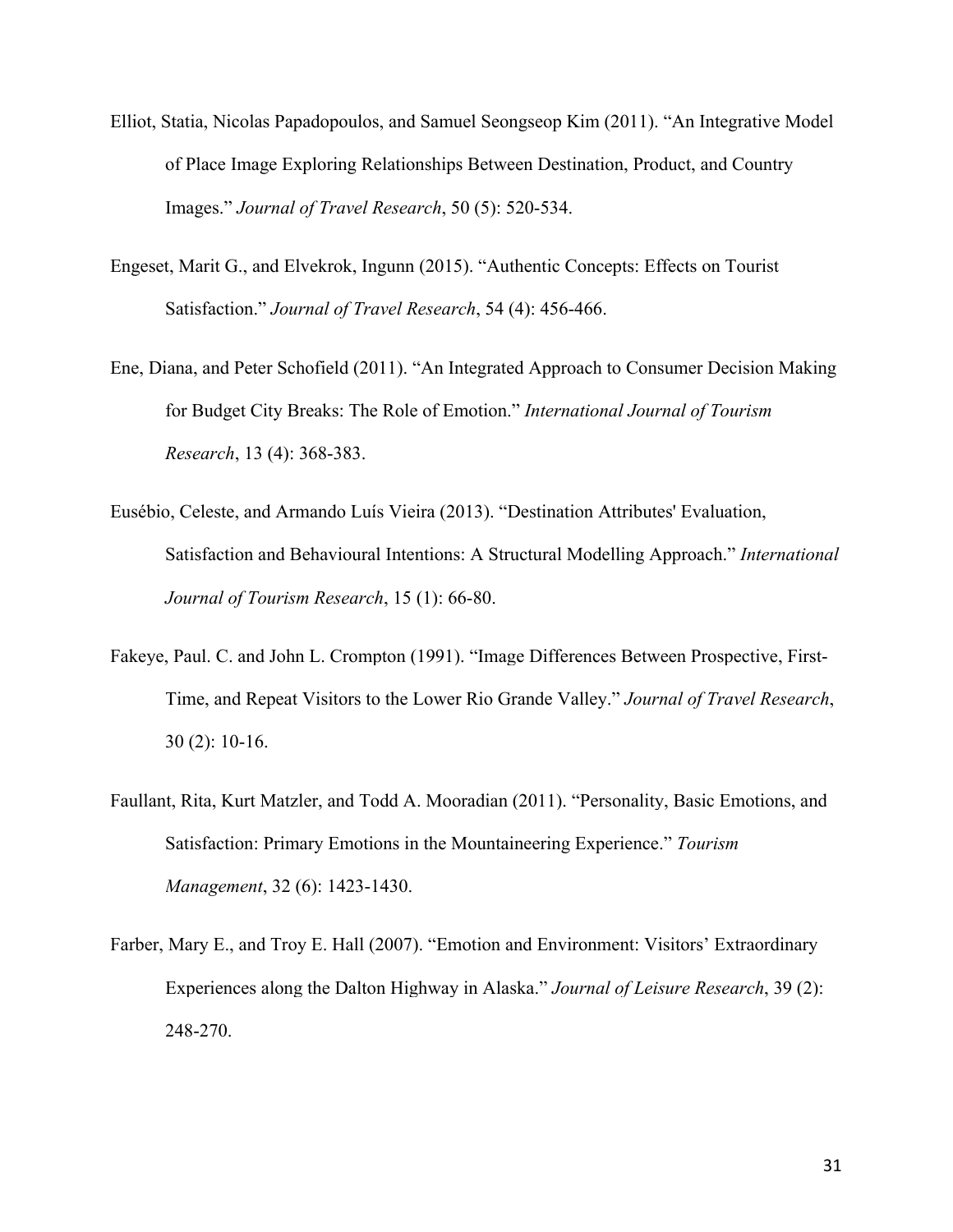Elliot, Statia, Nicolas Papadopoulos, and Samuel Seongseop Kim (2011). “An Integrative Model of Place Image Exploring Relationships Between Destination, Product, and Country Images.” *Journal of Travel Research*, 50 (5): 520-534.

Engeset, Marit G., and Elvekrok, Ingunn (2015). “Authentic Concepts: Effects on Tourist Satisfaction.” *Journal of Travel Research*, 54 (4): 456-466.

Ene, Diana, and Peter Schofield (2011). “An Integrated Approach to Consumer Decision Making for Budget City Breaks: The Role of Emotion.” *International Journal of Tourism Research*, 13 (4): 368-383.

Eusébio, Celeste, and Armando Luís Vieira (2013). “Destination Attributes' Evaluation, Satisfaction and Behavioural Intentions: A Structural Modelling Approach.” *International Journal of Tourism Research*, 15 (1): 66-80.

Fakeye, Paul. C. and John L. Crompton (1991). “Image Differences Between Prospective, First-Time, and Repeat Visitors to the Lower Rio Grande Valley.” *Journal of Travel Research*, 30 (2): 10-16.

Faullant, Rita, Kurt Matzler, and Todd A. Mooradian (2011). “Personality, Basic Emotions, and Satisfaction: Primary Emotions in the Mountaineering Experience.” *Tourism Management*, 32 (6): 1423-1430.

Farber, Mary E., and Troy E. Hall (2007). “Emotion and Environment: Visitors’ Extraordinary Experiences along the Dalton Highway in Alaska.” *Journal of Leisure Research*, 39 (2): 248-270.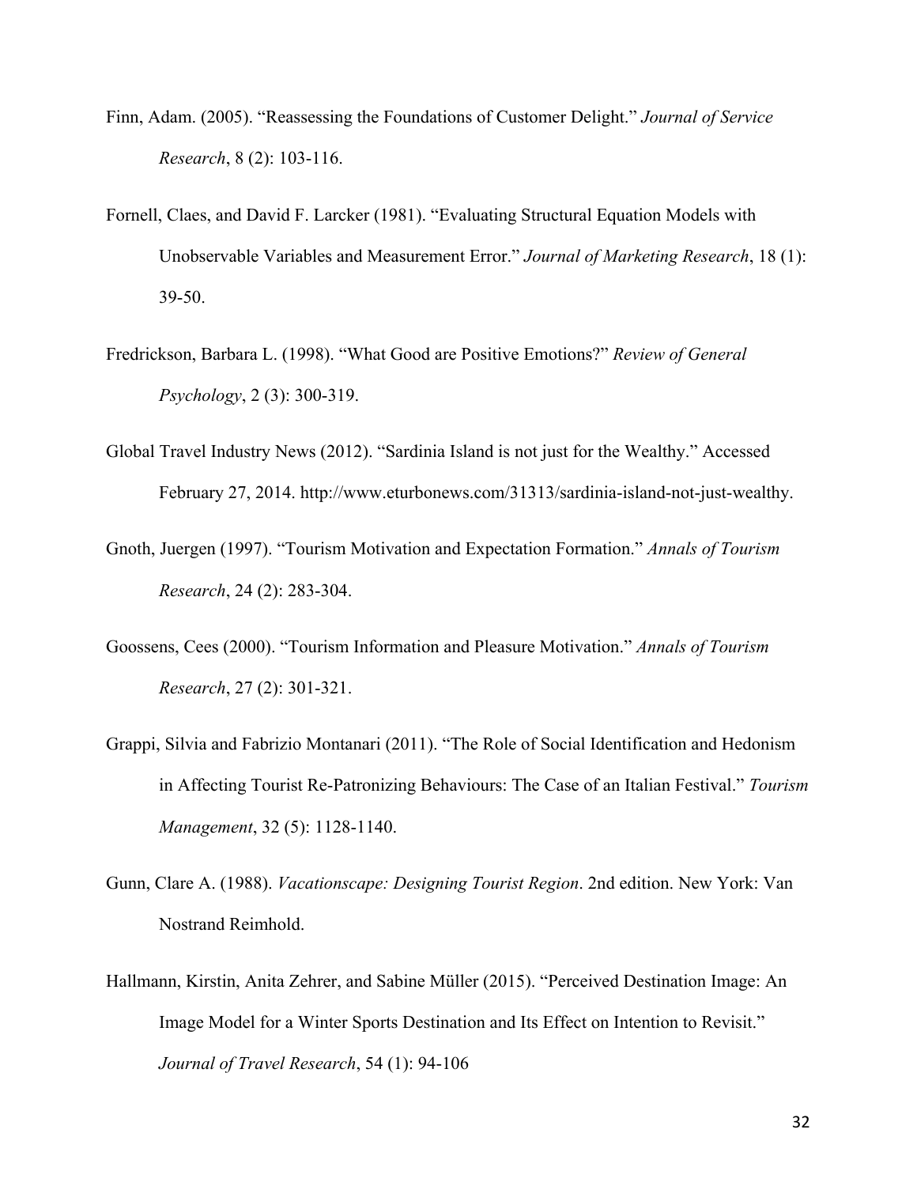Finn, Adam. (2005). “Reassessing the Foundations of Customer Delight.” *Journal of Service Research*, 8 (2): 103-116.

Fornell, Claes, and David F. Larcker (1981). “Evaluating Structural Equation Models with Unobservable Variables and Measurement Error.” *Journal of Marketing Research*, 18 (1): 39-50.

Fredrickson, Barbara L. (1998). “What Good are Positive Emotions?” *Review of General Psychology*, 2 (3): 300-319.

Global Travel Industry News (2012). “Sardinia Island is not just for the Wealthy.” Accessed February 27, 2014. http://www.eturbonews.com/31313/sardinia-island-not-just-wealthy.

Gnoth, Juergen (1997). “Tourism Motivation and Expectation Formation.” *Annals of Tourism Research*, 24 (2): 283-304.

Goossens, Cees (2000). “Tourism Information and Pleasure Motivation.” *Annals of Tourism Research*, 27 (2): 301-321.

Grappi, Silvia and Fabrizio Montanari (2011). “The Role of Social Identification and Hedonism in Affecting Tourist Re-Patronizing Behaviours: The Case of an Italian Festival.” *Tourism Management*, 32 (5): 1128-1140.

Gunn, Clare A. (1988). *Vacationscape: Designing Tourist Region*. 2nd edition. New York: Van Nostrand Reimhold.

Hallmann, Kirstin, Anita Zehrer, and Sabine Müller (2015). “Perceived Destination Image: An Image Model for a Winter Sports Destination and Its Effect on Intention to Revisit.” *Journal of Travel Research*, 54 (1): 94-106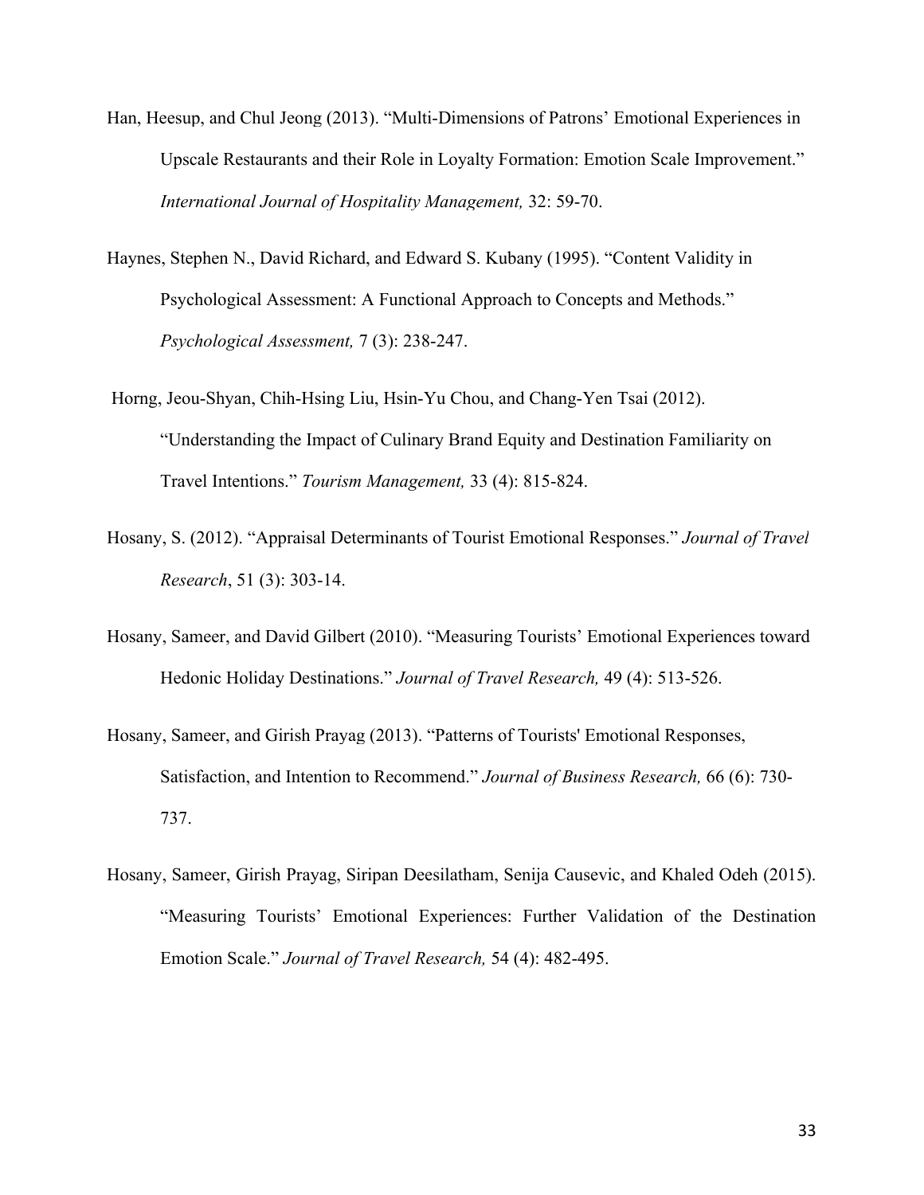Han, Heesup, and Chul Jeong (2013). "Multi-Dimensions of Patrons' Emotional Experiences in Upscale Restaurants and their Role in Loyalty Formation: Emotion Scale Improvement." *International Journal of Hospitality Management,* 32: 59-70.

Haynes, Stephen N., David Richard, and Edward S. Kubany (1995). "Content Validity in Psychological Assessment: A Functional Approach to Concepts and Methods." *Psychological Assessment,* 7 (3): 238-247.

Horng, Jeou-Shyan, Chih-Hsing Liu, Hsin-Yu Chou, and Chang-Yen Tsai (2012). "Understanding the Impact of Culinary Brand Equity and Destination Familiarity on Travel Intentions." *Tourism Management,* 33 (4): 815-824.

Hosany, S. (2012). "Appraisal Determinants of Tourist Emotional Responses." *Journal of Travel Research*, 51 (3): 303-14.

Hosany, Sameer, and David Gilbert (2010). "Measuring Tourists' Emotional Experiences toward Hedonic Holiday Destinations." *Journal of Travel Research,* 49 (4): 513-526.

Hosany, Sameer, and Girish Prayag (2013). "Patterns of Tourists' Emotional Responses, Satisfaction, and Intention to Recommend." *Journal of Business Research,* 66 (6): 730-737.

Hosany, Sameer, Girish Prayag, Siripan Deesilatham, Senija Causevic, and Khaled Odeh (2015). "Measuring Tourists' Emotional Experiences: Further Validation of the Destination Emotion Scale." *Journal of Travel Research,* 54 (4): 482-495.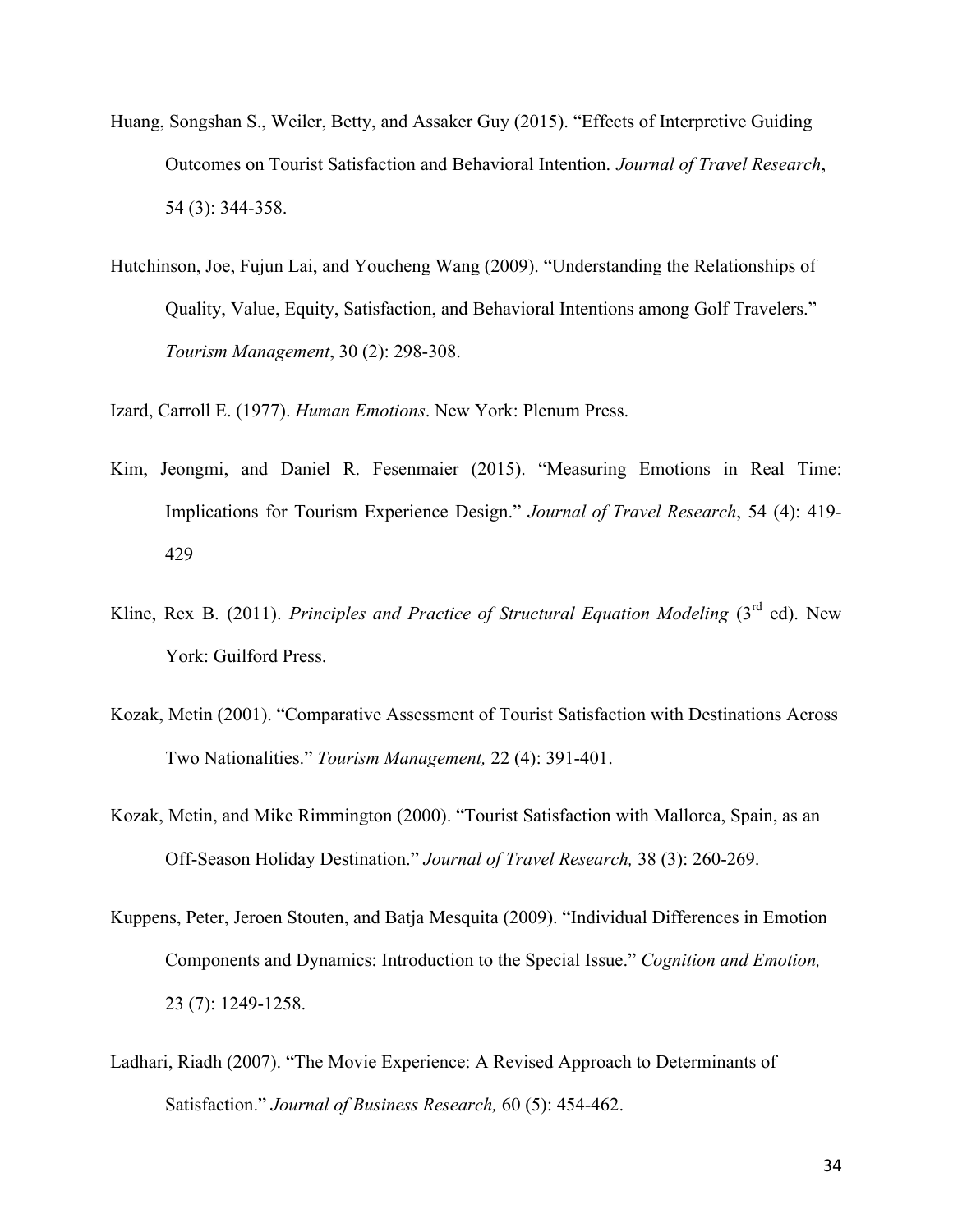Huang, Songshan S., Weiler, Betty, and Assaker Guy (2015). "Effects of Interpretive Guiding Outcomes on Tourist Satisfaction and Behavioral Intention. *Journal of Travel Research*, 54 (3): 344-358.

Hutchinson, Joe, Fujun Lai, and Youcheng Wang (2009). "Understanding the Relationships of Quality, Value, Equity, Satisfaction, and Behavioral Intentions among Golf Travelers." *Tourism Management*, 30 (2): 298-308.

Izard, Carroll E. (1977). *Human Emotions*. New York: Plenum Press.

Kim, Jeongmi, and Daniel R. Fesenmaier (2015). "Measuring Emotions in Real Time: Implications for Tourism Experience Design." *Journal of Travel Research*, 54 (4): 419-429

Kline, Rex B. (2011). *Principles and Practice of Structural Equation Modeling* (3rd ed). New York: Guilford Press.

Kozak, Metin (2001). "Comparative Assessment of Tourist Satisfaction with Destinations Across Two Nationalities." *Tourism Management,* 22 (4): 391-401.

Kozak, Metin, and Mike Rimmington (2000). "Tourist Satisfaction with Mallorca, Spain, as an Off-Season Holiday Destination." *Journal of Travel Research,* 38 (3): 260-269.

Kuppens, Peter, Jeroen Stouten, and Batja Mesquita (2009). "Individual Differences in Emotion Components and Dynamics: Introduction to the Special Issue." *Cognition and Emotion,* 23 (7): 1249-1258.

Ladhari, Riadh (2007). "The Movie Experience: A Revised Approach to Determinants of Satisfaction." *Journal of Business Research,* 60 (5): 454-462.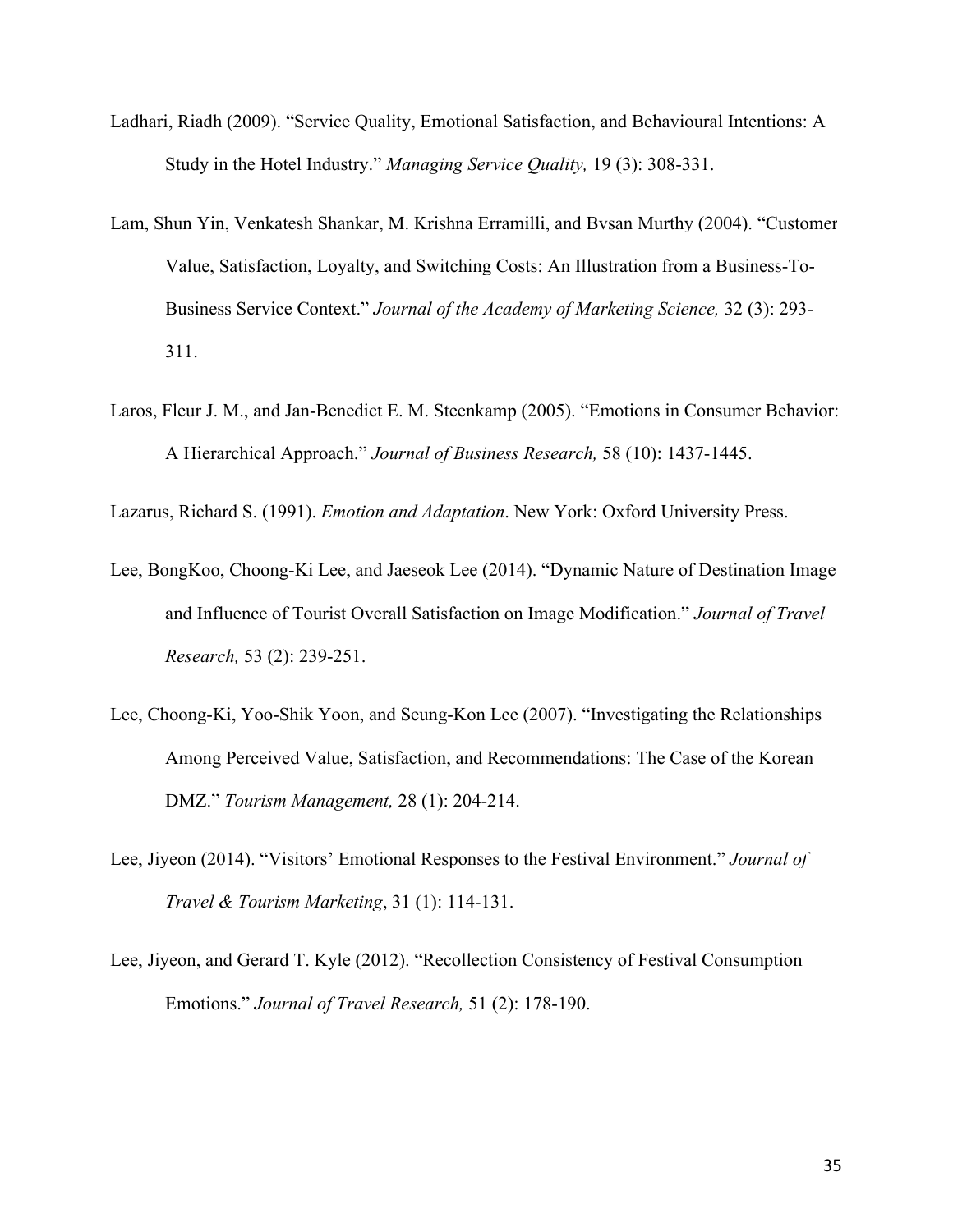Ladhari, Riadh (2009). “Service Quality, Emotional Satisfaction, and Behavioural Intentions: A Study in the Hotel Industry.” *Managing Service Quality,* 19 (3): 308-331.

Lam, Shun Yin, Venkatesh Shankar, M. Krishna Erramilli, and Bvsan Murthy (2004). “Customer Value, Satisfaction, Loyalty, and Switching Costs: An Illustration from a Business-To-Business Service Context.” *Journal of the Academy of Marketing Science,* 32 (3): 293-311.

Laros, Fleur J. M., and Jan-Benedict E. M. Steenkamp (2005). “Emotions in Consumer Behavior: A Hierarchical Approach.” *Journal of Business Research,* 58 (10): 1437-1445.

Lazarus, Richard S. (1991). *Emotion and Adaptation*. New York: Oxford University Press.

Lee, BongKoo, Choong-Ki Lee, and Jaeseok Lee (2014). “Dynamic Nature of Destination Image and Influence of Tourist Overall Satisfaction on Image Modification.” *Journal of Travel Research,* 53 (2): 239-251.

Lee, Choong-Ki, Yoo-Shik Yoon, and Seung-Kon Lee (2007). “Investigating the Relationships Among Perceived Value, Satisfaction, and Recommendations: The Case of the Korean DMZ.” *Tourism Management,* 28 (1): 204-214.

Lee, Jiyeon (2014). “Visitors’ Emotional Responses to the Festival Environment.” *Journal of Travel & Tourism Marketing*, 31 (1): 114-131.

Lee, Jiyeon, and Gerard T. Kyle (2012). “Recollection Consistency of Festival Consumption Emotions.” *Journal of Travel Research,* 51 (2): 178-190.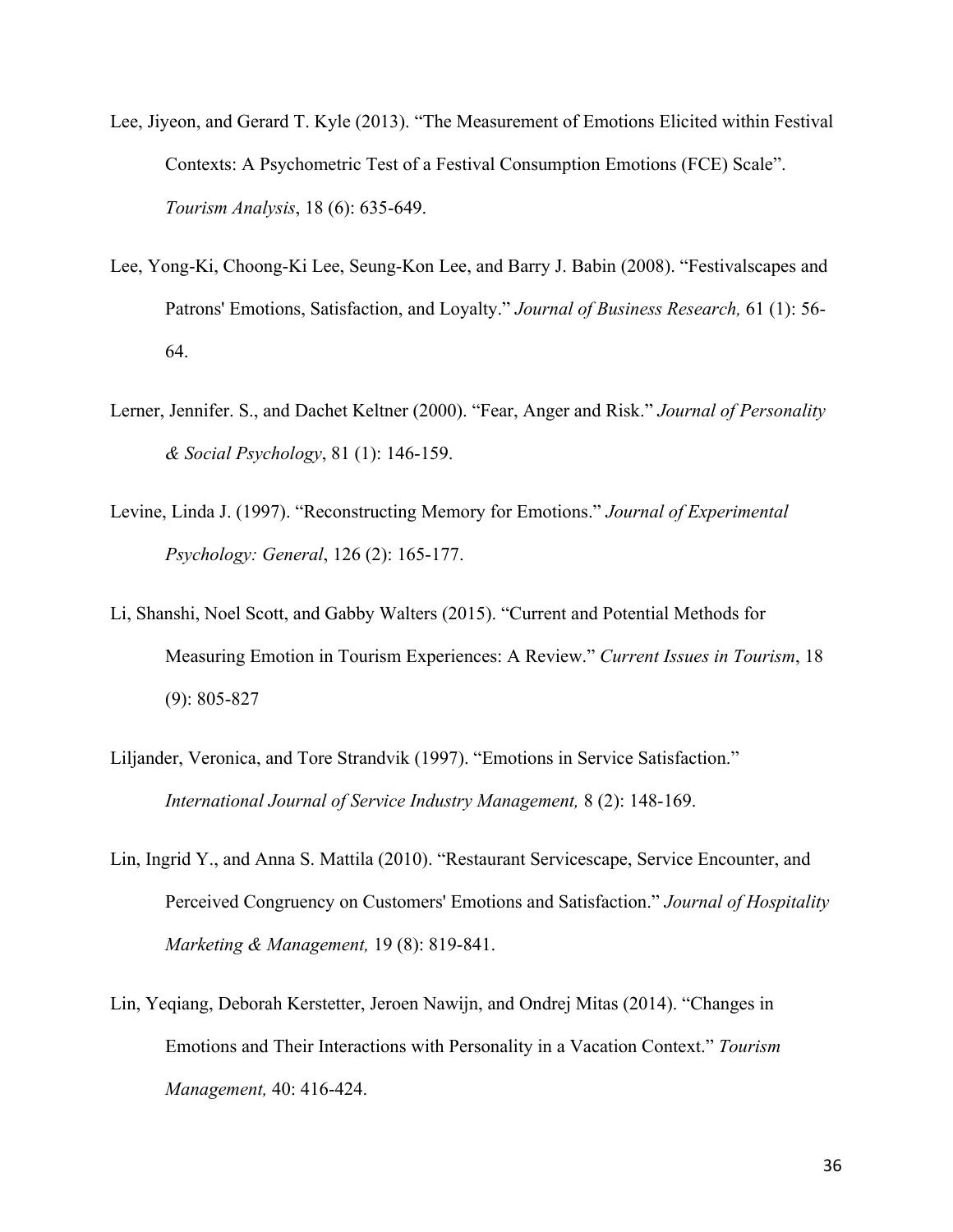Lee, Jiyeon, and Gerard T. Kyle (2013). "The Measurement of Emotions Elicited within Festival Contexts: A Psychometric Test of a Festival Consumption Emotions (FCE) Scale". *Tourism Analysis*, 18 (6): 635-649.

Lee, Yong-Ki, Choong-Ki Lee, Seung-Kon Lee, and Barry J. Babin (2008). "Festivalscapes and Patrons' Emotions, Satisfaction, and Loyalty." *Journal of Business Research,* 61 (1): 56-64.

Lerner, Jennifer. S., and Dachet Keltner (2000). "Fear, Anger and Risk." *Journal of Personality & Social Psychology*, 81 (1): 146-159.

Levine, Linda J. (1997). "Reconstructing Memory for Emotions." *Journal of Experimental Psychology: General*, 126 (2): 165-177.

Li, Shanshi, Noel Scott, and Gabby Walters (2015). "Current and Potential Methods for Measuring Emotion in Tourism Experiences: A Review." *Current Issues in Tourism*, 18 (9): 805-827

Liljander, Veronica, and Tore Strandvik (1997). "Emotions in Service Satisfaction." *International Journal of Service Industry Management,* 8 (2): 148-169.

Lin, Ingrid Y., and Anna S. Mattila (2010). "Restaurant Servicescape, Service Encounter, and Perceived Congruency on Customers' Emotions and Satisfaction." *Journal of Hospitality Marketing & Management,* 19 (8): 819-841.

Lin, Yeqiang, Deborah Kerstetter, Jeroen Nawijn, and Ondrej Mitas (2014). "Changes in Emotions and Their Interactions with Personality in a Vacation Context." *Tourism Management,* 40: 416-424.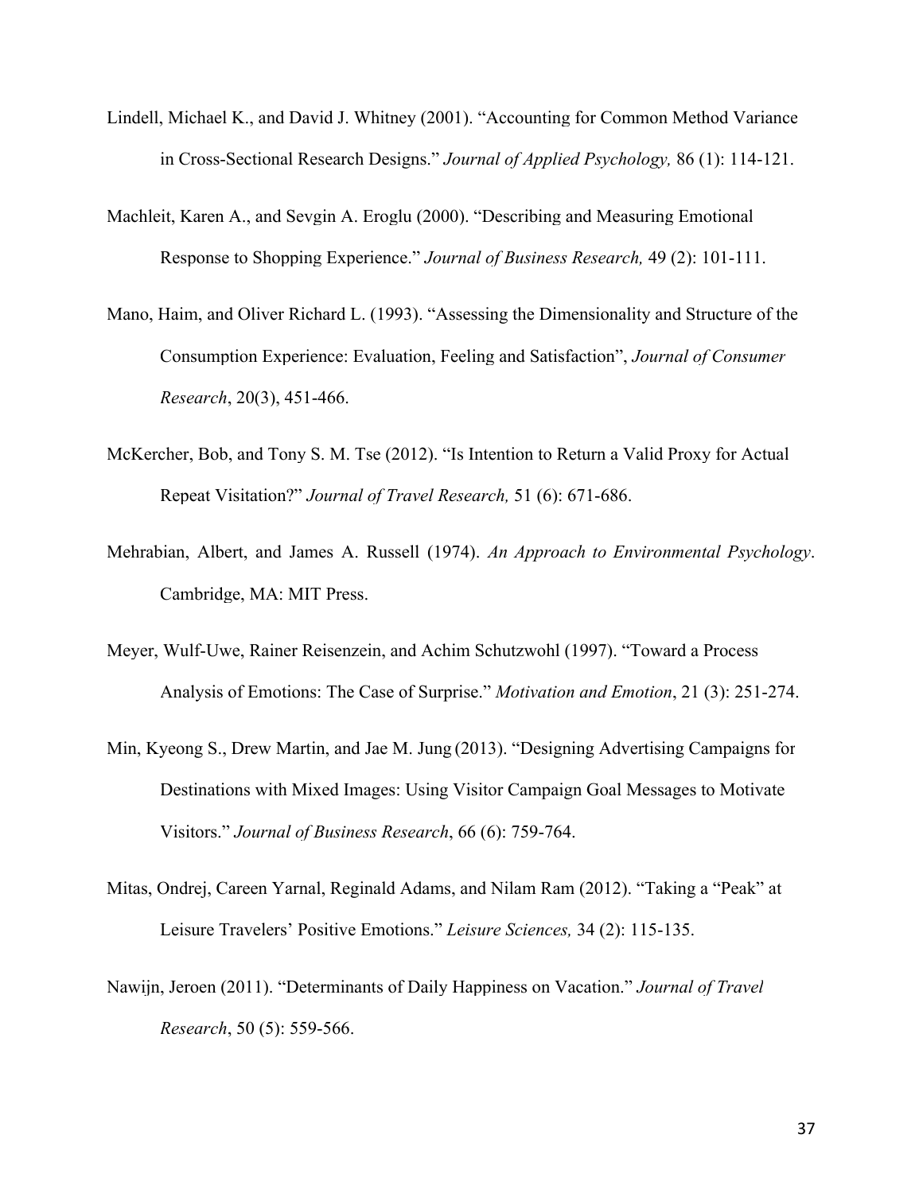Lindell, Michael K., and David J. Whitney (2001). "Accounting for Common Method Variance in Cross-Sectional Research Designs." *Journal of Applied Psychology,* 86 (1): 114-121.

Machleit, Karen A., and Sevgin A. Eroglu (2000). "Describing and Measuring Emotional Response to Shopping Experience." *Journal of Business Research,* 49 (2): 101-111.

Mano, Haim, and Oliver Richard L. (1993). "Assessing the Dimensionality and Structure of the Consumption Experience: Evaluation, Feeling and Satisfaction", *Journal of Consumer Research*, 20(3), 451-466.

McKercher, Bob, and Tony S. M. Tse (2012). "Is Intention to Return a Valid Proxy for Actual Repeat Visitation?" *Journal of Travel Research,* 51 (6): 671-686.

Mehrabian, Albert, and James A. Russell (1974). *An Approach to Environmental Psychology*. Cambridge, MA: MIT Press.

Meyer, Wulf-Uwe, Rainer Reisenzein, and Achim Schutzwohl (1997). "Toward a Process Analysis of Emotions: The Case of Surprise." *Motivation and Emotion*, 21 (3): 251-274.

Min, Kyeong S., Drew Martin, and Jae M. Jung (2013). "Designing Advertising Campaigns for Destinations with Mixed Images: Using Visitor Campaign Goal Messages to Motivate Visitors." *Journal of Business Research*, 66 (6): 759-764.

Mitas, Ondrej, Careen Yarnal, Reginald Adams, and Nilam Ram (2012). "Taking a "Peak" at Leisure Travelers' Positive Emotions." *Leisure Sciences,* 34 (2): 115-135.

Nawijn, Jeroen (2011). "Determinants of Daily Happiness on Vacation." *Journal of Travel Research*, 50 (5): 559-566.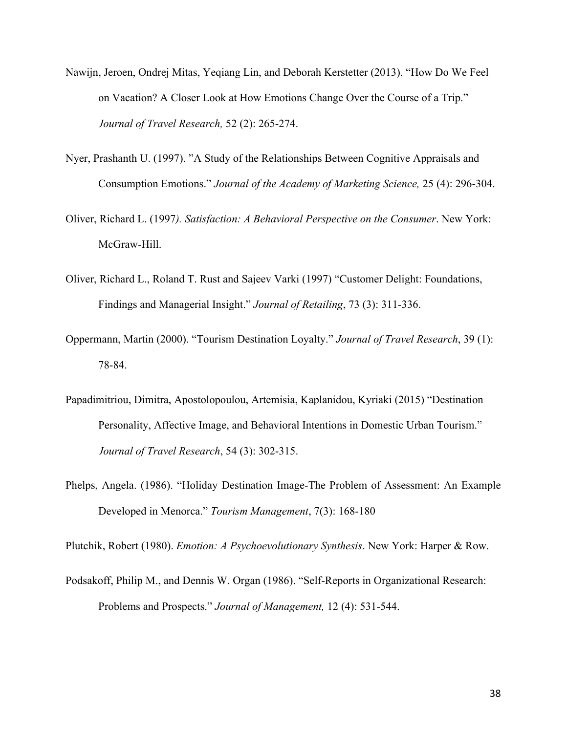Nawijn, Jeroen, Ondrej Mitas, Yeqiang Lin, and Deborah Kerstetter (2013). "How Do We Feel on Vacation? A Closer Look at How Emotions Change Over the Course of a Trip." *Journal of Travel Research,* 52 (2): 265-274.

Nyer, Prashanth U. (1997). "A Study of the Relationships Between Cognitive Appraisals and Consumption Emotions." *Journal of the Academy of Marketing Science,* 25 (4): 296-304.

Oliver, Richard L. (1997*). Satisfaction: A Behavioral Perspective on the Consumer*. New York: McGraw-Hill.

Oliver, Richard L., Roland T. Rust and Sajeev Varki (1997) "Customer Delight: Foundations, Findings and Managerial Insight." *Journal of Retailing*, 73 (3): 311-336.

Oppermann, Martin (2000). "Tourism Destination Loyalty." *Journal of Travel Research*, 39 (1): 78-84.

Papadimitriou, Dimitra, Apostolopoulou, Artemisia, Kaplanidou, Kyriaki (2015) "Destination Personality, Affective Image, and Behavioral Intentions in Domestic Urban Tourism." *Journal of Travel Research*, 54 (3): 302-315.

Phelps, Angela. (1986). "Holiday Destination Image-The Problem of Assessment: An Example Developed in Menorca." *Tourism Management*, 7(3): 168-180

Plutchik, Robert (1980). *Emotion: A Psychoevolutionary Synthesis*. New York: Harper & Row.

Podsakoff, Philip M., and Dennis W. Organ (1986). "Self-Reports in Organizational Research: Problems and Prospects." *Journal of Management,* 12 (4): 531-544.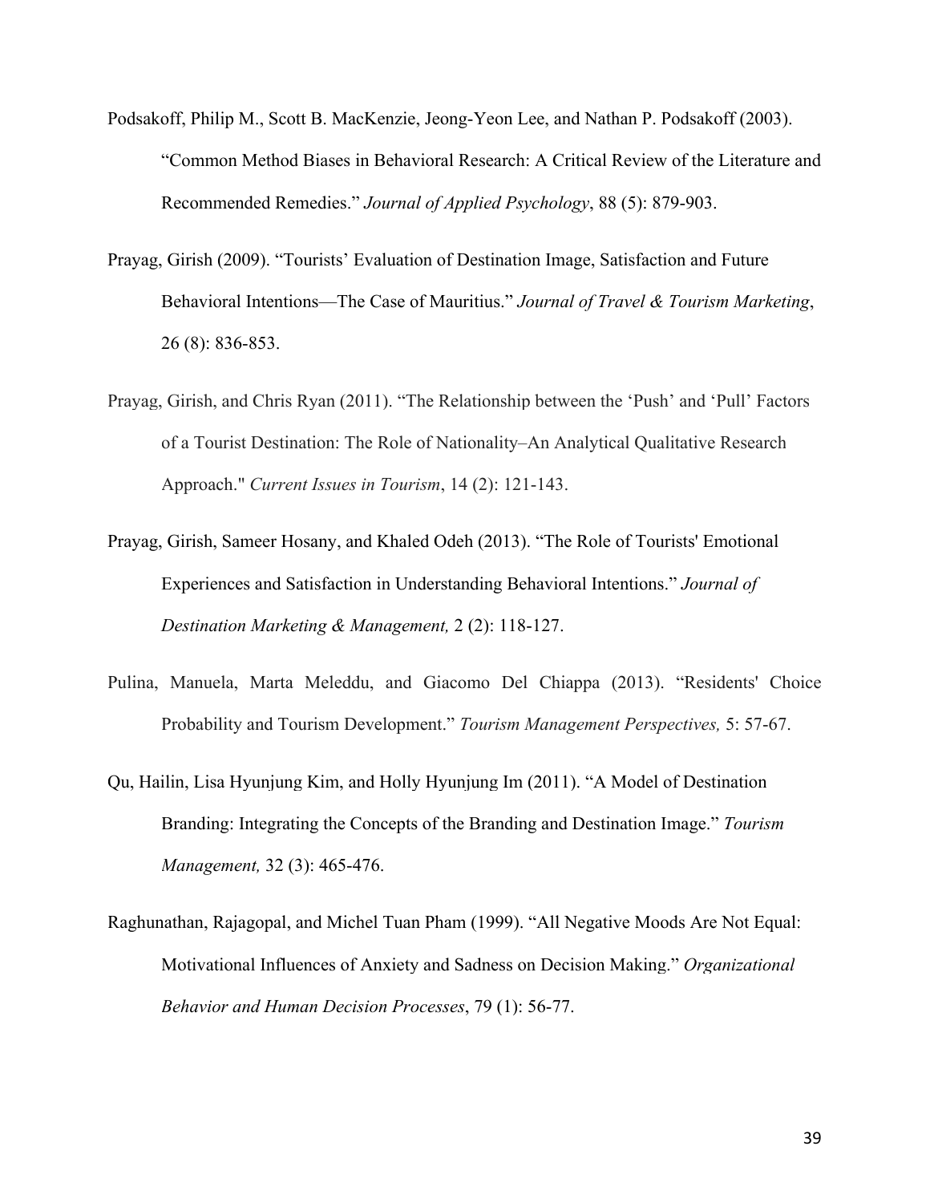Podsakoff, Philip M., Scott B. MacKenzie, Jeong-Yeon Lee, and Nathan P. Podsakoff (2003). "Common Method Biases in Behavioral Research: A Critical Review of the Literature and Recommended Remedies." *Journal of Applied Psychology*, 88 (5): 879-903.

Prayag, Girish (2009). "Tourists' Evaluation of Destination Image, Satisfaction and Future Behavioral Intentions—The Case of Mauritius." *Journal of Travel & Tourism Marketing*, 26 (8): 836-853.

Prayag, Girish, and Chris Ryan (2011). "The Relationship between the 'Push' and 'Pull' Factors of a Tourist Destination: The Role of Nationality–An Analytical Qualitative Research Approach." *Current Issues in Tourism*, 14 (2): 121-143.

Prayag, Girish, Sameer Hosany, and Khaled Odeh (2013). "The Role of Tourists' Emotional Experiences and Satisfaction in Understanding Behavioral Intentions." *Journal of Destination Marketing & Management,* 2 (2): 118-127.

Pulina, Manuela, Marta Meleddu, and Giacomo Del Chiappa (2013). "Residents' Choice Probability and Tourism Development." *Tourism Management Perspectives,* 5: 57-67.

Qu, Hailin, Lisa Hyunjung Kim, and Holly Hyunjung Im (2011). "A Model of Destination Branding: Integrating the Concepts of the Branding and Destination Image." *Tourism Management,* 32 (3): 465-476.

Raghunathan, Rajagopal, and Michel Tuan Pham (1999). "All Negative Moods Are Not Equal: Motivational Influences of Anxiety and Sadness on Decision Making." *Organizational Behavior and Human Decision Processes*, 79 (1): 56-77.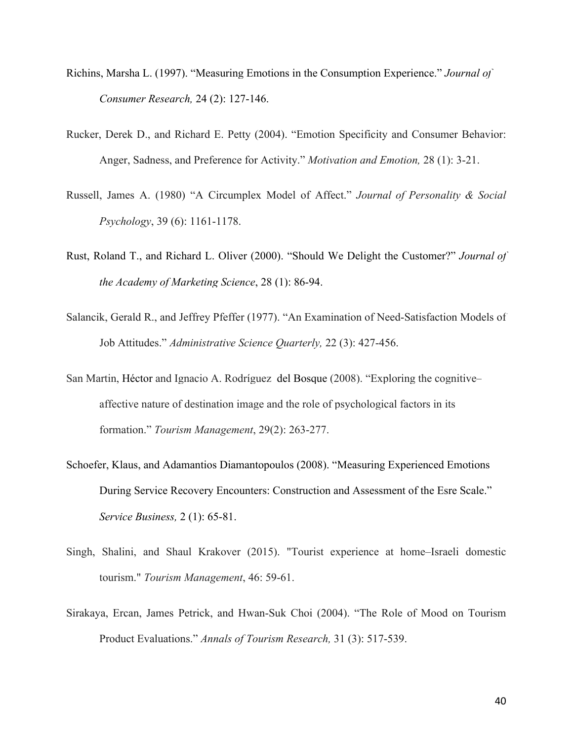Richins, Marsha L. (1997). "Measuring Emotions in the Consumption Experience." *Journal of Consumer Research,* 24 (2): 127-146.

Rucker, Derek D., and Richard E. Petty (2004). "Emotion Specificity and Consumer Behavior: Anger, Sadness, and Preference for Activity." *Motivation and Emotion,* 28 (1): 3-21.

Russell, James A. (1980) "A Circumplex Model of Affect." *Journal of Personality & Social Psychology*, 39 (6): 1161-1178.

Rust, Roland T., and Richard L. Oliver (2000). "Should We Delight the Customer?" *Journal of the Academy of Marketing Science*, 28 (1): 86-94.

Salancik, Gerald R., and Jeffrey Pfeffer (1977). "An Examination of Need-Satisfaction Models of Job Attitudes." *Administrative Science Quarterly,* 22 (3): 427-456.

San Martin, Héctor and Ignacio A. Rodríguez del Bosque (2008). "Exploring the cognitive–affective nature of destination image and the role of psychological factors in its formation." *Tourism Management*, 29(2): 263-277.

Schoefer, Klaus, and Adamantios Diamantopoulos (2008). "Measuring Experienced Emotions During Service Recovery Encounters: Construction and Assessment of the Esre Scale." *Service Business,* 2 (1): 65-81.

Singh, Shalini, and Shaul Krakover (2015). "Tourist experience at home–Israeli domestic tourism." *Tourism Management*, 46: 59-61.

Sirakaya, Ercan, James Petrick, and Hwan-Suk Choi (2004). "The Role of Mood on Tourism Product Evaluations." *Annals of Tourism Research,* 31 (3): 517-539.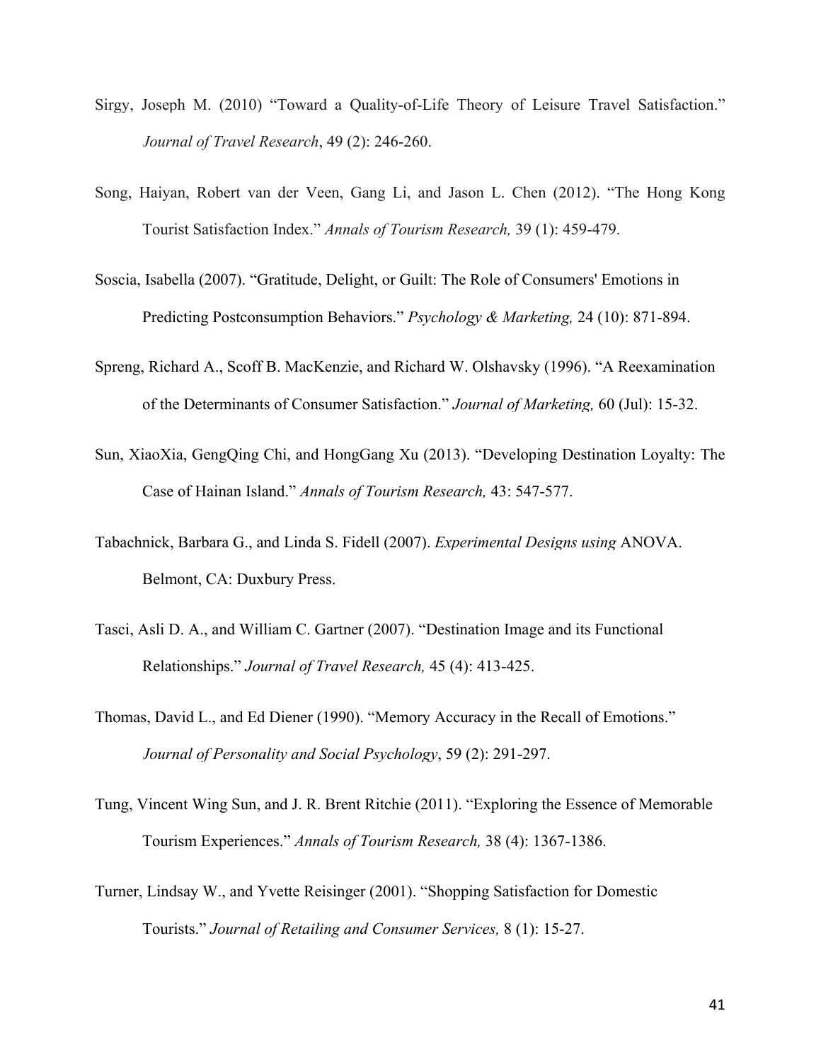Sirgy, Joseph M. (2010) "Toward a Quality-of-Life Theory of Leisure Travel Satisfaction." *Journal of Travel Research*, 49 (2): 246-260.

Song, Haiyan, Robert van der Veen, Gang Li, and Jason L. Chen (2012). "The Hong Kong Tourist Satisfaction Index." *Annals of Tourism Research,* 39 (1): 459-479.

Soscia, Isabella (2007). "Gratitude, Delight, or Guilt: The Role of Consumers' Emotions in Predicting Postconsumption Behaviors." *Psychology & Marketing,* 24 (10): 871-894.

Spreng, Richard A., Scoff B. MacKenzie, and Richard W. Olshavsky (1996). "A Reexamination of the Determinants of Consumer Satisfaction." *Journal of Marketing,* 60 (Jul): 15-32.

Sun, XiaoXia, GengQing Chi, and HongGang Xu (2013). "Developing Destination Loyalty: The Case of Hainan Island." *Annals of Tourism Research,* 43: 547-577.

Tabachnick, Barbara G., and Linda S. Fidell (2007). *Experimental Designs using* ANOVA. Belmont, CA: Duxbury Press.

Tasci, Asli D. A., and William C. Gartner (2007). "Destination Image and its Functional Relationships." *Journal of Travel Research,* 45 (4): 413-425.

Thomas, David L., and Ed Diener (1990). "Memory Accuracy in the Recall of Emotions." *Journal of Personality and Social Psychology*, 59 (2): 291-297.

Tung, Vincent Wing Sun, and J. R. Brent Ritchie (2011). "Exploring the Essence of Memorable Tourism Experiences." *Annals of Tourism Research,* 38 (4): 1367-1386.

Turner, Lindsay W., and Yvette Reisinger (2001). "Shopping Satisfaction for Domestic Tourists." *Journal of Retailing and Consumer Services,* 8 (1): 15-27.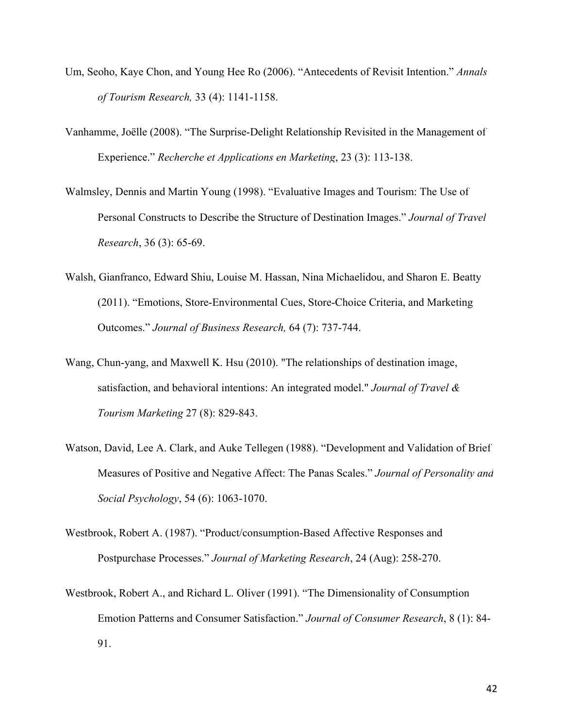Um, Seoho, Kaye Chon, and Young Hee Ro (2006). “Antecedents of Revisit Intention.” *Annals of Tourism Research,* 33 (4): 1141-1158.

Vanhamme, Joëlle (2008). “The Surprise-Delight Relationship Revisited in the Management of Experience.” *Recherche et Applications en Marketing*, 23 (3): 113-138.

Walmsley, Dennis and Martin Young (1998). “Evaluative Images and Tourism: The Use of Personal Constructs to Describe the Structure of Destination Images.” *Journal of Travel Research*, 36 (3): 65-69.

Walsh, Gianfranco, Edward Shiu, Louise M. Hassan, Nina Michaelidou, and Sharon E. Beatty (2011). “Emotions, Store-Environmental Cues, Store-Choice Criteria, and Marketing Outcomes.” *Journal of Business Research,* 64 (7): 737-744.

Wang, Chun-yang, and Maxwell K. Hsu (2010). "The relationships of destination image, satisfaction, and behavioral intentions: An integrated model." *Journal of Travel & Tourism Marketing* 27 (8): 829-843.

Watson, David, Lee A. Clark, and Auke Tellegen (1988). “Development and Validation of Brief Measures of Positive and Negative Affect: The Panas Scales.” *Journal of Personality and Social Psychology*, 54 (6): 1063-1070.

Westbrook, Robert A. (1987). “Product/consumption-Based Affective Responses and Postpurchase Processes.” *Journal of Marketing Research*, 24 (Aug): 258-270.

Westbrook, Robert A., and Richard L. Oliver (1991). “The Dimensionality of Consumption Emotion Patterns and Consumer Satisfaction.” *Journal of Consumer Research*, 8 (1): 84-91.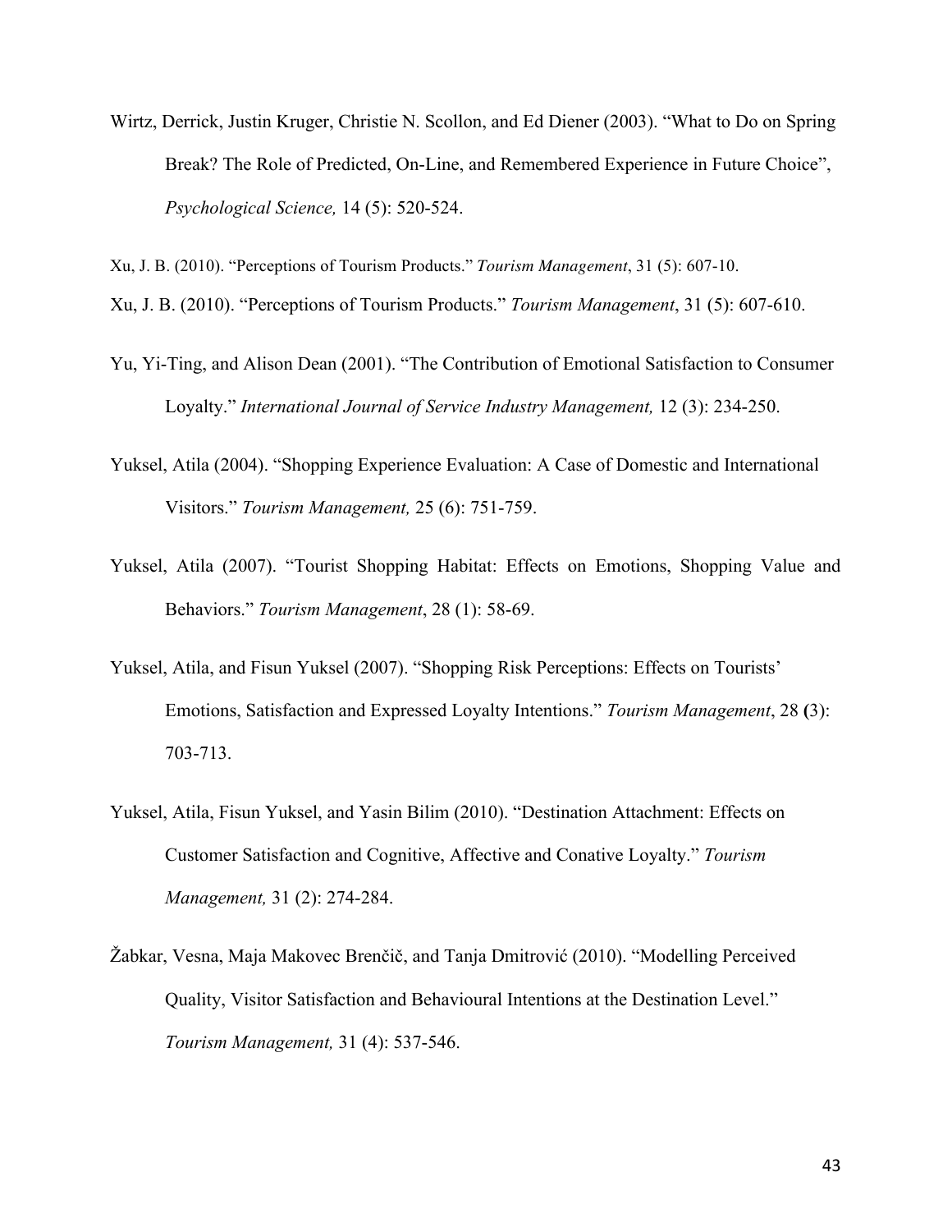Wirtz, Derrick, Justin Kruger, Christie N. Scollon, and Ed Diener (2003). "What to Do on Spring Break? The Role of Predicted, On-Line, and Remembered Experience in Future Choice", *Psychological Science,* 14 (5): 520-524.

Xu, J. B. (2010). "Perceptions of Tourism Products." *Tourism Management*, 31 (5): 607-10.

Xu, J. B. (2010). "Perceptions of Tourism Products." *Tourism Management*, 31 (5): 607-610.

Yu, Yi-Ting, and Alison Dean (2001). "The Contribution of Emotional Satisfaction to Consumer Loyalty." *International Journal of Service Industry Management,* 12 (3): 234-250.

Yuksel, Atila (2004). "Shopping Experience Evaluation: A Case of Domestic and International Visitors." *Tourism Management,* 25 (6): 751-759.

Yuksel, Atila (2007). "Tourist Shopping Habitat: Effects on Emotions, Shopping Value and Behaviors." *Tourism Management*, 28 (1): 58-69.

Yuksel, Atila, and Fisun Yuksel (2007). "Shopping Risk Perceptions: Effects on Tourists' Emotions, Satisfaction and Expressed Loyalty Intentions." *Tourism Management*, 28 **(**3): 703-713.

Yuksel, Atila, Fisun Yuksel, and Yasin Bilim (2010). "Destination Attachment: Effects on Customer Satisfaction and Cognitive, Affective and Conative Loyalty." *Tourism Management,* 31 (2): 274-284.

Žabkar, Vesna, Maja Makovec Brenčič, and Tanja Dmitrović (2010). "Modelling Perceived Quality, Visitor Satisfaction and Behavioural Intentions at the Destination Level." *Tourism Management,* 31 (4): 537-546.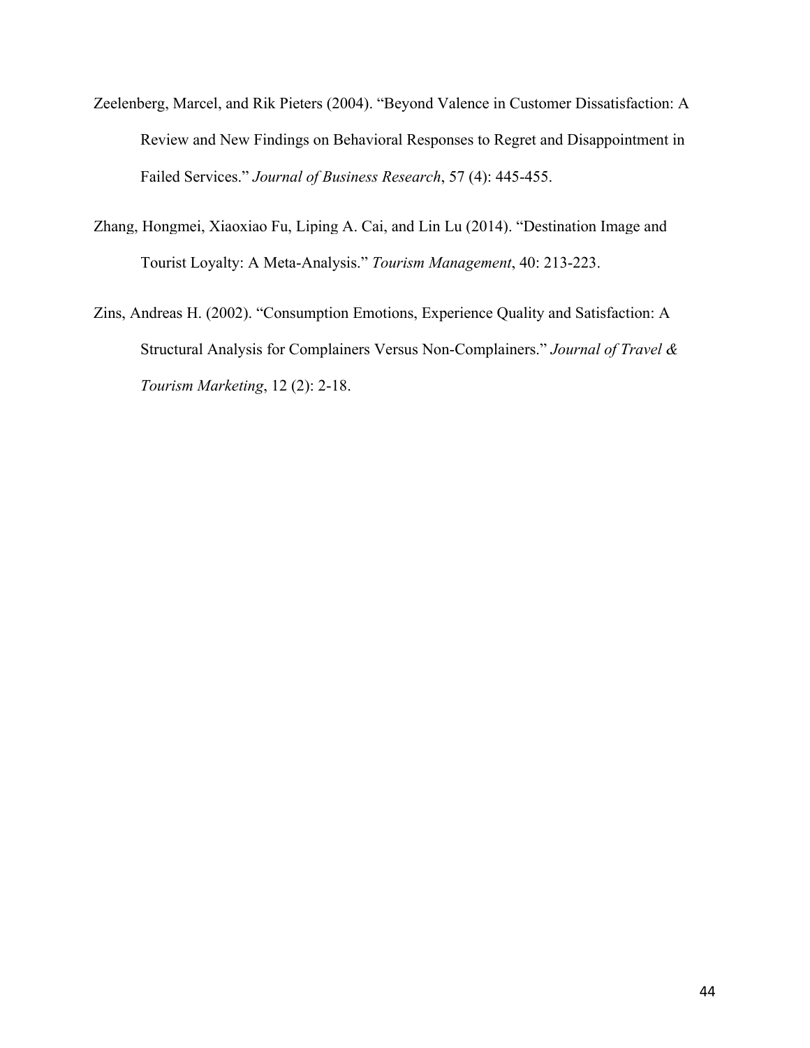Zeelenberg, Marcel, and Rik Pieters (2004). “Beyond Valence in Customer Dissatisfaction: A Review and New Findings on Behavioral Responses to Regret and Disappointment in Failed Services.” *Journal of Business Research*, 57 (4): 445-455.

Zhang, Hongmei, Xiaoxiao Fu, Liping A. Cai, and Lin Lu (2014). “Destination Image and Tourist Loyalty: A Meta-Analysis.” *Tourism Management*, 40: 213-223.

Zins, Andreas H. (2002). “Consumption Emotions, Experience Quality and Satisfaction: A Structural Analysis for Complainers Versus Non-Complainers.” *Journal of Travel & Tourism Marketing*, 12 (2): 2-18.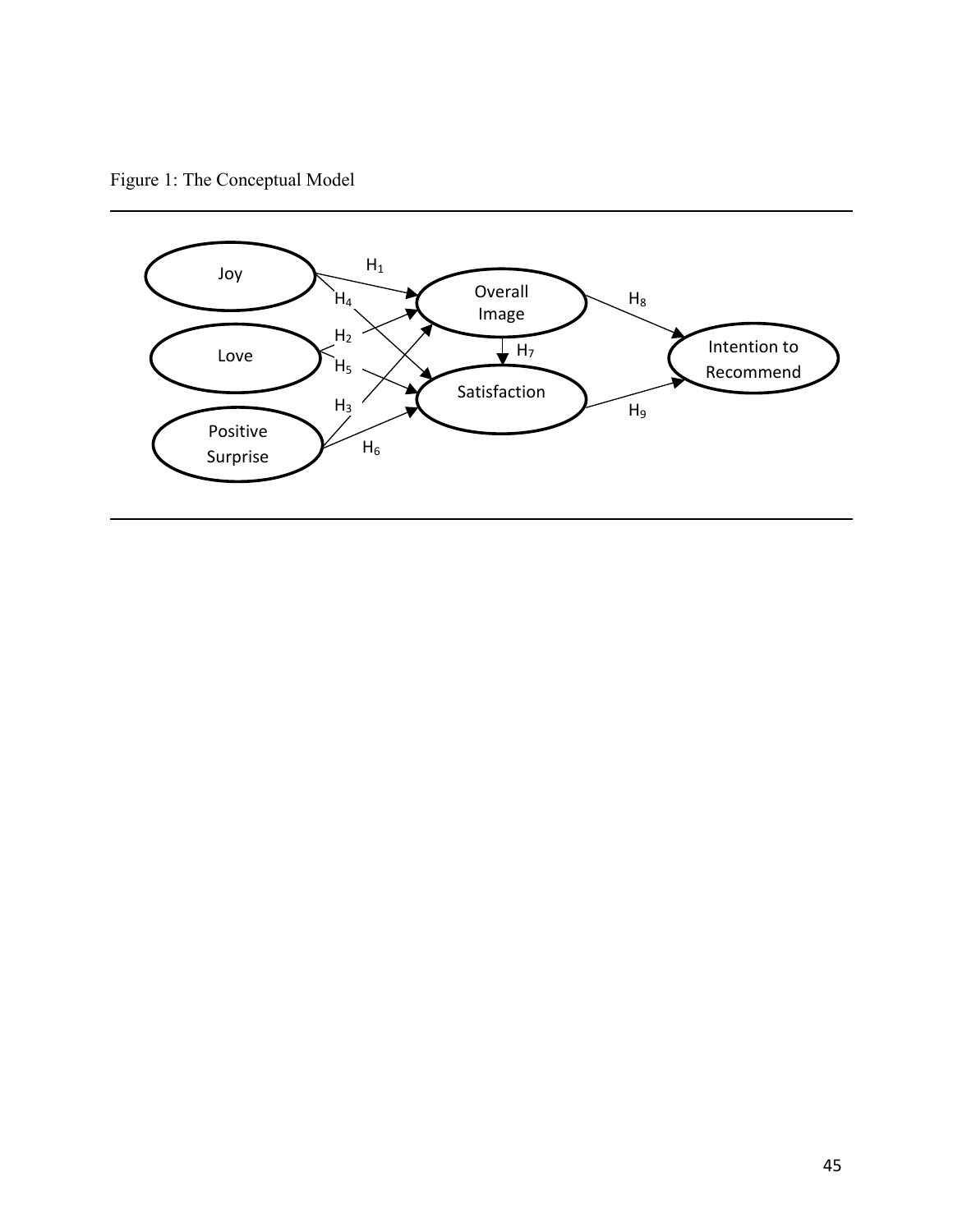Figure 1: The Conceptual Model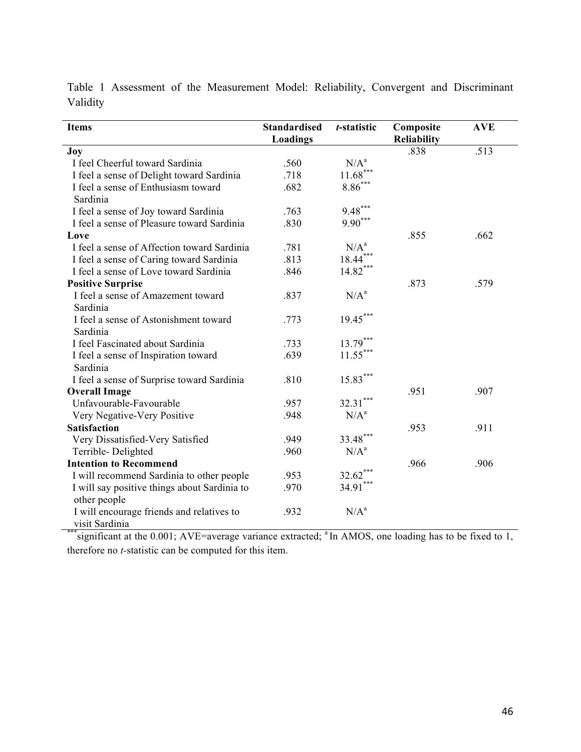Table 1 Assessment of the Measurement Model: Reliability, Convergent and Discriminant Validity

| Items | Standardised Loadings | *t*-statistic | Composite Reliability | AVE |
|---|---|---|---|---|
| **Joy** | | | .838 | .513 |
| I feel Cheerful toward Sardinia | .560 | N/A[a] | | |
| I feel a sense of Delight toward Sardinia | .718 | 11.68*** | | |
| I feel a sense of Enthusiasm toward Sardinia | .682 | 8.86*** | | |
| I feel a sense of Joy toward Sardinia | .763 | 9.48*** | | |
| I feel a sense of Pleasure toward Sardinia | .830 | 9.90*** | | |
| **Love** | | | .855 | .662 |
| I feel a sense of Affection toward Sardinia | .781 | N/A[a] | | |
| I feel a sense of Caring toward Sardinia | .813 | 18.44*** | | |
| I feel a sense of Love toward Sardinia | .846 | 14.82*** | | |
| **Positive Surprise** | | | .873 | .579 |
| I feel a sense of Amazement toward Sardinia | .837 | N/A[a] | | |
| I feel a sense of Astonishment toward Sardinia | .773 | 19.45*** | | |
| I feel Fascinated about Sardinia | .733 | 13.79*** | | |
| I feel a sense of Inspiration toward Sardinia | .639 | 11.55*** | | |
| I feel a sense of Surprise toward Sardinia | .810 | 15.83*** | | |
| **Overall Image** | | | .951 | .907 |
| Unfavourable-Favourable | .957 | 32.31*** | | |
| Very Negative-Very Positive | .948 | N/A[a] | | |
| **Satisfaction** | | | .953 | .911 |
| Very Dissatisfied-Very Satisfied | .949 | 33.48*** | | |
| Terrible- Delighted | .960 | N/A[a] | | |
| **Intention to Recommend** | | | .966 | .906 |
| I will recommend Sardinia to other people | .953 | 32.62*** | | |
| I will say positive things about Sardinia to other people | .970 | 34.91*** | | |
| I will encourage friends and relatives to visit Sardinia | .932 | N/A[a] | | |

*** significant at the 0.001; AVE=average variance extracted; [a] In AMOS, one loading has to be fixed to 1, therefore no *t*-statistic can be computed for this item.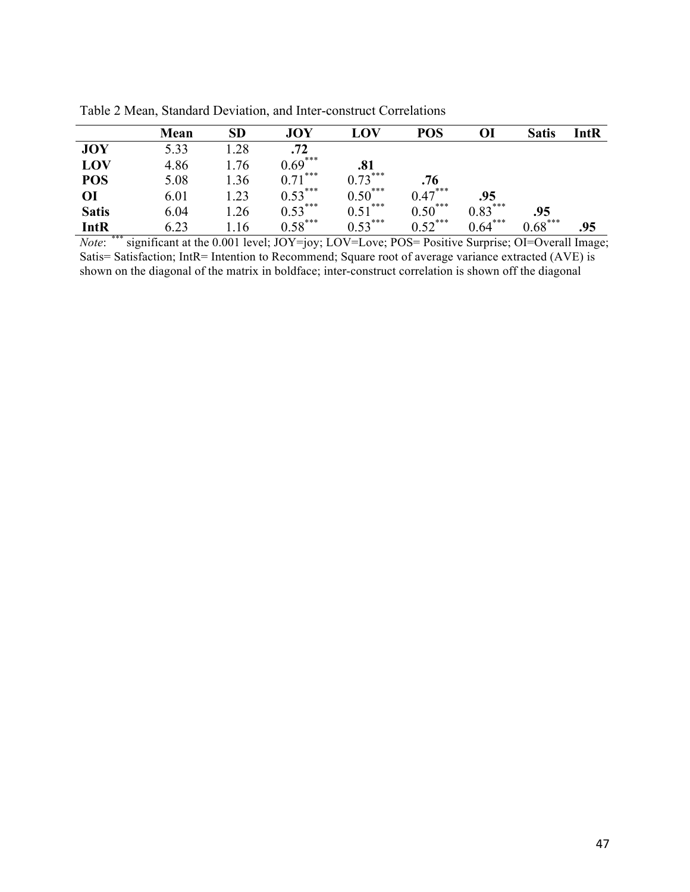Table 2 Mean, Standard Deviation, and Inter-construct Correlations

| | **Mean** | **SD** | **JOY** | **LOV** | **POS** | **OI** | **Satis** | **IntR** |
|---|---|---|---|---|---|---|---|---|
| **JOY** | 5.33 | 1.28 | **.72** | | | | | |
| **LOV** | 4.86 | 1.76 | $0.69^{***}$ | **.81** | | | | |
| **POS** | 5.08 | 1.36 | $0.71^{***}$ | $0.73^{***}$ | **.76** | | | |
| **OI** | 6.01 | 1.23 | $0.53^{***}$ | $0.50^{***}$ | $0.47^{***}$ | **.95** | | |
| **Satis** | 6.04 | 1.26 | $0.53^{***}$ | $0.51^{***}$ | $0.50^{***}$ | $0.83^{***}$ | **.95** | |
| **IntR** | 6.23 | 1.16 | $0.58^{***}$ | $0.53^{***}$ | $0.52^{***}$ | $0.64^{***}$ | $0.68^{***}$ | **.95** |

*Note*: $^{***}$ significant at the 0.001 level; JOY=joy; LOV=Love; POS= Positive Surprise; OI=Overall Image; Satis= Satisfaction; IntR= Intention to Recommend; Square root of average variance extracted (AVE) is shown on the diagonal of the matrix in boldface; inter-construct correlation is shown off the diagonal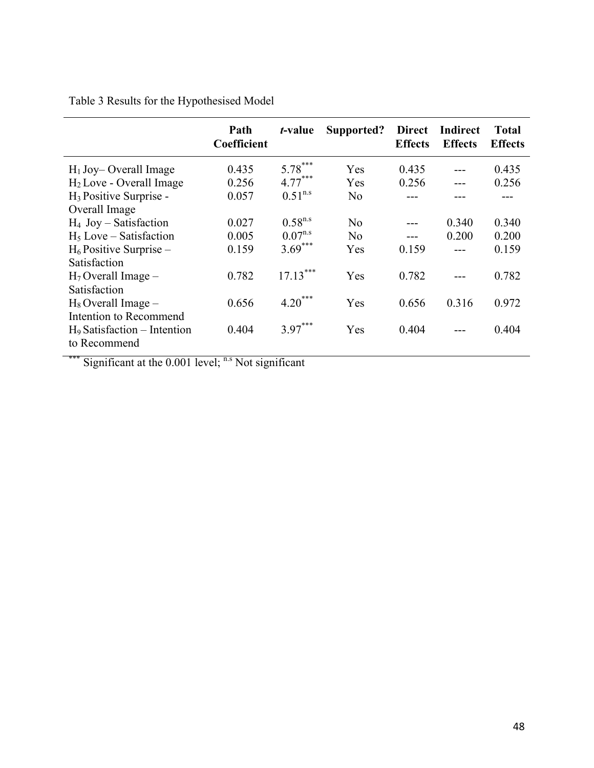Table 3 Results for the Hypothesised Model

| | Path Coefficient | *t*-value | Supported? | Direct Effects | Indirect Effects | Total Effects |
|---|---|---|---|---|---|---|
| $H_1$ Joy– Overall Image | 0.435 | 5.78*** | Yes | 0.435 | --- | 0.435 |
| $H_2$ Love - Overall Image | 0.256 | 4.77*** | Yes | 0.256 | --- | 0.256 |
| $H_3$ Positive Surprise - Overall Image | 0.057 | 0.51 n.s | No | --- | --- | --- |
| $H_4$ Joy – Satisfaction | 0.027 | 0.58 n.s | No | --- | 0.340 | 0.340 |
| $H_5$ Love – Satisfaction | 0.005 | 0.07 n.s | No | --- | 0.200 | 0.200 |
| $H_6$ Positive Surprise – Satisfaction | 0.159 | 3.69*** | Yes | 0.159 | --- | 0.159 |
| $H_7$ Overall Image – Satisfaction | 0.782 | 17.13*** | Yes | 0.782 | --- | 0.782 |
| $H_8$ Overall Image – Intention to Recommend | 0.656 | 4.20*** | Yes | 0.656 | 0.316 | 0.972 |
| $H_9$ Satisfaction – Intention to Recommend | 0.404 | 3.97*** | Yes | 0.404 | --- | 0.404 |

*** Significant at the 0.001 level; n.s Not significant